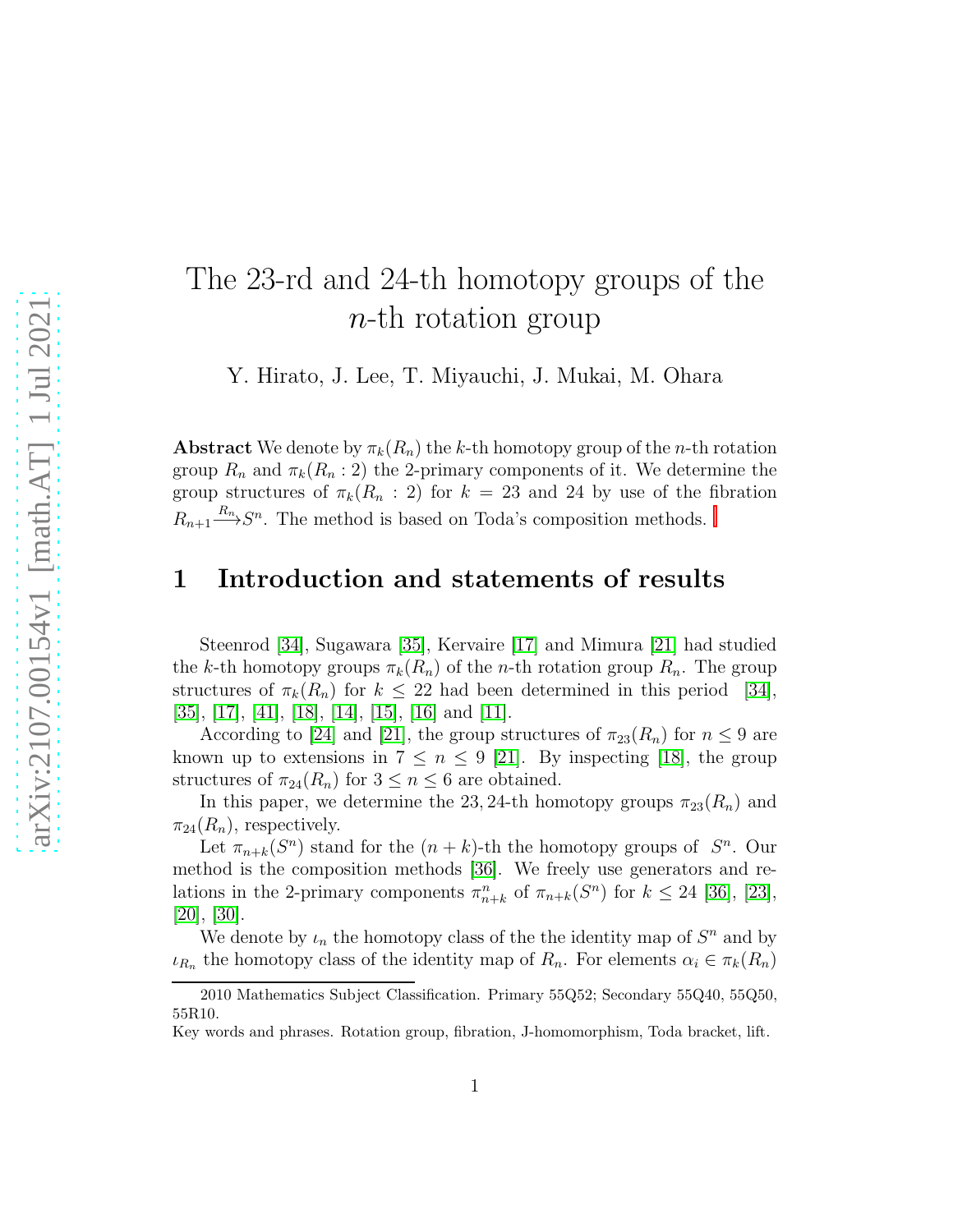# The 23-rd and 24-th homotopy groups of the $n$-th rotation group

Y. Hirato, J. Lee, T. Miyauchi, J. Mukai, M. Ohara

**Abstract** We denote by $\pi_k(R_n)$ the $k$-th homotopy group of the $n$-th rotation group $R_n$ and $\pi_k(R_n : 2)$ the 2-primary components of it. We determine the group structures of $\pi_k(R_n : 2)$ for $k = 23$ and 24 by use of the fibration $R_{n+1} \xrightarrow{R_n} S^n$. The method is based on Toda's composition methods.

## 1 Introduction and statements of results

Steenrod [34], Sugawara [35], Kervaire [17] and Mimura [21] had studied the $k$-th homotopy groups $\pi_k(R_n)$ of the $n$-th rotation group $R_n$. The group structures of $\pi_k(R_n)$ for $k \leq 22$ had been determined in this period [34], [35], [17], [41], [18], [14], [15], [16] and [11].

According to [24] and [21], the group structures of $\pi_{23}(R_n)$ for $n \leq 9$ are known up to extensions in $7 \leq n \leq 9$ [21]. By inspecting [18], the group structures of $\pi_{24}(R_n)$ for $3 \leq n \leq 6$ are obtained.

In this paper, we determine the 23, 24-th homotopy groups $\pi_{23}(R_n)$ and $\pi_{24}(R_n)$, respectively.

Let $\pi_{n+k}(S^n)$ stand for the $(n+k)$-th the homotopy groups of $S^n$. Our method is the composition methods [36]. We freely use generators and relations in the 2-primary components $\pi^n_{n+k}$ of $\pi_{n+k}(S^n)$ for $k \leq 24$ [36], [23], [20], [30].

We denote by $\iota_n$ the homotopy class of the the identity map of $S^n$ and by $\iota_{R_n}$ the homotopy class of the identity map of $R_n$. For elements $\alpha_i \in \pi_k(R_n)$

2010 Mathematics Subject Classification. Primary 55Q52; Secondary 55Q40, 55Q50, 55R10.

Key words and phrases. Rotation group, fibration, J-homomorphism, Toda bracket, lift.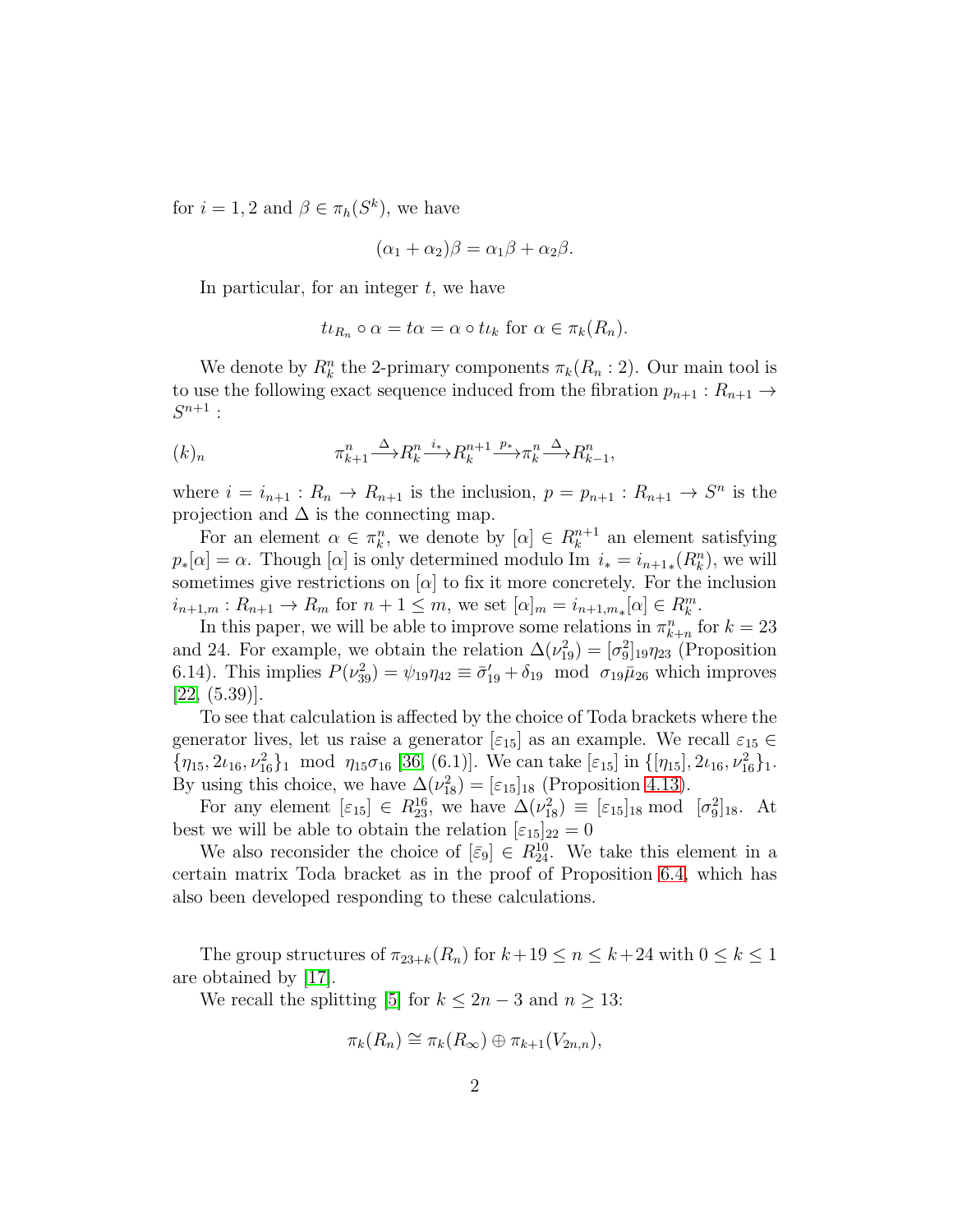for $i = 1, 2$ and $\beta \in \pi_h(S^k)$, we have

$$(\alpha_1 + \alpha_2)\beta = \alpha_1\beta + \alpha_2\beta.$$

In particular, for an integer $t$, we have

$$t\iota_{R_n} \circ \alpha = t\alpha = \alpha \circ t\iota_k \text{ for } \alpha \in \pi_k(R_n).$$

We denote by $R^n_k$ the 2-primary components $\pi_k(R_n : 2)$. Our main tool is to use the following exact sequence induced from the fibration $p_{n+1} : R_{n+1} \to S^{n+1}$ :

$$(k)_n \qquad \pi^n_{k+1} \xrightarrow{\Delta} R^n_k \xrightarrow{i_*} R^{n+1}_k \xrightarrow{p_*} \pi^n_k \xrightarrow{\Delta} R^n_{k-1},$$

where $i = i_{n+1} : R_n \to R_{n+1}$ is the inclusion, $p = p_{n+1} : R_{n+1} \to S^n$ is the projection and $\Delta$ is the connecting map.

For an element $\alpha \in \pi^n_k$, we denote by $[\alpha] \in R^{n+1}_k$ an element satisfying $p_*[\alpha] = \alpha$. Though $[\alpha]$ is only determined modulo Im $i_* = i_{n+1*}(R^n_k)$, we will sometimes give restrictions on $[\alpha]$ to fix it more concretely. For the inclusion $i_{n+1,m} : R_{n+1} \to R_m$ for $n+1 \leq m$, we set $[\alpha]_m = i_{n+1,m*}[\alpha] \in R^m_k$.

In this paper, we will be able to improve some relations in $\pi^n_{k+n}$ for $k = 23$ and 24. For example, we obtain the relation $\Delta(\nu^2_{19}) = [\sigma^2_9]_{19}\eta_{23}$ (Proposition 6.14). This implies $P(\nu^2_{39}) = \psi_{19}\eta_{42} \equiv \bar{\sigma}'_{19} + \delta_{19} \mod \sigma_{19}\bar{\mu}_{26}$ which improves [22, (5.39)].

To see that calculation is affected by the choice of Toda brackets where the generator lives, let us raise a generator $[\varepsilon_{15}]$ as an example. We recall $\varepsilon_{15} \in \{\eta_{15}, 2\iota_{16}, \nu^2_{16}\}_1 \mod \eta_{15}\sigma_{16}$ [36, (6.1)]. We can take $[\varepsilon_{15}]$ in $\{[\eta_{15}], 2\iota_{16}, \nu^2_{16}\}_1$. By using this choice, we have $\Delta(\nu^2_{18}) = [\varepsilon_{15}]_{18}$ (Proposition 4.13).

For any element $[\varepsilon_{15}] \in R^{16}_{23}$, we have $\Delta(\nu^2_{18}) \equiv [\varepsilon_{15}]_{18} \bmod [\sigma^2_9]_{18}$. At best we will be able to obtain the relation $[\varepsilon_{15}]_{22} = 0$

We also reconsider the choice of $[\bar{\varepsilon}_9] \in R^{10}_{24}$. We take this element in a certain matrix Toda bracket as in the proof of Proposition 6.4, which has also been developed responding to these calculations.

The group structures of $\pi_{23+k}(R_n)$ for $k+19 \leq n \leq k+24$ with $0 \leq k \leq 1$ are obtained by [17].

We recall the splitting [5] for $k \leq 2n-3$ and $n \geq 13$:

$$\pi_k(R_n) \cong \pi_k(R_\infty) \oplus \pi_{k+1}(V_{2n,n}),$$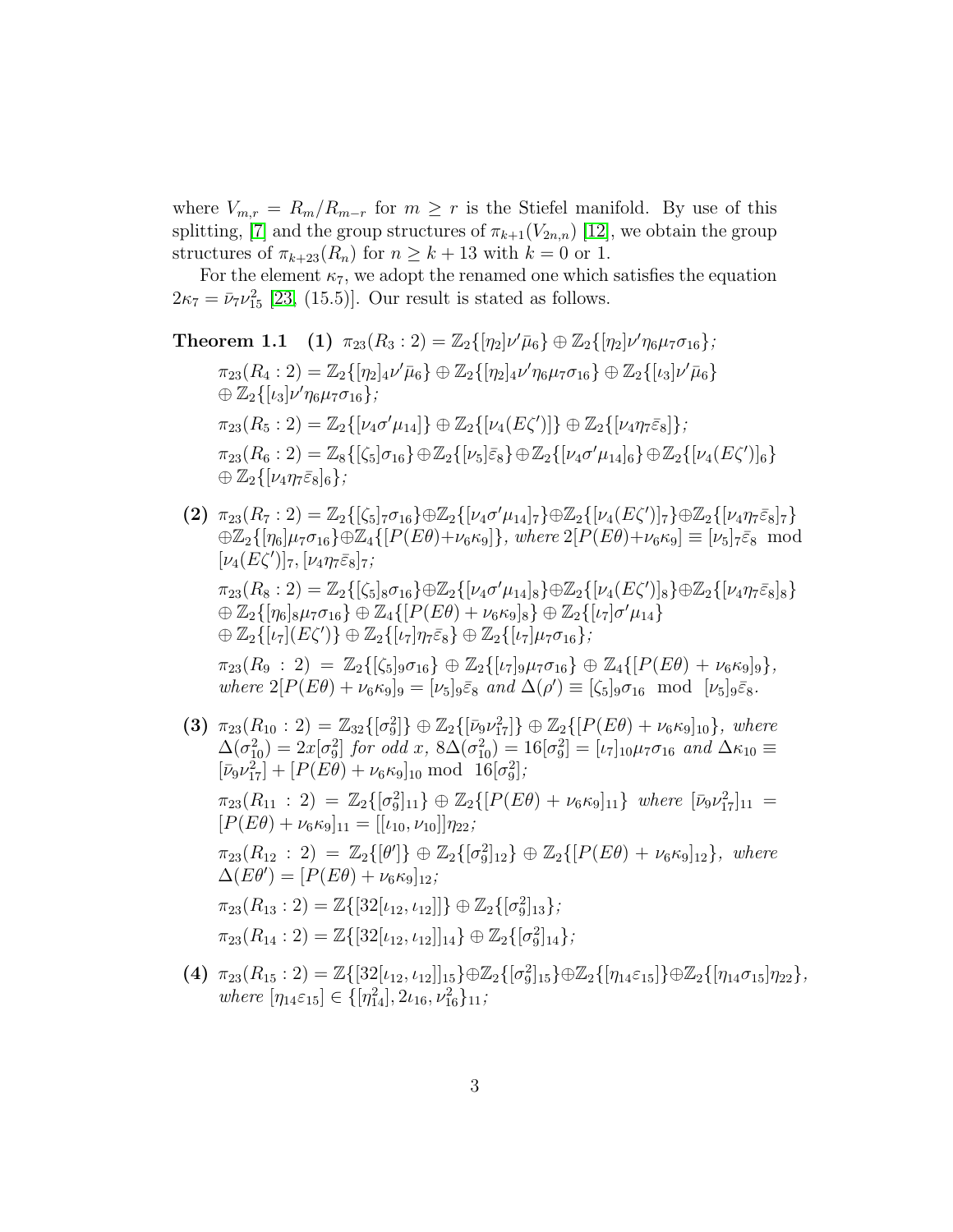where $V_{m,r} = R_m/R_{m-r}$ for $m \geq r$ is the Stiefel manifold. By use of this splitting, [7] and the group structures of $\pi_{k+1}(V_{2n,n})$ [12], we obtain the group structures of $\pi_{k+23}(R_n)$ for $n \geq k+13$ with $k=0$ or 1.

For the element $\kappa_7$, we adopt the renamed one which satisfies the equation $2\kappa_7 = \bar{\nu}_7\nu_{15}^2$ [23, (15.5)]. Our result is stated as follows.

**Theorem 1.1** **(1)** $\pi_{23}(R_3:2) = \mathbb{Z}_2\{[\eta_2]\nu'\bar{\mu}_6\} \oplus \mathbb{Z}_2\{[\eta_2]\nu'\eta_6\mu_7\sigma_{16}\}$;

$\pi_{23}(R_4:2) = \mathbb{Z}_2\{[\eta_2]_4\nu'\bar{\mu}_6\} \oplus \mathbb{Z}_2\{[\eta_2]_4\nu'\eta_6\mu_7\sigma_{16}\} \oplus \mathbb{Z}_2\{[\iota_3]\nu'\bar{\mu}_6\} \oplus \mathbb{Z}_2\{[\iota_3]\nu'\eta_6\mu_7\sigma_{16}\}$;

$\pi_{23}(R_5:2) = \mathbb{Z}_2\{[\nu_4\sigma'\mu_{14}]\} \oplus \mathbb{Z}_2\{[\nu_4(E\zeta')]\} \oplus \mathbb{Z}_2\{[\nu_4\eta_7\bar{\varepsilon}_8]\}$;

$\pi_{23}(R_6:2) = \mathbb{Z}_8\{[\zeta_5]\sigma_{16}\} \oplus \mathbb{Z}_2\{[\nu_5]\bar{\varepsilon}_8\} \oplus \mathbb{Z}_2\{[\nu_4\sigma'\mu_{14}]_6\} \oplus \mathbb{Z}_2\{[\nu_4(E\zeta')]_6\} \oplus \mathbb{Z}_2\{[\nu_4\eta_7\bar{\varepsilon}_8]_6\}$;

**(2)** $\pi_{23}(R_7:2) = \mathbb{Z}_2\{[\zeta_5]_7\sigma_{16}\} \oplus \mathbb{Z}_2\{[\nu_4\sigma'\mu_{14}]_7\} \oplus \mathbb{Z}_2\{[\nu_4(E\zeta')]_7\} \oplus \mathbb{Z}_2\{[\nu_4\eta_7\bar{\varepsilon}_8]_7\} \oplus \mathbb{Z}_2\{[\eta_6]\mu_7\sigma_{16}\} \oplus \mathbb{Z}_4\{[P(E\theta)+\nu_6\kappa_9]\}$, *where* $2[P(E\theta)+\nu_6\kappa_9] \equiv [\nu_5]_7\bar{\varepsilon}_8 \mod [\nu_4(E\zeta')]_7, [\nu_4\eta_7\bar{\varepsilon}_8]_7$;

$\pi_{23}(R_8:2) = \mathbb{Z}_2\{[\zeta_5]_8\sigma_{16}\} \oplus \mathbb{Z}_2\{[\nu_4\sigma'\mu_{14}]_8\} \oplus \mathbb{Z}_2\{[\nu_4(E\zeta')]_8\} \oplus \mathbb{Z}_2\{[\nu_4\eta_7\bar{\varepsilon}_8]_8\} \oplus \mathbb{Z}_2\{[\eta_6]_8\mu_7\sigma_{16}\} \oplus \mathbb{Z}_4\{[P(E\theta)+\nu_6\kappa_9]_8\} \oplus \mathbb{Z}_2\{[\iota_7]\sigma'\mu_{14}\} \oplus \mathbb{Z}_2\{[\iota_7](E\zeta')\} \oplus \mathbb{Z}_2\{[\iota_7]\eta_7\bar{\varepsilon}_8\} \oplus \mathbb{Z}_2\{[\iota_7]\mu_7\sigma_{16}\}$;

$\pi_{23}(R_9:2) = \mathbb{Z}_2\{[\zeta_5]_9\sigma_{16}\} \oplus \mathbb{Z}_2\{[\iota_7]_9\mu_7\sigma_{16}\} \oplus \mathbb{Z}_4\{[P(E\theta)+\nu_6\kappa_9]_9\}$, *where* $2[P(E\theta)+\nu_6\kappa_9]_9 = [\nu_5]_9\bar{\varepsilon}_8$ *and* $\Delta(\rho') \equiv [\zeta_5]_9\sigma_{16} \mod [\nu_5]_9\bar{\varepsilon}_8$.

**(3)** $\pi_{23}(R_{10}:2) = \mathbb{Z}_{32}\{[\sigma_9^2]\} \oplus \mathbb{Z}_2\{[\bar{\nu}_9\nu_{17}^2]\} \oplus \mathbb{Z}_2\{[P(E\theta)+\nu_6\kappa_9]_{10}\}$, *where* $\Delta(\sigma_{10}^2) = 2x[\sigma_9^2]$ *for odd* $x$, $8\Delta(\sigma_{10}^2) = 16[\sigma_9^2] = [\iota_7]_{10}\mu_7\sigma_{16}$ *and* $\Delta\kappa_{10} \equiv [\bar{\nu}_9\nu_{17}^2] + [P(E\theta)+\nu_6\kappa_9]_{10} \mod 16[\sigma_9^2]$;

$\pi_{23}(R_{11}:2) = \mathbb{Z}_2\{[\sigma_9^2]_{11}\} \oplus \mathbb{Z}_2\{[P(E\theta)+\nu_6\kappa_9]_{11}\}$ *where* $[\bar{\nu}_9\nu_{17}^2]_{11} = [P(E\theta)+\nu_6\kappa_9]_{11} = [[\iota_{10},\nu_{10}]]\eta_{22}$;

$\pi_{23}(R_{12}:2) = \mathbb{Z}_2\{[\theta']\} \oplus \mathbb{Z}_2\{[\sigma_9^2]_{12}\} \oplus \mathbb{Z}_2\{[P(E\theta)+\nu_6\kappa_9]_{12}\}$, *where* $\Delta(E\theta') = [P(E\theta)+\nu_6\kappa_9]_{12}$;

$\pi_{23}(R_{13}:2) = \mathbb{Z}\{[32[\iota_{12},\iota_{12}]]\} \oplus \mathbb{Z}_2\{[\sigma_9^2]_{13}\}$;

$\pi_{23}(R_{14}:2) = \mathbb{Z}\{[32[\iota_{12},\iota_{12}]]_{14}\} \oplus \mathbb{Z}_2\{[\sigma_9^2]_{14}\}$;

**(4)** $\pi_{23}(R_{15}:2) = \mathbb{Z}\{[32[\iota_{12},\iota_{12}]]_{15}\} \oplus \mathbb{Z}_2\{[\sigma_9^2]_{15}\} \oplus \mathbb{Z}_2\{[\eta_{14}\varepsilon_{15}]\} \oplus \mathbb{Z}_2\{[\eta_{14}\sigma_{15}]\eta_{22}\}$, *where* $[\eta_{14}\varepsilon_{15}] \in \{[\eta_{14}^2], 2\iota_{16}, \nu_{16}^2\}_{11}$;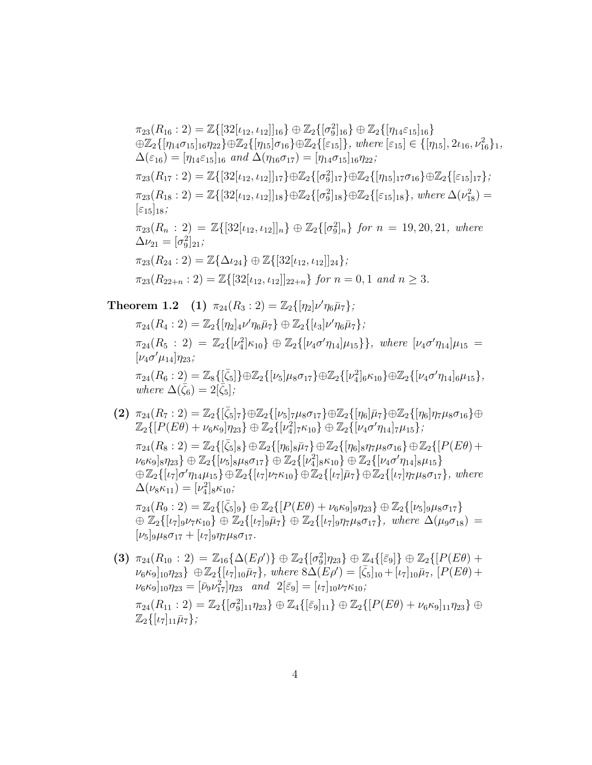$\pi_{23}(R_{16}:2) = \mathbb{Z}\{[32[\iota_{12},\iota_{12}]]_{16}\} \oplus \mathbb{Z}_2\{[\sigma_9^2]_{16}\} \oplus \mathbb{Z}_2\{[\eta_{14}\varepsilon_{15}]_{16}\}$ $\oplus\mathbb{Z}_2\{[\eta_{14}\sigma_{15}]_{16}\eta_{22}\}\oplus\mathbb{Z}_2\{[\eta_{15}]\sigma_{16}\}\oplus\mathbb{Z}_2\{[\varepsilon_{15}]\}$, *where* $[\varepsilon_{15}] \in \{[\eta_{15}], 2\iota_{16}, \nu_{16}^2\}_1$, $\Delta(\varepsilon_{16}) = [\eta_{14}\varepsilon_{15}]_{16}$ *and* $\Delta(\eta_{16}\sigma_{17}) = [\eta_{14}\sigma_{15}]_{16}\eta_{22}$;

$\pi_{23}(R_{17}:2) = \mathbb{Z}\{[32[\iota_{12},\iota_{12}]]_{17}\}\oplus\mathbb{Z}_2\{[\sigma_9^2]_{17}\}\oplus\mathbb{Z}_2\{[\eta_{15}]_{17}\sigma_{16}\}\oplus\mathbb{Z}_2\{[\varepsilon_{15}]_{17}\}$;

$\pi_{23}(R_{18}:2) = \mathbb{Z}\{[32[\iota_{12},\iota_{12}]]_{18}\}\oplus\mathbb{Z}_2\{[\sigma_9^2]_{18}\}\oplus\mathbb{Z}_2\{[\varepsilon_{15}]_{18}\}$, *where* $\Delta(\nu_{18}^2) = [\varepsilon_{15}]_{18}$;

$\pi_{23}(R_n:2) = \mathbb{Z}\{[32[\iota_{12},\iota_{12}]]_n\} \oplus \mathbb{Z}_2\{[\sigma_9^2]_n\}$ *for* $n = 19, 20, 21$, *where* $\Delta\nu_{21} = [\sigma_9^2]_{21}$;

$\pi_{23}(R_{24}:2) = \mathbb{Z}\{\Delta\iota_{24}\} \oplus \mathbb{Z}\{[32[\iota_{12},\iota_{12}]]_{24}\}$;

$\pi_{23}(R_{22+n}:2) = \mathbb{Z}\{[32[\iota_{12},\iota_{12}]]_{22+n}\}$ *for* $n = 0, 1$ *and* $n \geq 3$.

**Theorem 1.2** **(1)** $\pi_{24}(R_3:2) = \mathbb{Z}_2\{[\eta_2]\nu'\eta_6\bar{\mu}_7\}$;

$\pi_{24}(R_4:2) = \mathbb{Z}_2\{[\eta_2]_4\nu'\eta_6\bar{\mu}_7\} \oplus \mathbb{Z}_2\{[\iota_3]\nu'\eta_6\bar{\mu}_7\}$;

$\pi_{24}(R_5:2) = \mathbb{Z}_2\{[\nu_4^2]\kappa_{10}\} \oplus \mathbb{Z}_2\{[\nu_4\sigma'\eta_{14}]\mu_{15}\}\}$, *where* $[\nu_4\sigma'\eta_{14}]\mu_{15} = [\nu_4\sigma'\mu_{14}]\eta_{23}$;

$\pi_{24}(R_6:2) = \mathbb{Z}_8\{[\bar{\zeta}_5]\}\oplus\mathbb{Z}_2\{[\nu_5]\mu_8\sigma_{17}\}\oplus\mathbb{Z}_2\{[\nu_4^2]_6\kappa_{10}\}\oplus\mathbb{Z}_2\{[\nu_4\sigma'\eta_{14}]_6\mu_{15}\}$, *where* $\Delta(\bar{\zeta}_6) = 2[\bar{\zeta}_5]$;

**(2)** $\pi_{24}(R_7:2) = \mathbb{Z}_2\{[\bar{\zeta}_5]_7\}\oplus\mathbb{Z}_2\{[\nu_5]_7\mu_8\sigma_{17}\}\oplus\mathbb{Z}_2\{[\eta_6]\bar{\mu}_7\}\oplus\mathbb{Z}_2\{[\eta_6]\eta_7\mu_8\sigma_{16}\}\oplus$ $\mathbb{Z}_2\{[P(E\theta)+\nu_6\kappa_9]\eta_{23}\} \oplus \mathbb{Z}_2\{[\nu_4^2]_7\kappa_{10}\} \oplus \mathbb{Z}_2\{[\nu_4\sigma'\eta_{14}]_7\mu_{15}\}$;

$\pi_{24}(R_8:2) = \mathbb{Z}_2\{[\bar{\zeta}_5]_8\} \oplus \mathbb{Z}_2\{[\eta_6]_8\bar{\mu}_7\} \oplus \mathbb{Z}_2\{[\eta_6]_8\eta_7\mu_8\sigma_{16}\} \oplus \mathbb{Z}_2\{[P(E\theta)+\nu_6\kappa_9]_8\eta_{23}\} \oplus \mathbb{Z}_2\{[\nu_5]_8\mu_8\sigma_{17}\} \oplus \mathbb{Z}_2\{[\nu_4^2]_8\kappa_{10}\} \oplus \mathbb{Z}_2\{[\nu_4\sigma'\eta_{14}]_8\mu_{15}\}$ $\oplus\mathbb{Z}_2\{[\iota_7]\sigma'\eta_{14}\mu_{15}\}\oplus\mathbb{Z}_2\{[\iota_7]\nu_7\kappa_{10}\}\oplus\mathbb{Z}_2\{[\iota_7]\bar{\mu}_7\}\oplus\mathbb{Z}_2\{[\iota_7]\eta_7\mu_8\sigma_{17}\}$, *where* $\Delta(\nu_8\kappa_{11}) = [\nu_4^2]_8\kappa_{10}$;

$\pi_{24}(R_9:2) = \mathbb{Z}_2\{[\bar{\zeta}_5]_9\} \oplus \mathbb{Z}_2\{[P(E\theta)+\nu_6\kappa_9]_9\eta_{23}\} \oplus \mathbb{Z}_2\{[\nu_5]_9\mu_8\sigma_{17}\}$ $\oplus\, \mathbb{Z}_2\{[\iota_7]_9\nu_7\kappa_{10}\} \oplus \mathbb{Z}_2\{[\iota_7]_9\bar{\mu}_7\} \oplus \mathbb{Z}_2\{[\iota_7]_9\eta_7\mu_8\sigma_{17}\}$, *where* $\Delta(\mu_9\sigma_{18}) = [\nu_5]_9\mu_8\sigma_{17} + [\iota_7]_9\eta_7\mu_8\sigma_{17}$.

**(3)** $\pi_{24}(R_{10}:2) = \mathbb{Z}_{16}\{\Delta(E\rho')\} \oplus \mathbb{Z}_2\{[\sigma_9^2]\eta_{23}\} \oplus \mathbb{Z}_4\{[\bar{\varepsilon}_9]\} \oplus \mathbb{Z}_2\{[P(E\theta)+\nu_6\kappa_9]_{10}\eta_{23}\}$ $\oplus\mathbb{Z}_2\{[\iota_7]_{10}\bar{\mu}_7\}$, *where* $8\Delta(E\rho') = [\bar{\zeta}_5]_{10} + [\iota_7]_{10}\bar{\mu}_7$, $[P(E\theta)+\nu_6\kappa_9]_{10}\eta_{23} = [\bar{\nu}_9\nu_{17}^2]\eta_{23}$ *and* $2[\bar{\varepsilon}_9] = [\iota_7]_{10}\nu_7\kappa_{10}$;

$\pi_{24}(R_{11}:2) = \mathbb{Z}_2\{[\sigma_9^2]_{11}\eta_{23}\} \oplus \mathbb{Z}_4\{[\bar{\varepsilon}_9]_{11}\} \oplus \mathbb{Z}_2\{[P(E\theta)+\nu_6\kappa_9]_{11}\eta_{23}\} \oplus \mathbb{Z}_2\{[\iota_7]_{11}\bar{\mu}_7\}$;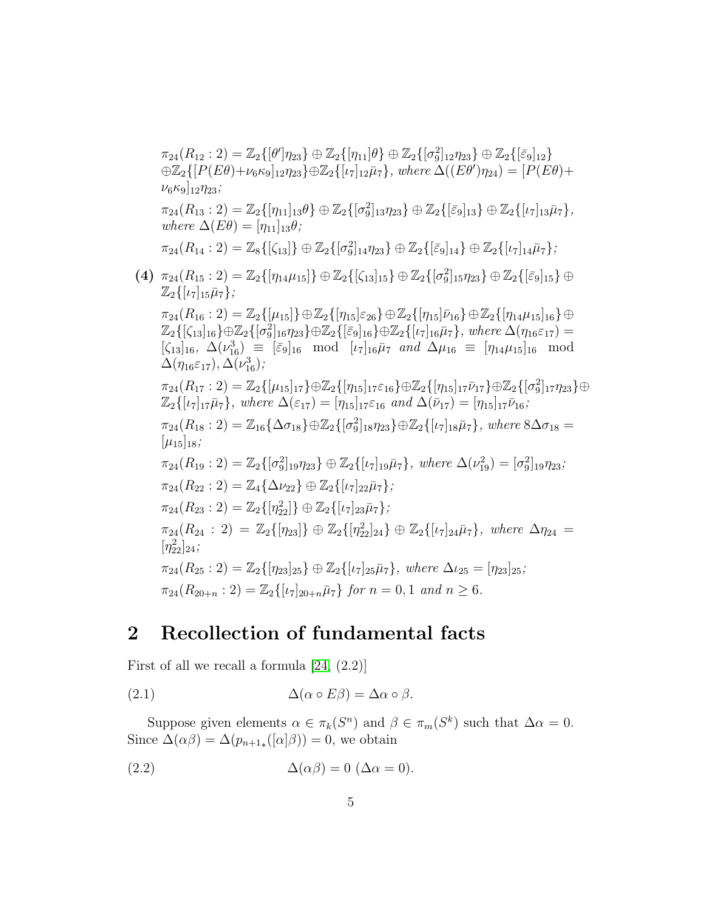$\pi_{24}(R_{12}:2) = \mathbb{Z}_2\{[\theta']\eta_{23}\} \oplus \mathbb{Z}_2\{[\eta_{11}]\theta\} \oplus \mathbb{Z}_2\{[\sigma_9^2]_{12}\eta_{23}\} \oplus \mathbb{Z}_2\{[\bar{\varepsilon}_9]_{12}\} \oplus \mathbb{Z}_2\{[P(E\theta)+\nu_6\kappa_9]_{12}\eta_{23}\} \oplus \mathbb{Z}_2\{[\iota_7]_{12}\bar{\mu}_7\}$, *where* $\Delta((E\theta')\eta_{24}) = [P(E\theta)+\nu_6\kappa_9]_{12}\eta_{23}$*;*

$\pi_{24}(R_{13}:2) = \mathbb{Z}_2\{[\eta_{11}]_{13}\theta\} \oplus \mathbb{Z}_2\{[\sigma_9^2]_{13}\eta_{23}\} \oplus \mathbb{Z}_2\{[\bar{\varepsilon}_9]_{13}\} \oplus \mathbb{Z}_2\{[\iota_7]_{13}\bar{\mu}_7\}$, *where* $\Delta(E\theta) = [\eta_{11}]_{13}\theta$*;*

$\pi_{24}(R_{14}:2) = \mathbb{Z}_8\{[\zeta_{13}]\} \oplus \mathbb{Z}_2\{[\sigma_9^2]_{14}\eta_{23}\} \oplus \mathbb{Z}_2\{[\bar{\varepsilon}_9]_{14}\} \oplus \mathbb{Z}_2\{[\iota_7]_{14}\bar{\mu}_7\}$*;*

**(4)** $\pi_{24}(R_{15}:2) = \mathbb{Z}_2\{[\eta_{14}\mu_{15}]\} \oplus \mathbb{Z}_2\{[\zeta_{13}]_{15}\} \oplus \mathbb{Z}_2\{[\sigma_9^2]_{15}\eta_{23}\} \oplus \mathbb{Z}_2\{[\bar{\varepsilon}_9]_{15}\} \oplus \mathbb{Z}_2\{[\iota_7]_{15}\bar{\mu}_7\}$*;*

$\pi_{24}(R_{16}:2) = \mathbb{Z}_2\{[\mu_{15}]\} \oplus \mathbb{Z}_2\{[\eta_{15}]\varepsilon_{26}\} \oplus \mathbb{Z}_2\{[\eta_{15}]\bar{\nu}_{16}\} \oplus \mathbb{Z}_2\{[\eta_{14}\mu_{15}]_{16}\} \oplus \mathbb{Z}_2\{[\zeta_{13}]_{16}\} \oplus \mathbb{Z}_2\{[\sigma_9^2]_{16}\eta_{23}\} \oplus \mathbb{Z}_2\{[\bar{\varepsilon}_9]_{16}\} \oplus \mathbb{Z}_2\{[\iota_7]_{16}\bar{\mu}_7\}$, *where* $\Delta(\eta_{16}\varepsilon_{17}) = [\zeta_{13}]_{16}$, $\Delta(\nu_{16}^3) \equiv [\bar{\varepsilon}_9]_{16} \mod [\iota_7]_{16}\bar{\mu}_7$ *and* $\Delta\mu_{16} \equiv [\eta_{14}\mu_{15}]_{16} \mod \Delta(\eta_{16}\varepsilon_{17}), \Delta(\nu_{16}^3)$*;*

$\pi_{24}(R_{17}:2) = \mathbb{Z}_2\{[\mu_{15}]_{17}\} \oplus \mathbb{Z}_2\{[\eta_{15}]_{17}\varepsilon_{16}\} \oplus \mathbb{Z}_2\{[\eta_{15}]_{17}\bar{\nu}_{17}\} \oplus \mathbb{Z}_2\{[\sigma_9^2]_{17}\eta_{23}\} \oplus \mathbb{Z}_2\{[\iota_7]_{17}\bar{\mu}_7\}$, *where* $\Delta(\varepsilon_{17}) = [\eta_{15}]_{17}\varepsilon_{16}$ *and* $\Delta(\bar{\nu}_{17}) = [\eta_{15}]_{17}\bar{\nu}_{16}$*;*

$\pi_{24}(R_{18}:2) = \mathbb{Z}_{16}\{\Delta\sigma_{18}\} \oplus \mathbb{Z}_2\{[\sigma_9^2]_{18}\eta_{23}\} \oplus \mathbb{Z}_2\{[\iota_7]_{18}\bar{\mu}_7\}$, *where* $8\Delta\sigma_{18} = [\mu_{15}]_{18}$*;*

$\pi_{24}(R_{19}:2) = \mathbb{Z}_2\{[\sigma_9^2]_{19}\eta_{23}\} \oplus \mathbb{Z}_2\{[\iota_7]_{19}\bar{\mu}_7\}$, *where* $\Delta(\nu_{19}^2) = [\sigma_9^2]_{19}\eta_{23}$*;*

$\pi_{24}(R_{22}:2) = \mathbb{Z}_4\{\Delta\nu_{22}\} \oplus \mathbb{Z}_2\{[\iota_7]_{22}\bar{\mu}_7\}$*;*

$\pi_{24}(R_{23}:2) = \mathbb{Z}_2\{[\eta_{22}^2]\} \oplus \mathbb{Z}_2\{[\iota_7]_{23}\bar{\mu}_7\}$*;*

$\pi_{24}(R_{24}:2) = \mathbb{Z}_2\{[\eta_{23}]\} \oplus \mathbb{Z}_2\{[\eta_{22}^2]_{24}\} \oplus \mathbb{Z}_2\{[\iota_7]_{24}\bar{\mu}_7\}$, *where* $\Delta\eta_{24} = [\eta_{22}^2]_{24}$*;*

$\pi_{24}(R_{25}:2) = \mathbb{Z}_2\{[\eta_{23}]_{25}\} \oplus \mathbb{Z}_2\{[\iota_7]_{25}\bar{\mu}_7\}$, *where* $\Delta\iota_{25} = [\eta_{23}]_{25}$*;*

$\pi_{24}(R_{20+n}:2) = \mathbb{Z}_2\{[\iota_7]_{20+n}\bar{\mu}_7\}$ *for* $n = 0, 1$ *and* $n \geq 6$*.*

## 2 Recollection of fundamental facts

First of all we recall a formula [24, (2.2)]

$$\Delta(\alpha \circ E\beta) = \Delta\alpha \circ \beta. \tag{2.1}$$

Suppose given elements $\alpha \in \pi_k(S^n)$ and $\beta \in \pi_m(S^k)$ such that $\Delta\alpha = 0$. Since $\Delta(\alpha\beta) = \Delta(p_{n+1*}([\alpha]\beta)) = 0$, we obtain

$$\Delta(\alpha\beta) = 0 \ (\Delta\alpha = 0). \tag{2.2}$$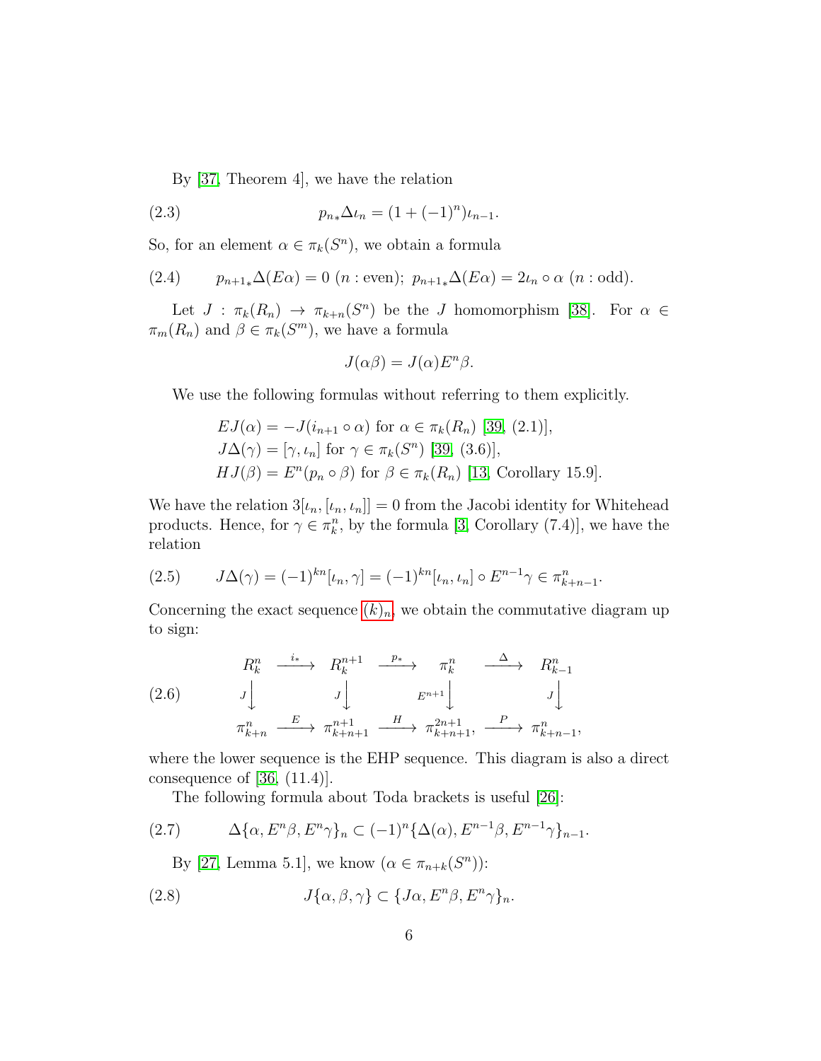By [37, Theorem 4], we have the relation

$$p_{n*}\Delta\iota_n = (1+(-1)^n)\iota_{n-1}. \tag{2.3}$$

So, for an element $\alpha \in \pi_k(S^n)$, we obtain a formula

$$p_{n+1*}\Delta(E\alpha) = 0 \ (n:\text{even});\ p_{n+1*}\Delta(E\alpha) = 2\iota_n \circ \alpha \ (n:\text{odd}). \tag{2.4}$$

Let $J : \pi_k(R_n) \to \pi_{k+n}(S^n)$ be the $J$ homomorphism [38]. For $\alpha \in \pi_m(R_n)$ and $\beta \in \pi_k(S^m)$, we have a formula

$$J(\alpha\beta) = J(\alpha)E^n\beta.$$

We use the following formulas without referring to them explicitly.

$EJ(\alpha) = -J(i_{n+1}\circ\alpha)$ for $\alpha \in \pi_k(R_n)$ [39, (2.1)],
$J\Delta(\gamma) = [\gamma, \iota_n]$ for $\gamma \in \pi_k(S^n)$ [39, (3.6)],
$HJ(\beta) = E^n(p_n \circ \beta)$ for $\beta \in \pi_k(R_n)$ [13, Corollary 15.9].

We have the relation $3[\iota_n, [\iota_n, \iota_n]] = 0$ from the Jacobi identity for Whitehead products. Hence, for $\gamma \in \pi^n_k$, by the formula [3, Corollary (7.4)], we have the relation

$$J\Delta(\gamma) = (-1)^{kn}[\iota_n, \gamma] = (-1)^{kn}[\iota_n, \iota_n]\circ E^{n-1}\gamma \in \pi^n_{k+n-1}. \tag{2.5}$$

Concerning the exact sequence $(k)_n$, we obtain the commutative diagram up to sign:

$$\begin{array}{ccccccc}
R^n_k & \xrightarrow{i_*} & R^{n+1}_k & \xrightarrow{p_*} & \pi^n_k & \xrightarrow{\Delta} & R^n_{k-1} \\
\downarrow{\scriptstyle J} & & \downarrow{\scriptstyle J} & & \downarrow{\scriptstyle E^{n+1}} & & \downarrow{\scriptstyle J} \\
\pi^n_{k+n} & \xrightarrow{E} & \pi^{n+1}_{k+n+1} & \xrightarrow{H} & \pi^{2n+1}_{k+n+1}, & \xrightarrow{P} & \pi^n_{k+n-1},
\end{array} \tag{2.6}$$

where the lower sequence is the EHP sequence. This diagram is also a direct consequence of [36, (11.4)].

The following formula about Toda brackets is useful [26]:

$$\Delta\{\alpha, E^n\beta, E^n\gamma\}_n \subset (-1)^n\{\Delta(\alpha), E^{n-1}\beta, E^{n-1}\gamma\}_{n-1}. \tag{2.7}$$

By [27, Lemma 5.1], we know ($\alpha \in \pi_{n+k}(S^n)$):

$$J\{\alpha, \beta, \gamma\} \subset \{J\alpha, E^n\beta, E^n\gamma\}_n. \tag{2.8}$$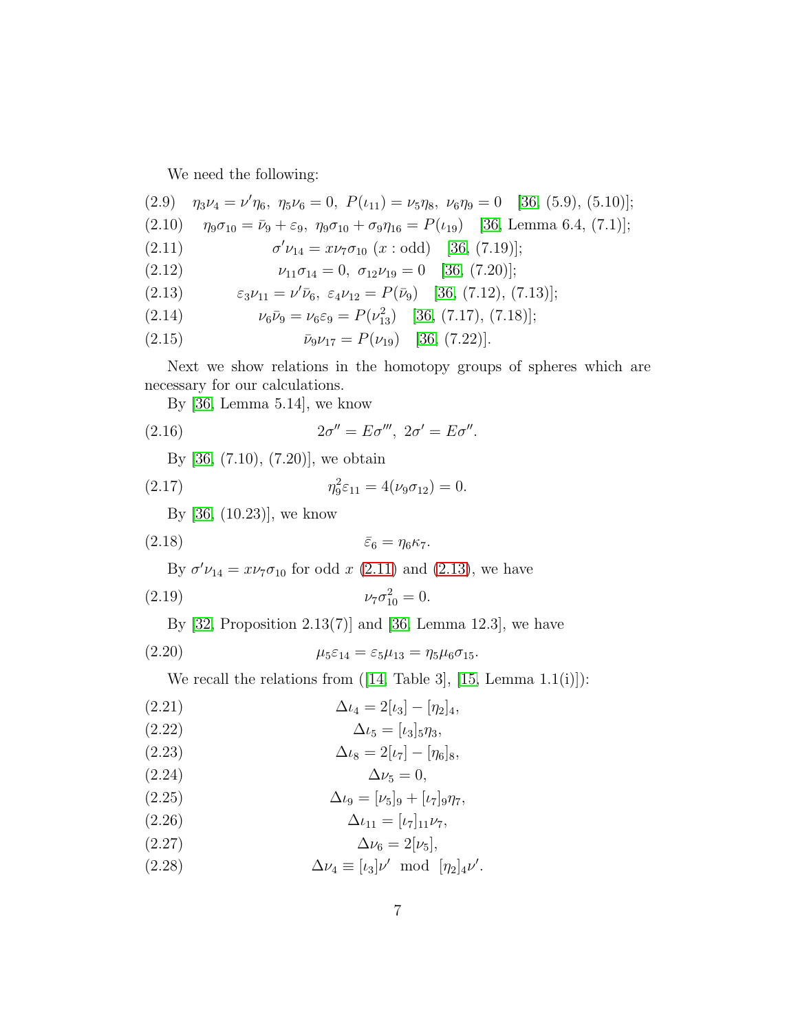We need the following:

(2.9) $\eta_3\nu_4 = \nu'\eta_6,\ \eta_5\nu_6 = 0,\ P(\iota_{11}) = \nu_5\eta_8,\ \nu_6\eta_9 = 0$ [36, (5.9), (5.10)];

(2.10) $\eta_9\sigma_{10} = \bar{\nu}_9 + \varepsilon_9,\ \eta_9\sigma_{10} + \sigma_9\eta_{16} = P(\iota_{19})$ [36, Lemma 6.4, (7.1)];

(2.11) $\sigma'\nu_{14} = x\nu_7\sigma_{10}\ (x : \text{odd})$ [36, (7.19)];

(2.12) $\nu_{11}\sigma_{14} = 0,\ \sigma_{12}\nu_{19} = 0$ [36, (7.20)];

(2.13) $\varepsilon_3\nu_{11} = \nu'\bar{\nu}_6,\ \varepsilon_4\nu_{12} = P(\bar{\nu}_9)$ [36, (7.12), (7.13)];

(2.14) $\nu_6\bar{\nu}_9 = \nu_6\varepsilon_9 = P(\nu_{13}^2)$ [36, (7.17), (7.18)];

(2.15) $\bar{\nu}_9\nu_{17} = P(\nu_{19})$ [36, (7.22)].

Next we show relations in the homotopy groups of spheres which are necessary for our calculations.

By [36, Lemma 5.14], we know

$$2\sigma'' = E\sigma''',\ 2\sigma' = E\sigma''. \tag{2.16}$$

By [36, (7.10), (7.20)], we obtain

$$\eta_9^2\varepsilon_{11} = 4(\nu_9\sigma_{12}) = 0. \tag{2.17}$$

By [36, (10.23)], we know

$$\bar{\varepsilon}_6 = \eta_6\kappa_7. \tag{2.18}$$

By $\sigma'\nu_{14} = x\nu_7\sigma_{10}$ for odd $x$ (2.11) and (2.13), we have

$$\nu_7\sigma_{10}^2 = 0. \tag{2.19}$$

By [32, Proposition 2.13(7)] and [36, Lemma 12.3], we have

$$\mu_5\varepsilon_{14} = \varepsilon_5\mu_{13} = \eta_5\mu_6\sigma_{15}. \tag{2.20}$$

We recall the relations from ([14, Table 3], [15, Lemma 1.1(i)]):

$$\Delta\iota_4 = 2[\iota_3] - [\eta_2]_4, \tag{2.21}$$

$$\Delta\iota_5 = [\iota_3]_5\eta_3, \tag{2.22}$$

$$\Delta\iota_8 = 2[\iota_7] - [\eta_6]_8, \tag{2.23}$$

$$\Delta\nu_5 = 0, \tag{2.24}$$

$$\Delta\iota_9 = [\nu_5]_9 + [\iota_7]_9\eta_7, \tag{2.25}$$

$$\Delta\iota_{11} = [\iota_7]_{11}\nu_7, \tag{2.26}$$

$$\Delta\nu_6 = 2[\nu_5], \tag{2.27}$$

$$\Delta\nu_4 \equiv [\iota_3]\nu' \mod [\eta_2]_4\nu'. \tag{2.28}$$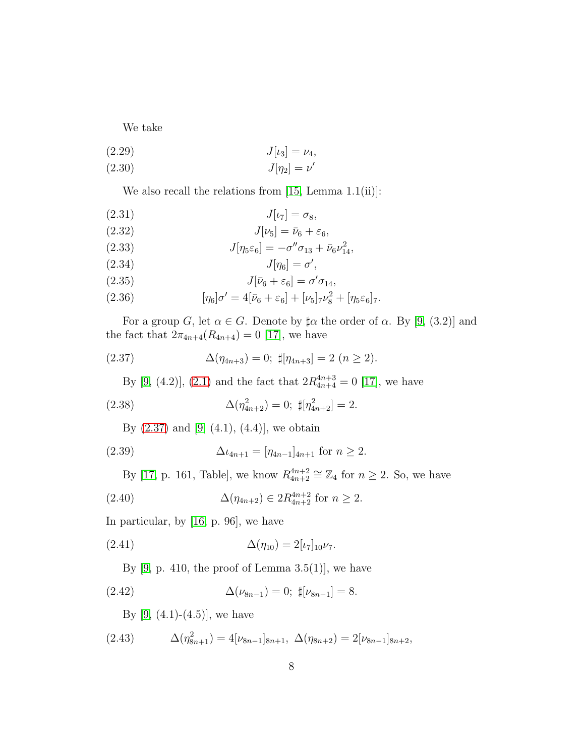We take

$$J[\iota_3] = \nu_4, \tag{2.29}$$

$$J[\eta_2] = \nu' \tag{2.30}$$

We also recall the relations from [15, Lemma 1.1(ii)]:

$$J[\iota_7] = \sigma_8, \tag{2.31}$$

$$J[\nu_5] = \bar{\nu}_6 + \varepsilon_6, \tag{2.32}$$

$$J[\eta_5\varepsilon_6] = -\sigma''\sigma_{13} + \bar{\nu}_6\nu_{14}^2, \tag{2.33}$$

$$J[\eta_6] = \sigma', \tag{2.34}$$

$$J[\bar{\nu}_6 + \varepsilon_6] = \sigma'\sigma_{14}, \tag{2.35}$$

$$[\eta_6]\sigma' = 4[\bar{\nu}_6 + \varepsilon_6] + [\nu_5]_7\nu_8^2 + [\eta_5\varepsilon_6]_7. \tag{2.36}$$

For a group $G$, let $\alpha \in G$. Denote by $\sharp\alpha$ the order of $\alpha$. By [9, (3.2)] and the fact that $2\pi_{4n+4}(R_{4n+4}) = 0$ [17], we have

$$\Delta(\eta_{4n+3}) = 0;\ \sharp[\eta_{4n+3}] = 2\ (n \geq 2). \tag{2.37}$$

By [9, (4.2)], (2.1) and the fact that $2R^{4n+3}_{4n+4} = 0$ [17], we have

$$\Delta(\eta^2_{4n+2}) = 0;\ \sharp[\eta^2_{4n+2}] = 2. \tag{2.38}$$

By (2.37) and [9, (4.1), (4.4)], we obtain

$$\Delta\iota_{4n+1} = [\eta_{4n-1}]_{4n+1} \text{ for } n \geq 2. \tag{2.39}$$

By [17, p. 161, Table], we know $R^{4n+2}_{4n+2} \cong \mathbb{Z}_4$ for $n \geq 2$. So, we have

$$\Delta(\eta_{4n+2}) \in 2R^{4n+2}_{4n+2} \text{ for } n \geq 2. \tag{2.40}$$

In particular, by [16, p. 96], we have

$$\Delta(\eta_{10}) = 2[\iota_7]_{10}\nu_7. \tag{2.41}$$

By [9, p. 410, the proof of Lemma 3.5(1)], we have

$$\Delta(\nu_{8n-1}) = 0;\ \sharp[\nu_{8n-1}] = 8. \tag{2.42}$$

By [9, (4.1)-(4.5)], we have

$$\Delta(\eta^2_{8n+1}) = 4[\nu_{8n-1}]_{8n+1},\ \Delta(\eta_{8n+2}) = 2[\nu_{8n-1}]_{8n+2}, \tag{2.43}$$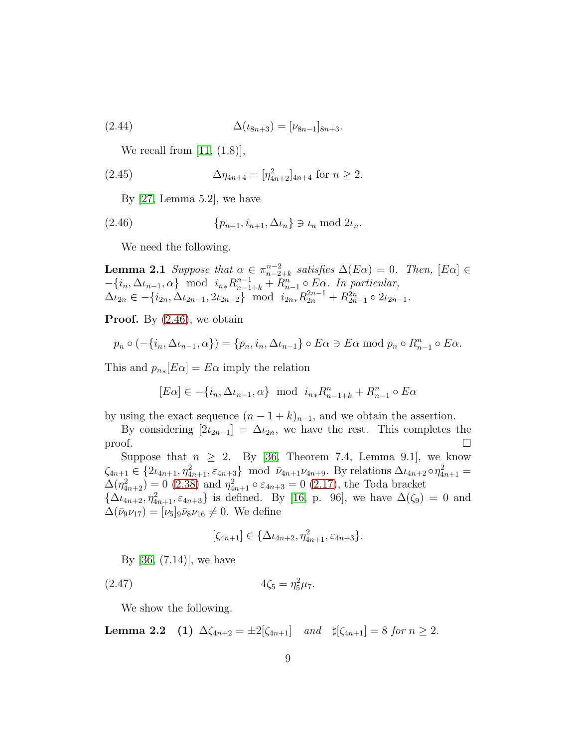$$(2.44) \qquad \Delta(\iota_{8n+3}) = [\nu_{8n-1}]_{8n+3}.$$

We recall from [11, (1.8)],

$$(2.45) \qquad \Delta\eta_{4n+4} = [\eta^2_{4n+2}]_{4n+4} \text{ for } n \geq 2.$$

By [27, Lemma 5.2], we have

$$(2.46) \qquad \{p_{n+1}, i_{n+1}, \Delta\iota_n\} \ni \iota_n \bmod 2\iota_n.$$

We need the following.

**Lemma 2.1** *Suppose that $\alpha \in \pi^{n-2}_{n-2+k}$ satisfies $\Delta(E\alpha) = 0$. Then, $[E\alpha] \in -\{i_n, \Delta\iota_{n-1}, \alpha\} \bmod i_{n*}R^{n-1}_{n-1+k} + R^n_{n-1} \circ E\alpha$. In particular, $\Delta\iota_{2n} \in -\{i_{2n}, \Delta\iota_{2n-1}, 2\iota_{2n-2}\} \bmod i_{2n*}R^{2n-1}_{2n} + R^{2n}_{2n-1} \circ 2\iota_{2n-1}$.*

**Proof.** By (2.46), we obtain

$$p_n \circ (-\{i_n, \Delta\iota_{n-1}, \alpha\}) = \{p_n, i_n, \Delta\iota_{n-1}\} \circ E\alpha \ni E\alpha \bmod p_n \circ R^n_{n-1} \circ E\alpha.$$

This and $p_{n*}[E\alpha] = E\alpha$ imply the relation

$$[E\alpha] \in -\{i_n, \Delta\iota_{n-1}, \alpha\} \bmod i_{n*}R^n_{n-1+k} + R^n_{n-1} \circ E\alpha$$

by using the exact sequence $(n-1+k)_{n-1}$, and we obtain the assertion.

By considering $[2\iota_{2n-1}] = \Delta\iota_{2n}$, we have the rest. This completes the proof. □

Suppose that $n \geq 2$. By [36, Theorem 7.4, Lemma 9.1], we know $\zeta_{4n+1} \in \{2\iota_{4n+1}, \eta^2_{4n+1}, \varepsilon_{4n+3}\} \bmod \bar{\nu}_{4n+1}\nu_{4n+9}$. By relations $\Delta\iota_{4n+2} \circ \eta^2_{4n+1} = \Delta(\eta^2_{4n+2}) = 0$ (2.38) and $\eta^2_{4n+1} \circ \varepsilon_{4n+3} = 0$ (2.17), the Toda bracket $\{\Delta\iota_{4n+2}, \eta^2_{4n+1}, \varepsilon_{4n+3}\}$ is defined. By [16, p. 96], we have $\Delta(\zeta_9) = 0$ and $\Delta(\bar{\nu}_9\nu_{17}) = [\nu_5]_9\bar{\nu}_8\nu_{16} \neq 0$. We define

$$[\zeta_{4n+1}] \in \{\Delta\iota_{4n+2}, \eta^2_{4n+1}, \varepsilon_{4n+3}\}.$$

By [36, (7.14)], we have

$$(2.47) \qquad 4\zeta_5 = \eta^2_5\mu_7.$$

We show the following.

**Lemma 2.2** **(1)** $\Delta\zeta_{4n+2} = \pm 2[\zeta_{4n+1}]$ *and* $\sharp[\zeta_{4n+1}] = 8$ *for* $n \geq 2$.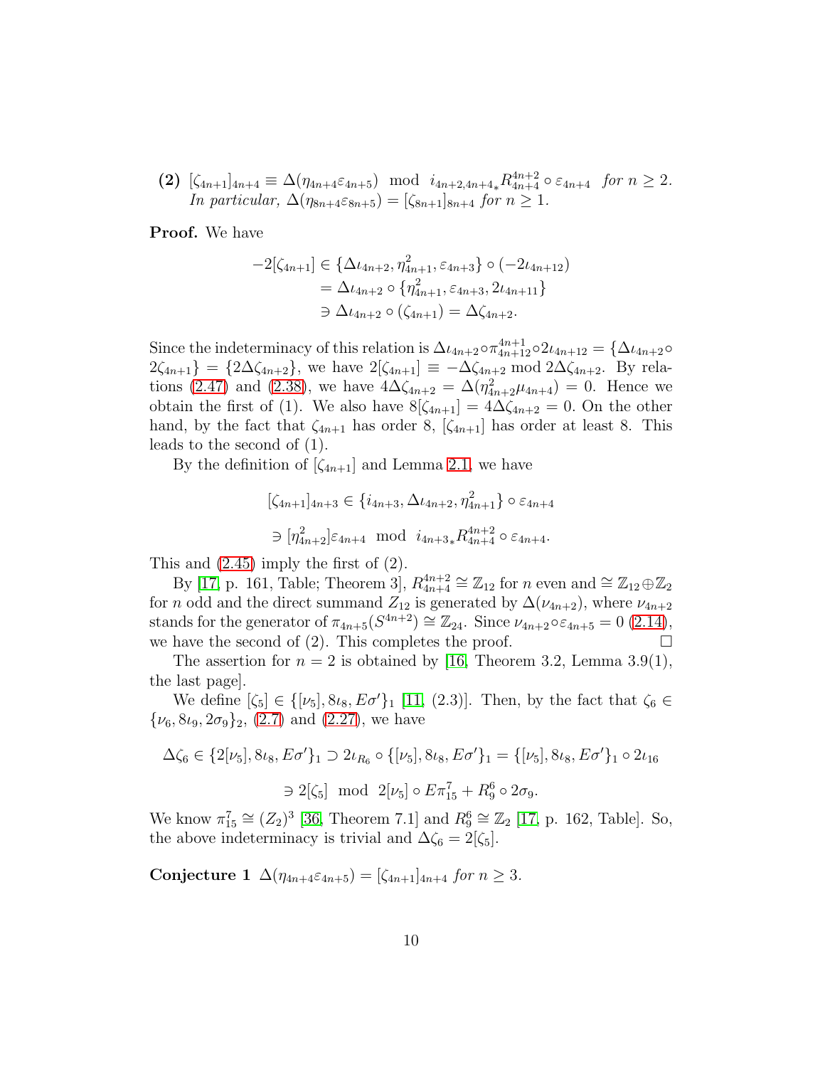**(2)** $[\zeta_{4n+1}]_{4n+4} \equiv \Delta(\eta_{4n+4}\varepsilon_{4n+5}) \mod i_{4n+2,4n+4*}R^{4n+2}_{4n+4} \circ \varepsilon_{4n+4}$ *for* $n \geq 2$. *In particular,* $\Delta(\eta_{8n+4}\varepsilon_{8n+5}) = [\zeta_{8n+1}]_{8n+4}$ *for* $n \geq 1$.

**Proof.** We have

$$
\begin{aligned}
-2[\zeta_{4n+1}] &\in \{\Delta\iota_{4n+2}, \eta^2_{4n+1}, \varepsilon_{4n+3}\} \circ (-2\iota_{4n+12}) \\
&= \Delta\iota_{4n+2} \circ \{\eta^2_{4n+1}, \varepsilon_{4n+3}, 2\iota_{4n+11}\} \\
&\ni \Delta\iota_{4n+2} \circ (\zeta_{4n+1}) = \Delta\zeta_{4n+2}.
\end{aligned}
$$

Since the indeterminacy of this relation is $\Delta\iota_{4n+2}\circ\pi^{4n+1}_{4n+12}\circ 2\iota_{4n+12} = \{\Delta\iota_{4n+2}\circ 2\zeta_{4n+1}\} = \{2\Delta\zeta_{4n+2}\}$, we have $2[\zeta_{4n+1}] \equiv -\Delta\zeta_{4n+2} \mod 2\Delta\zeta_{4n+2}$. By relations (2.47) and (2.38), we have $4\Delta\zeta_{4n+2} = \Delta(\eta^2_{4n+2}\mu_{4n+4}) = 0$. Hence we obtain the first of (1). We also have $8[\zeta_{4n+1}] = 4\Delta\zeta_{4n+2} = 0$. On the other hand, by the fact that $\zeta_{4n+1}$ has order 8, $[\zeta_{4n+1}]$ has order at least 8. This leads to the second of (1).

By the definition of $[\zeta_{4n+1}]$ and Lemma 2.1, we have

$$
\begin{aligned}
[\zeta_{4n+1}]_{4n+3} &\in \{i_{4n+3}, \Delta\iota_{4n+2}, \eta^2_{4n+1}\} \circ \varepsilon_{4n+4} \\
&\ni [\eta^2_{4n+2}]\varepsilon_{4n+4} \mod i_{4n+3*}R^{4n+2}_{4n+4} \circ \varepsilon_{4n+4}.
\end{aligned}
$$

This and (2.45) imply the first of (2).

By [17, p. 161, Table; Theorem 3], $R^{4n+2}_{4n+4} \cong \mathbb{Z}_{12}$ for $n$ even and $\cong \mathbb{Z}_{12}\oplus\mathbb{Z}_2$ for $n$ odd and the direct summand $Z_{12}$ is generated by $\Delta(\nu_{4n+2})$, where $\nu_{4n+2}$ stands for the generator of $\pi_{4n+5}(S^{4n+2}) \cong \mathbb{Z}_{24}$. Since $\nu_{4n+2}\circ\varepsilon_{4n+5} = 0$ (2.14), we have the second of (2). This completes the proof. □

The assertion for $n = 2$ is obtained by [16, Theorem 3.2, Lemma 3.9(1), the last page].

We define $[\zeta_5] \in \{[\nu_5], 8\iota_8, E\sigma'\}_1$ [11, (2.3)]. Then, by the fact that $\zeta_6 \in \{\nu_6, 8\iota_9, 2\sigma_9\}_2$, (2.7) and (2.27), we have

$$
\begin{aligned}
\Delta\zeta_6 \in \{2[\nu_5], 8\iota_8, E\sigma'\}_1 \supset 2\iota_{R_6} \circ \{[\nu_5], 8\iota_8, E\sigma'\}_1 = \{[\nu_5], 8\iota_8, E\sigma'\}_1 \circ 2\iota_{16} \\
\ni 2[\zeta_5] \mod 2[\nu_5] \circ E\pi^7_{15} + R^6_9 \circ 2\sigma_9.
\end{aligned}
$$

We know $\pi^7_{15} \cong (Z_2)^3$ [36, Theorem 7.1] and $R^6_9 \cong \mathbb{Z}_2$ [17, p. 162, Table]. So, the above indeterminacy is trivial and $\Delta\zeta_6 = 2[\zeta_5]$.

**Conjecture 1** $\Delta(\eta_{4n+4}\varepsilon_{4n+5}) = [\zeta_{4n+1}]_{4n+4}$ *for* $n \geq 3$.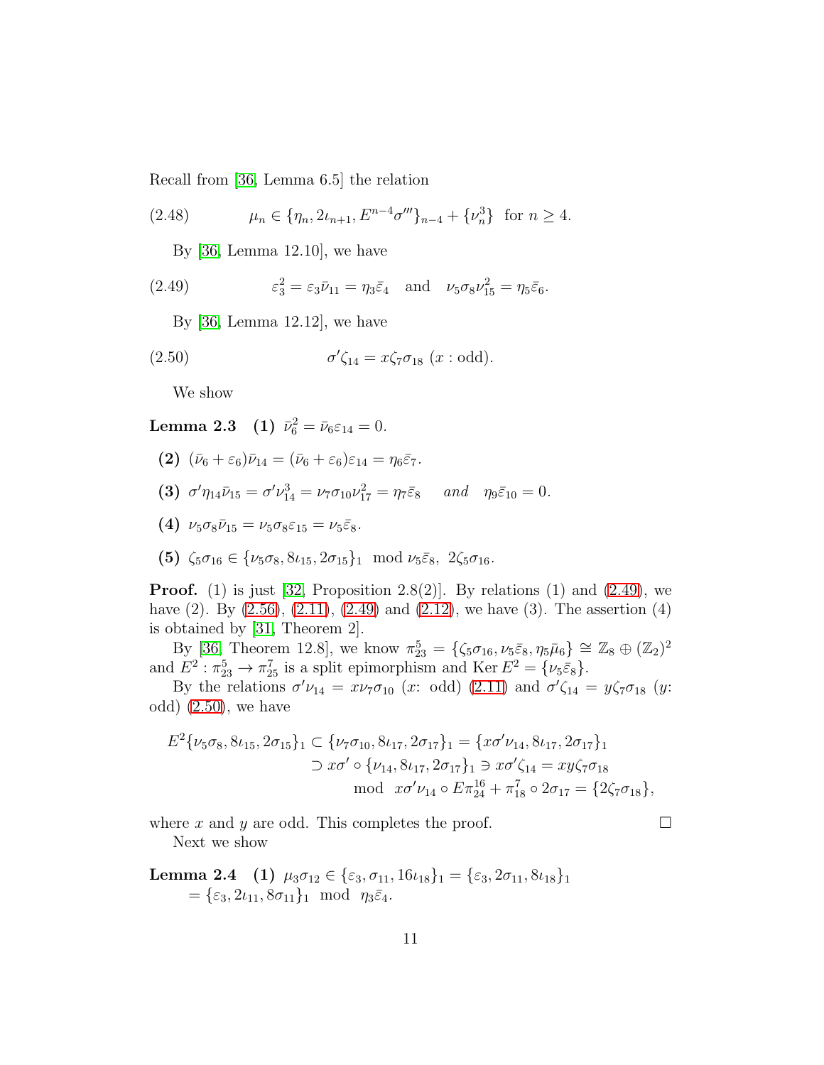Recall from [36, Lemma 6.5] the relation

$$\mu_n \in \{\eta_n, 2\iota_{n+1}, E^{n-4}\sigma'''\}_{n-4} + \{\nu_n^3\} \ \text{ for } n \geq 4. \tag{2.48}$$

By [36, Lemma 12.10], we have

$$\varepsilon_3^2 = \varepsilon_3\bar{\nu}_{11} = \eta_3\bar{\varepsilon}_4 \quad \text{and} \quad \nu_5\sigma_8\nu_{15}^2 = \eta_5\bar{\varepsilon}_6. \tag{2.49}$$

By [36, Lemma 12.12], we have

$$\sigma'\zeta_{14} = x\zeta_7\sigma_{18} \ (x : \text{odd}). \tag{2.50}$$

We show

**Lemma 2.3** **(1)** $\bar{\nu}_6^2 = \bar{\nu}_6\varepsilon_{14} = 0$.

**(2)** $(\bar{\nu}_6 + \varepsilon_6)\bar{\nu}_{14} = (\bar{\nu}_6 + \varepsilon_6)\varepsilon_{14} = \eta_6\bar{\varepsilon}_7$.

**(3)** $\sigma'\eta_{14}\bar{\nu}_{15} = \sigma'\nu_{14}^3 = \nu_7\sigma_{10}\nu_{17}^2 = \eta_7\bar{\varepsilon}_8$ *and* $\eta_9\bar{\varepsilon}_{10} = 0$.

**(4)** $\nu_5\sigma_8\bar{\nu}_{15} = \nu_5\sigma_8\varepsilon_{15} = \nu_5\bar{\varepsilon}_8$.

**(5)** $\zeta_5\sigma_{16} \in \{\nu_5\sigma_8, 8\iota_{15}, 2\sigma_{15}\}_1 \mod \nu_5\bar{\varepsilon}_8,\ 2\zeta_5\sigma_{16}$.

**Proof.** (1) is just [32, Proposition 2.8(2)]. By relations (1) and (2.49), we have (2). By (2.56), (2.11), (2.49) and (2.12), we have (3). The assertion (4) is obtained by [31, Theorem 2].

By [36, Theorem 12.8], we know $\pi_{23}^5 = \{\zeta_5\sigma_{16}, \nu_5\bar{\varepsilon}_8, \eta_5\bar{\mu}_6\} \cong \mathbb{Z}_8 \oplus (\mathbb{Z}_2)^2$ and $E^2 : \pi_{23}^5 \to \pi_{25}^7$ is a split epimorphism and $\operatorname{Ker} E^2 = \{\nu_5\bar{\varepsilon}_8\}$.

By the relations $\sigma'\nu_{14} = x\nu_7\sigma_{10}$ ($x$: odd) (2.11) and $\sigma'\zeta_{14} = y\zeta_7\sigma_{18}$ ($y$: odd) (2.50), we have

$$\begin{aligned}
E^2\{\nu_5\sigma_8, 8\iota_{15}, 2\sigma_{15}\}_1 &\subset \{\nu_7\sigma_{10}, 8\iota_{17}, 2\sigma_{17}\}_1 = \{x\sigma'\nu_{14}, 8\iota_{17}, 2\sigma_{17}\}_1 \\
&\supset x\sigma' \circ \{\nu_{14}, 8\iota_{17}, 2\sigma_{17}\}_1 \ni x\sigma'\zeta_{14} = xy\zeta_7\sigma_{18} \\
&\qquad \mod x\sigma'\nu_{14} \circ E\pi_{24}^{16} + \pi_{18}^7 \circ 2\sigma_{17} = \{2\zeta_7\sigma_{18}\},
\end{aligned}$$

where $x$ and $y$ are odd. This completes the proof. $\square$

Next we show

**Lemma 2.4** **(1)** $\mu_3\sigma_{12} \in \{\varepsilon_3, \sigma_{11}, 16\iota_{18}\}_1 = \{\varepsilon_3, 2\sigma_{11}, 8\iota_{18}\}_1$
$= \{\varepsilon_3, 2\iota_{11}, 8\sigma_{11}\}_1 \mod \eta_3\bar{\varepsilon}_4$.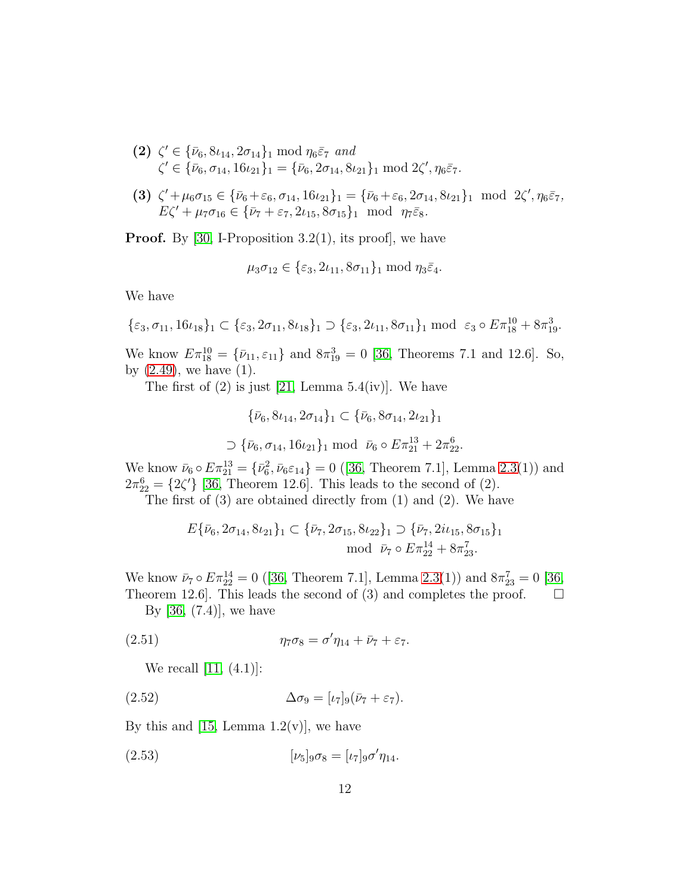**(2)** $\zeta' \in \{\bar\nu_6, 8\iota_{14}, 2\sigma_{14}\}_1 \bmod \eta_6\bar\varepsilon_7$ *and*
$\zeta' \in \{\bar\nu_6, \sigma_{14}, 16\iota_{21}\}_1 = \{\bar\nu_6, 2\sigma_{14}, 8\iota_{21}\}_1 \bmod 2\zeta', \eta_6\bar\varepsilon_7$.

**(3)** $\zeta' + \mu_6\sigma_{15} \in \{\bar\nu_6 + \varepsilon_6, \sigma_{14}, 16\iota_{21}\}_1 = \{\bar\nu_6 + \varepsilon_6, 2\sigma_{14}, 8\iota_{21}\}_1 \bmod 2\zeta', \eta_6\bar\varepsilon_7$,
$E\zeta' + \mu_7\sigma_{16} \in \{\bar\nu_7 + \varepsilon_7, 2\iota_{15}, 8\sigma_{15}\}_1 \bmod \eta_7\bar\varepsilon_8$.

**Proof.** By [30, I-Proposition 3.2(1), its proof], we have

$$\mu_3\sigma_{12} \in \{\varepsilon_3, 2\iota_{11}, 8\sigma_{11}\}_1 \bmod \eta_3\bar\varepsilon_4.$$

We have

$$\{\varepsilon_3, \sigma_{11}, 16\iota_{18}\}_1 \subset \{\varepsilon_3, 2\sigma_{11}, 8\iota_{18}\}_1 \supset \{\varepsilon_3, 2\iota_{11}, 8\sigma_{11}\}_1 \bmod \varepsilon_3 \circ E\pi^{10}_{18} + 8\pi^3_{19}.$$

We know $E\pi^{10}_{18} = \{\bar\nu_{11}, \varepsilon_{11}\}$ and $8\pi^3_{19} = 0$ [36, Theorems 7.1 and 12.6]. So, by (2.49), we have (1).

The first of (2) is just [21, Lemma 5.4(iv)]. We have

$$\{\bar\nu_6, 8\iota_{14}, 2\sigma_{14}\}_1 \subset \{\bar\nu_6, 8\sigma_{14}, 2\iota_{21}\}_1$$
$$\supset \{\bar\nu_6, \sigma_{14}, 16\iota_{21}\}_1 \bmod \bar\nu_6 \circ E\pi^{13}_{21} + 2\pi^6_{22}.$$

We know $\bar\nu_6 \circ E\pi^{13}_{21} = \{\bar\nu_6^2, \bar\nu_6\varepsilon_{14}\} = 0$ ([36, Theorem 7.1], Lemma 2.3(1)) and $2\pi^6_{22} = \{2\zeta'\}$ [36, Theorem 12.6]. This leads to the second of (2).

The first of (3) are obtained directly from (1) and (2). We have

$$E\{\bar\nu_6, 2\sigma_{14}, 8\iota_{21}\}_1 \subset \{\bar\nu_7, 2\sigma_{15}, 8\iota_{22}\}_1 \supset \{\bar\nu_7, 2i\iota_{15}, 8\sigma_{15}\}_1$$
$$\bmod \bar\nu_7 \circ E\pi^{14}_{22} + 8\pi^7_{23}.$$

We know $\bar\nu_7 \circ E\pi^{14}_{22} = 0$ ([36, Theorem 7.1], Lemma 2.3(1)) and $8\pi^7_{23} = 0$ [36, Theorem 12.6]. This leads the second of (3) and completes the proof. $\square$

By [36, (7.4)], we have

$$\eta_7\sigma_8 = \sigma'\eta_{14} + \bar\nu_7 + \varepsilon_7. \tag{2.51}$$

We recall [11, (4.1)]:

$$\Delta\sigma_9 = [\iota_7]_9(\bar\nu_7 + \varepsilon_7). \tag{2.52}$$

By this and [15, Lemma 1.2(v)], we have

$$[\nu_5]_9\sigma_8 = [\iota_7]_9\sigma'\eta_{14}. \tag{2.53}$$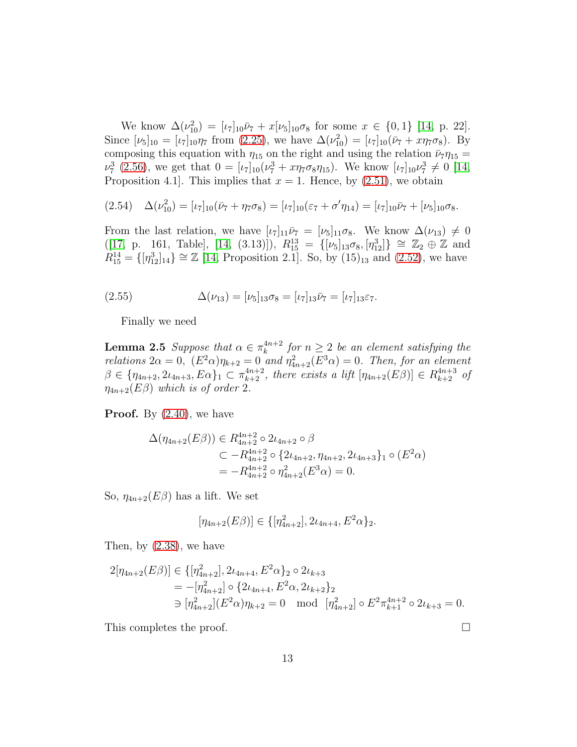We know $\Delta(\nu_{10}^2) = [\iota_7]_{10}\bar{\nu}_7 + x[\nu_5]_{10}\sigma_8$ for some $x \in \{0,1\}$ [14, p. 22]. Since $[\nu_5]_{10} = [\iota_7]_{10}\eta_7$ from (2.25), we have $\Delta(\nu_{10}^2) = [\iota_7]_{10}(\bar{\nu}_7 + x\eta_7\sigma_8)$. By composing this equation with $\eta_{15}$ on the right and using the relation $\bar{\nu}_7\eta_{15} = \nu_7^3$ (2.56), we get that $0 = [\iota_7]_{10}(\nu_7^3 + x\eta_7\sigma_8\eta_{15})$. We know $[\iota_7]_{10}\nu_7^3 \neq 0$ [14, Proposition 4.1]. This implies that $x = 1$. Hence, by (2.51), we obtain

$$(2.54) \quad \Delta(\nu_{10}^2) = [\iota_7]_{10}(\bar{\nu}_7 + \eta_7\sigma_8) = [\iota_7]_{10}(\varepsilon_7 + \sigma'\eta_{14}) = [\iota_7]_{10}\bar{\nu}_7 + [\nu_5]_{10}\sigma_8.$$

From the last relation, we have $[\iota_7]_{11}\bar{\nu}_7 = [\nu_5]_{11}\sigma_8$. We know $\Delta(\nu_{13}) \neq 0$ ([17, p. 161, Table], [14, (3.13)]), $R_{15}^{13} = \{[\nu_5]_{13}\sigma_8, [\eta_{12}^3]\} \cong \mathbb{Z}_2 \oplus \mathbb{Z}$ and $R_{15}^{14} = \{[\eta_{12}^3]_{14}\} \cong \mathbb{Z}$ [14, Proposition 2.1]. So, by $(15)_{13}$ and (2.52), we have

$$(2.55) \qquad \Delta(\nu_{13}) = [\nu_5]_{13}\sigma_8 = [\iota_7]_{13}\bar{\nu}_7 = [\iota_7]_{13}\varepsilon_7.$$

Finally we need

**Lemma 2.5** *Suppose that $\alpha \in \pi_k^{4n+2}$ for $n \geq 2$ be an element satisfying the relations $2\alpha = 0$, $(E^2\alpha)\eta_{k+2} = 0$ and $\eta_{4n+2}^2(E^3\alpha) = 0$. Then, for an element $\beta \in \{\eta_{4n+2}, 2\iota_{4n+3}, E\alpha\}_1 \subset \pi_{k+2}^{4n+2}$, there exists a lift $[\eta_{4n+2}(E\beta)] \in R_{k+2}^{4n+3}$ of $\eta_{4n+2}(E\beta)$ which is of order 2.*

**Proof.** By (2.40), we have

$$\begin{aligned}
\Delta(\eta_{4n+2}(E\beta)) &\in R_{4n+2}^{4n+2} \circ 2\iota_{4n+2} \circ \beta \\
&\subset -R_{4n+2}^{4n+2} \circ \{2\iota_{4n+2}, \eta_{4n+2}, 2\iota_{4n+3}\}_1 \circ (E^2\alpha) \\
&= -R_{4n+2}^{4n+2} \circ \eta_{4n+2}^2(E^3\alpha) = 0.
\end{aligned}$$

So, $\eta_{4n+2}(E\beta)$ has a lift. We set

$$[\eta_{4n+2}(E\beta)] \in \{[\eta_{4n+2}^2], 2\iota_{4n+4}, E^2\alpha\}_2.$$

Then, by (2.38), we have

$$\begin{aligned}
2[\eta_{4n+2}(E\beta)] &\in \{[\eta_{4n+2}^2], 2\iota_{4n+4}, E^2\alpha\}_2 \circ 2\iota_{k+3} \\
&= -[\eta_{4n+2}^2] \circ \{2\iota_{4n+4}, E^2\alpha, 2\iota_{k+2}\}_2 \\
&\ni [\eta_{4n+2}^2](E^2\alpha)\eta_{k+2} = 0 \mod [\eta_{4n+2}^2] \circ E^2\pi_{k+1}^{4n+2} \circ 2\iota_{k+3} = 0.
\end{aligned}$$

This completes the proof. $\square$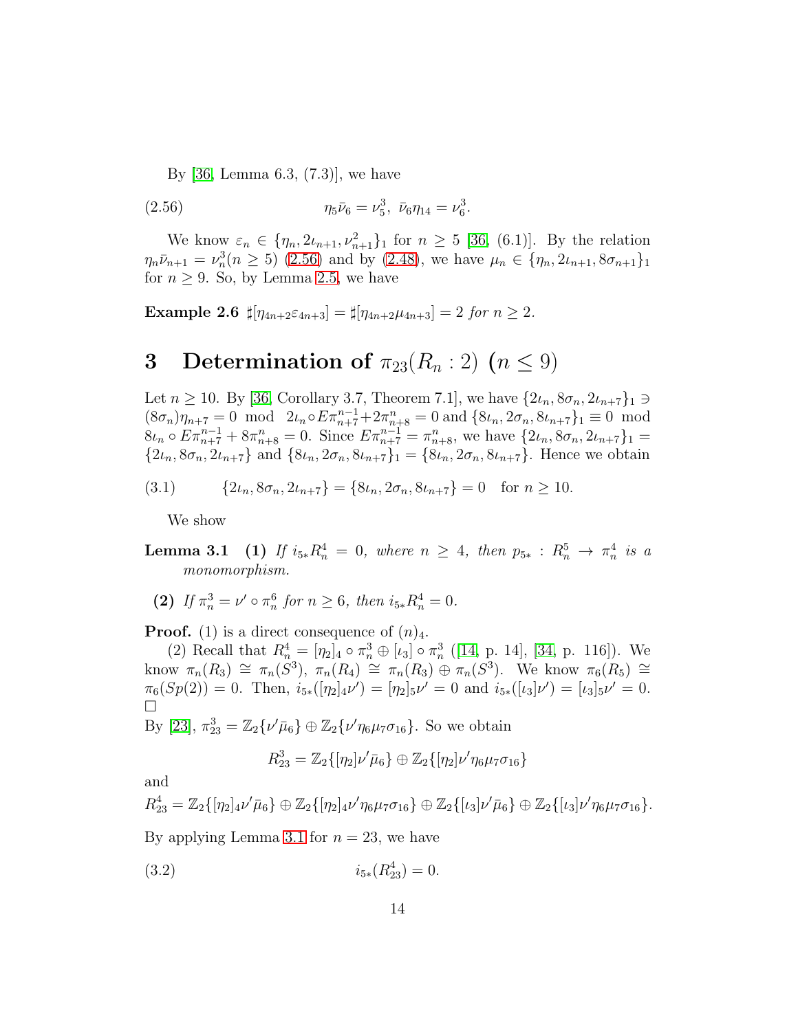By [36, Lemma 6.3, (7.3)], we have

$$\eta_5\bar{\nu}_6 = \nu_5^3,\ \bar{\nu}_6\eta_{14} = \nu_6^3. \tag{2.56}$$

We know $\varepsilon_n \in \{\eta_n, 2\iota_{n+1}, \nu_{n+1}^2\}_1$ for $n \geq 5$ [36, (6.1)]. By the relation $\eta_n\bar{\nu}_{n+1} = \nu_n^3 (n \geq 5)$ (2.56) and by (2.48), we have $\mu_n \in \{\eta_n, 2\iota_{n+1}, 8\sigma_{n+1}\}_1$ for $n \geq 9$. So, by Lemma 2.5, we have

**Example 2.6** $\sharp[\eta_{4n+2}\varepsilon_{4n+3}] = \sharp[\eta_{4n+2}\mu_{4n+3}] = 2$ *for* $n \geq 2$.

# 3 Determination of $\pi_{23}(R_n : 2)$ $(n \leq 9)$

Let $n \geq 10$. By [36, Corollary 3.7, Theorem 7.1], we have $\{2\iota_n, 8\sigma_n, 2\iota_{n+7}\}_1 \ni (8\sigma_n)\eta_{n+7} = 0 \mod 2\iota_n \circ E\pi_{n+7}^{n-1} + 2\pi_{n+8}^n = 0$ and $\{8\iota_n, 2\sigma_n, 8\iota_{n+7}\}_1 \equiv 0 \mod 8\iota_n \circ E\pi_{n+7}^{n-1} + 8\pi_{n+8}^n = 0$. Since $E\pi_{n+7}^{n-1} = \pi_{n+8}^n$, we have $\{2\iota_n, 8\sigma_n, 2\iota_{n+7}\}_1 = \{2\iota_n, 8\sigma_n, 2\iota_{n+7}\}$ and $\{8\iota_n, 2\sigma_n, 8\iota_{n+7}\}_1 = \{8\iota_n, 2\sigma_n, 8\iota_{n+7}\}$. Hence we obtain

$$\{2\iota_n, 8\sigma_n, 2\iota_{n+7}\} = \{8\iota_n, 2\sigma_n, 8\iota_{n+7}\} = 0 \quad \text{for } n \geq 10. \tag{3.1}$$

We show

**Lemma 3.1** **(1)** *If* $i_{5*}R_n^4 = 0$, *where* $n \geq 4$, *then* $p_{5*} : R_n^5 \to \pi_n^4$ *is a monomorphism.*

**(2)** *If* $\pi_n^3 = \nu' \circ \pi_n^6$ *for* $n \geq 6$, *then* $i_{5*}R_n^4 = 0$.

**Proof.** (1) is a direct consequence of $(n)_4$.

(2) Recall that $R_n^4 = [\eta_2]_4 \circ \pi_n^3 \oplus [\iota_3] \circ \pi_n^3$ ([14, p. 14], [34, p. 116]). We know $\pi_n(R_3) \cong \pi_n(S^3)$, $\pi_n(R_4) \cong \pi_n(R_3) \oplus \pi_n(S^3)$. We know $\pi_6(R_5) \cong \pi_6(Sp(2)) = 0$. Then, $i_{5*}([\eta_2]_4\nu') = [\eta_2]_5\nu' = 0$ and $i_{5*}([\iota_3]\nu') = [\iota_3]_5\nu' = 0$. □

By [23], $\pi_{23}^3 = \mathbb{Z}_2\{\nu'\bar{\mu}_6\} \oplus \mathbb{Z}_2\{\nu'\eta_6\mu_7\sigma_{16}\}$. So we obtain

$$R_{23}^3 = \mathbb{Z}_2\{[\eta_2]\nu'\bar{\mu}_6\} \oplus \mathbb{Z}_2\{[\eta_2]\nu'\eta_6\mu_7\sigma_{16}\}$$

and

$$R_{23}^4 = \mathbb{Z}_2\{[\eta_2]_4\nu'\bar{\mu}_6\} \oplus \mathbb{Z}_2\{[\eta_2]_4\nu'\eta_6\mu_7\sigma_{16}\} \oplus \mathbb{Z}_2\{[\iota_3]\nu'\bar{\mu}_6\} \oplus \mathbb{Z}_2\{[\iota_3]\nu'\eta_6\mu_7\sigma_{16}\}.$$

By applying Lemma 3.1 for $n = 23$, we have

$$i_{5*}(R_{23}^4) = 0. \tag{3.2}$$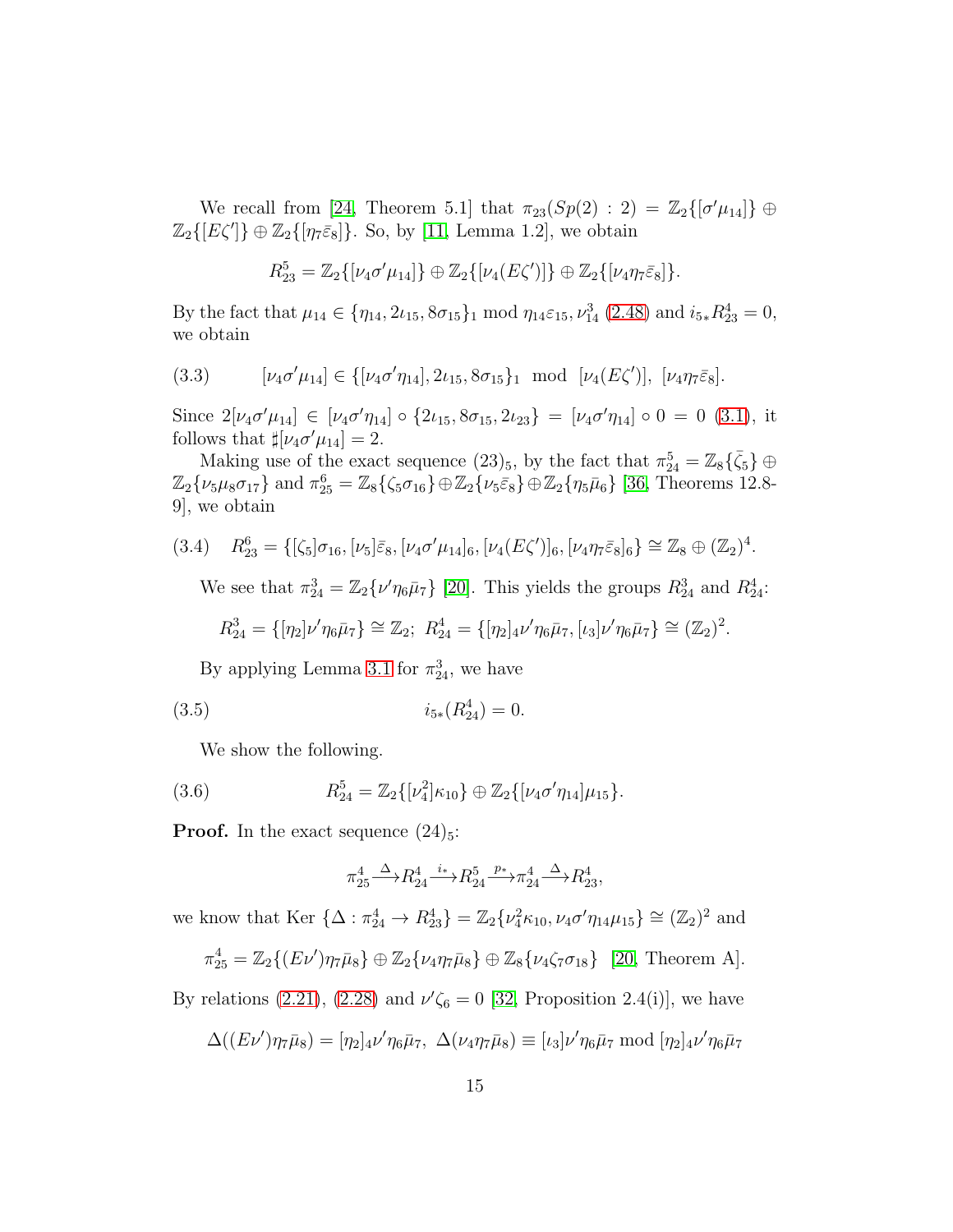We recall from [24, Theorem 5.1] that $\pi_{23}(Sp(2):2) = \mathbb{Z}_2\{[\sigma'\mu_{14}]\} \oplus \mathbb{Z}_2\{[E\zeta']\} \oplus \mathbb{Z}_2\{[\eta_7\bar{\varepsilon}_8]\}$. So, by [11, Lemma 1.2], we obtain

$$R^5_{23} = \mathbb{Z}_2\{[\nu_4\sigma'\mu_{14}]\} \oplus \mathbb{Z}_2\{[\nu_4(E\zeta')]\} \oplus \mathbb{Z}_2\{[\nu_4\eta_7\bar{\varepsilon}_8]\}.$$

By the fact that $\mu_{14} \in \{\eta_{14}, 2\iota_{15}, 8\sigma_{15}\}_1 \bmod \eta_{14}\varepsilon_{15}, \nu^3_{14}$ (2.48) and $i_{5*}R^4_{23} = 0$, we obtain

$$(3.3) \qquad [\nu_4\sigma'\mu_{14}] \in \{[\nu_4\sigma'\eta_{14}], 2\iota_{15}, 8\sigma_{15}\}_1 \bmod [\nu_4(E\zeta')],\ [\nu_4\eta_7\bar{\varepsilon}_8].$$

Since $2[\nu_4\sigma'\mu_{14}] \in [\nu_4\sigma'\eta_{14}] \circ \{2\iota_{15}, 8\sigma_{15}, 2\iota_{23}\} = [\nu_4\sigma'\eta_{14}] \circ 0 = 0$ (3.1), it follows that $\sharp[\nu_4\sigma'\mu_{14}] = 2$.

Making use of the exact sequence $(23)_5$, by the fact that $\pi^5_{24} = \mathbb{Z}_8\{\bar{\zeta}_5\} \oplus \mathbb{Z}_2\{\nu_5\mu_8\sigma_{17}\}$ and $\pi^6_{25} = \mathbb{Z}_8\{\zeta_5\sigma_{16}\} \oplus \mathbb{Z}_2\{\nu_5\bar{\varepsilon}_8\} \oplus \mathbb{Z}_2\{\eta_5\bar{\mu}_6\}$ [36, Theorems 12.8-9], we obtain

$$(3.4) \quad R^6_{23} = \{[\zeta_5]\sigma_{16}, [\nu_5]\bar{\varepsilon}_8, [\nu_4\sigma'\mu_{14}]_6, [\nu_4(E\zeta')]_6, [\nu_4\eta_7\bar{\varepsilon}_8]_6\} \cong \mathbb{Z}_8 \oplus (\mathbb{Z}_2)^4.$$

We see that $\pi^3_{24} = \mathbb{Z}_2\{\nu'\eta_6\bar{\mu}_7\}$ [20]. This yields the groups $R^3_{24}$ and $R^4_{24}$:

$$R^3_{24} = \{[\eta_2]\nu'\eta_6\bar{\mu}_7\} \cong \mathbb{Z}_2;\ R^4_{24} = \{[\eta_2]_4\nu'\eta_6\bar{\mu}_7, [\iota_3]\nu'\eta_6\bar{\mu}_7\} \cong (\mathbb{Z}_2)^2.$$

By applying Lemma 3.1 for $\pi^3_{24}$, we have

$$(3.5) \qquad i_{5*}(R^4_{24}) = 0.$$

We show the following.

$$(3.6) \qquad R^5_{24} = \mathbb{Z}_2\{[\nu^2_4]\kappa_{10}\} \oplus \mathbb{Z}_2\{[\nu_4\sigma'\eta_{14}]\mu_{15}\}.$$

**Proof.** In the exact sequence $(24)_5$:

$$\pi^4_{25} \xrightarrow{\Delta} R^4_{24} \xrightarrow{i_*} R^5_{24} \xrightarrow{p_*} \pi^4_{24} \xrightarrow{\Delta} R^4_{23},$$

we know that $\mathrm{Ker}\,\{\Delta : \pi^4_{24} \to R^4_{23}\} = \mathbb{Z}_2\{\nu^2_4\kappa_{10}, \nu_4\sigma'\eta_{14}\mu_{15}\} \cong (\mathbb{Z}_2)^2$ and

$$\pi^4_{25} = \mathbb{Z}_2\{(E\nu')\eta_7\bar{\mu}_8\} \oplus \mathbb{Z}_2\{\nu_4\eta_7\bar{\mu}_8\} \oplus \mathbb{Z}_8\{\nu_4\zeta_7\sigma_{18}\} \quad [20, \text{Theorem A}].$$

By relations (2.21), (2.28) and $\nu'\zeta_6 = 0$ [32, Proposition 2.4(i)], we have

$$\Delta((E\nu')\eta_7\bar{\mu}_8) = [\eta_2]_4\nu'\eta_6\bar{\mu}_7,\ \Delta(\nu_4\eta_7\bar{\mu}_8) \equiv [\iota_3]\nu'\eta_6\bar{\mu}_7 \bmod [\eta_2]_4\nu'\eta_6\bar{\mu}_7$$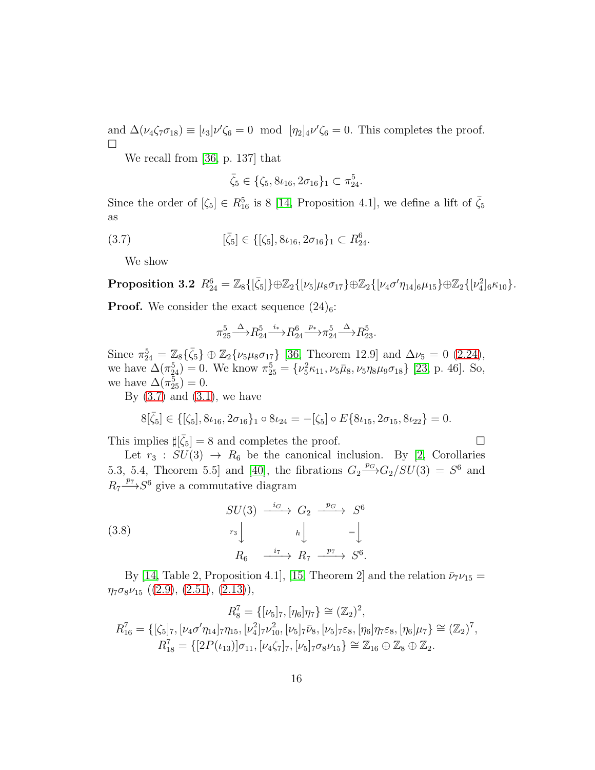and $\Delta(\nu_4\zeta_7\sigma_{18}) \equiv [\iota_3]\nu'\zeta_6 = 0 \mod [\eta_2]_4\nu'\zeta_6 = 0$. This completes the proof. □

We recall from [36, p. 137] that

$$\bar{\zeta}_5 \in \{\zeta_5, 8\iota_{16}, 2\sigma_{16}\}_1 \subset \pi^5_{24}.$$

Since the order of $[\zeta_5] \in R^5_{16}$ is 8 [14, Proposition 4.1], we define a lift of $\bar{\zeta}_5$ as

$$[\bar{\zeta}_5] \in \{[\zeta_5], 8\iota_{16}, 2\sigma_{16}\}_1 \subset R^6_{24}. \tag{3.7}$$

We show

**Proposition 3.2** $R^6_{24} = \mathbb{Z}_8\{[\bar{\zeta}_5]\} \oplus \mathbb{Z}_2\{[\nu_5]\mu_8\sigma_{17}\} \oplus \mathbb{Z}_2\{[\nu_4\sigma'\eta_{14}]_6\mu_{15}\} \oplus \mathbb{Z}_2\{[\nu_4^2]_6\kappa_{10}\}$.

**Proof.** We consider the exact sequence $(24)_6$:

$$\pi^5_{25} \xrightarrow{\Delta} R^5_{24} \xrightarrow{i_*} R^6_{24} \xrightarrow{p_*} \pi^5_{24} \xrightarrow{\Delta} R^5_{23}.$$

Since $\pi^5_{24} = \mathbb{Z}_8\{\bar{\zeta}_5\} \oplus \mathbb{Z}_2\{\nu_5\mu_8\sigma_{17}\}$ [36, Theorem 12.9] and $\Delta\nu_5 = 0$ (2.24), we have $\Delta(\pi^5_{24}) = 0$. We know $\pi^5_{25} = \{\nu_5^2\kappa_{11}, \nu_5\bar{\mu}_8, \nu_5\eta_8\mu_9\sigma_{18}\}$ [23, p. 46]. So, we have $\Delta(\pi^5_{25}) = 0$.

By (3.7) and (3.1), we have

$$8[\bar{\zeta}_5] \in \{[\zeta_5], 8\iota_{16}, 2\sigma_{16}\}_1 \circ 8\iota_{24} = -[\zeta_5] \circ E\{8\iota_{15}, 2\sigma_{15}, 8\iota_{22}\} = 0.$$

This implies $\sharp[\bar{\zeta}_5] = 8$ and completes the proof. □

Let $r_3 : SU(3) \to R_6$ be the canonical inclusion. By [2, Corollaries 5.3, 5.4, Theorem 5.5] and [40], the fibrations $G_2 \xrightarrow{p_G} G_2/SU(3) = S^6$ and $R_7 \xrightarrow{p_7} S^6$ give a commutative diagram

$$\begin{array}{ccccc} SU(3) & \xrightarrow{i_G} & G_2 & \xrightarrow{p_G} & S^6 \\ {\scriptstyle r_3}\downarrow & & {\scriptstyle h}\downarrow & & {\scriptstyle =}\downarrow \\ R_6 & \xrightarrow{i_7} & R_7 & \xrightarrow{p_7} & S^6. \end{array} \tag{3.8}$$

By [14, Table 2, Proposition 4.1], [15, Theorem 2] and the relation $\bar{\nu}_7\nu_{15} = \eta_7\sigma_8\nu_{15}$ ((2.9), (2.51), (2.13)),

$$R^7_8 = \{[\nu_5]_7, [\eta_6]\eta_7\} \cong (\mathbb{Z}_2)^2,$$
$$R^7_{16} = \{[\zeta_5]_7, [\nu_4\sigma'\eta_{14}]_7\eta_{15}, [\nu_4^2]_7\nu_{10}^2, [\nu_5]_7\bar{\nu}_8, [\nu_5]_7\varepsilon_8, [\eta_6]\eta_7\varepsilon_8, [\eta_6]\mu_7\} \cong (\mathbb{Z}_2)^7,$$
$$R^7_{18} = \{[2P(\iota_{13})]\sigma_{11}, [\nu_4\zeta_7]_7, [\nu_5]_7\sigma_8\nu_{15}\} \cong \mathbb{Z}_{16} \oplus \mathbb{Z}_8 \oplus \mathbb{Z}_2.$$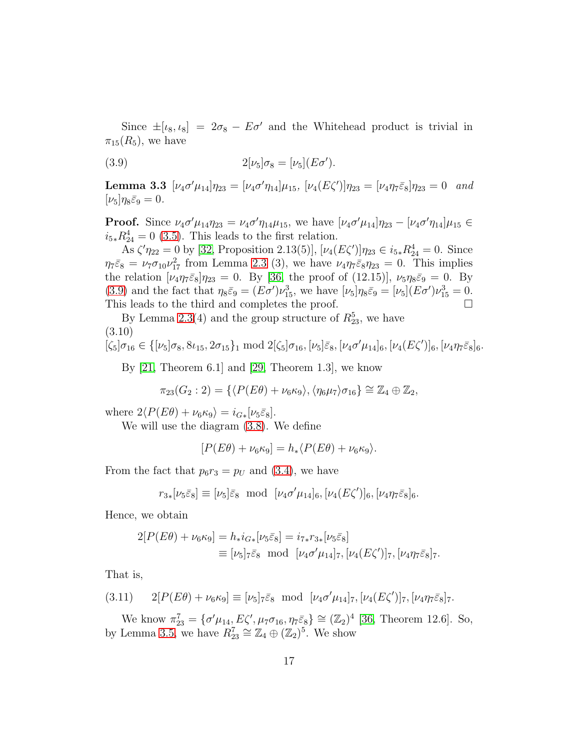Since $\pm[\iota_8, \iota_8] = 2\sigma_8 - E\sigma'$ and the Whitehead product is trivial in $\pi_{15}(R_5)$, we have

$$2[\nu_5]\sigma_8 = [\nu_5](E\sigma'). \tag{3.9}$$

**Lemma 3.3** *$[\nu_4\sigma'\mu_{14}]\eta_{23} = [\nu_4\sigma'\eta_{14}]\mu_{15}$, $[\nu_4(E\zeta')]\eta_{23} = [\nu_4\eta_7\bar{\varepsilon}_8]\eta_{23} = 0$ and $[\nu_5]\eta_8\bar{\varepsilon}_9 = 0$.*

**Proof.** Since $\nu_4\sigma'\mu_{14}\eta_{23} = \nu_4\sigma'\eta_{14}\mu_{15}$, we have $[\nu_4\sigma'\mu_{14}]\eta_{23} - [\nu_4\sigma'\eta_{14}]\mu_{15} \in i_{5*}R^4_{24} = 0$ (3.5). This leads to the first relation.

As $\zeta'\eta_{22} = 0$ by [32, Proposition 2.13(5)], $[\nu_4(E\zeta')]\eta_{23} \in i_{5*}R^4_{24} = 0$. Since $\eta_7\bar{\varepsilon}_8 = \nu_7\sigma_{10}\nu^2_{17}$ from Lemma 2.3 (3), we have $\nu_4\eta_7\bar{\varepsilon}_8\eta_{23} = 0$. This implies the relation $[\nu_4\eta_7\bar{\varepsilon}_8]\eta_{23} = 0$. By [36, the proof of (12.15)], $\nu_5\eta_8\bar{\varepsilon}_9 = 0$. By (3.9) and the fact that $\eta_8\bar{\varepsilon}_9 = (E\sigma')\nu^3_{15}$, we have $[\nu_5]\eta_8\bar{\varepsilon}_9 = [\nu_5](E\sigma')\nu^3_{15} = 0$. This leads to the third and completes the proof. $\square$

By Lemma 2.3(4) and the group structure of $R^5_{23}$, we have

$$[\zeta_5]\sigma_{16} \in \{[\nu_5]\sigma_8, 8\iota_{15}, 2\sigma_{15}\}_1 \bmod 2[\zeta_5]\sigma_{16}, [\nu_5]\bar{\varepsilon}_8, [\nu_4\sigma'\mu_{14}]_6, [\nu_4(E\zeta')]_6, [\nu_4\eta_7\bar{\varepsilon}_8]_6. \tag{3.10}$$

By [21, Theorem 6.1] and [29, Theorem 1.3], we know

$$\pi_{23}(G_2 : 2) = \{\langle P(E\theta) + \nu_6\kappa_9\rangle, \langle\eta_6\mu_7\rangle\sigma_{16}\} \cong \mathbb{Z}_4 \oplus \mathbb{Z}_2,$$

where $2\langle P(E\theta) + \nu_6\kappa_9\rangle = i_{G*}[\nu_5\bar{\varepsilon}_8]$.

We will use the diagram (3.8). We define

$$[P(E\theta) + \nu_6\kappa_9] = h_*\langle P(E\theta) + \nu_6\kappa_9\rangle.$$

From the fact that $p_6r_3 = p_U$ and (3.4), we have

$$r_{3*}[\nu_5\bar{\varepsilon}_8] \equiv [\nu_5]\bar{\varepsilon}_8 \bmod [\nu_4\sigma'\mu_{14}]_6, [\nu_4(E\zeta')]_6, [\nu_4\eta_7\bar{\varepsilon}_8]_6.$$

Hence, we obtain

$$\begin{aligned}2[P(E\theta) + \nu_6\kappa_9] &= h_*i_{G*}[\nu_5\bar{\varepsilon}_8] = i_{7*}r_{3*}[\nu_5\bar{\varepsilon}_8] \\ &\equiv [\nu_5]_7\bar{\varepsilon}_8 \bmod [\nu_4\sigma'\mu_{14}]_7, [\nu_4(E\zeta')]_7, [\nu_4\eta_7\bar{\varepsilon}_8]_7.\end{aligned}$$

That is,

$$2[P(E\theta) + \nu_6\kappa_9] \equiv [\nu_5]_7\bar{\varepsilon}_8 \bmod [\nu_4\sigma'\mu_{14}]_7, [\nu_4(E\zeta')]_7, [\nu_4\eta_7\bar{\varepsilon}_8]_7. \tag{3.11}$$

We know $\pi^7_{23} = \{\sigma'\mu_{14}, E\zeta', \mu_7\sigma_{16}, \eta_7\bar{\varepsilon}_8\} \cong (\mathbb{Z}_2)^4$ [36, Theorem 12.6]. So, by Lemma 3.5, we have $R^7_{23} \cong \mathbb{Z}_4 \oplus (\mathbb{Z}_2)^5$. We show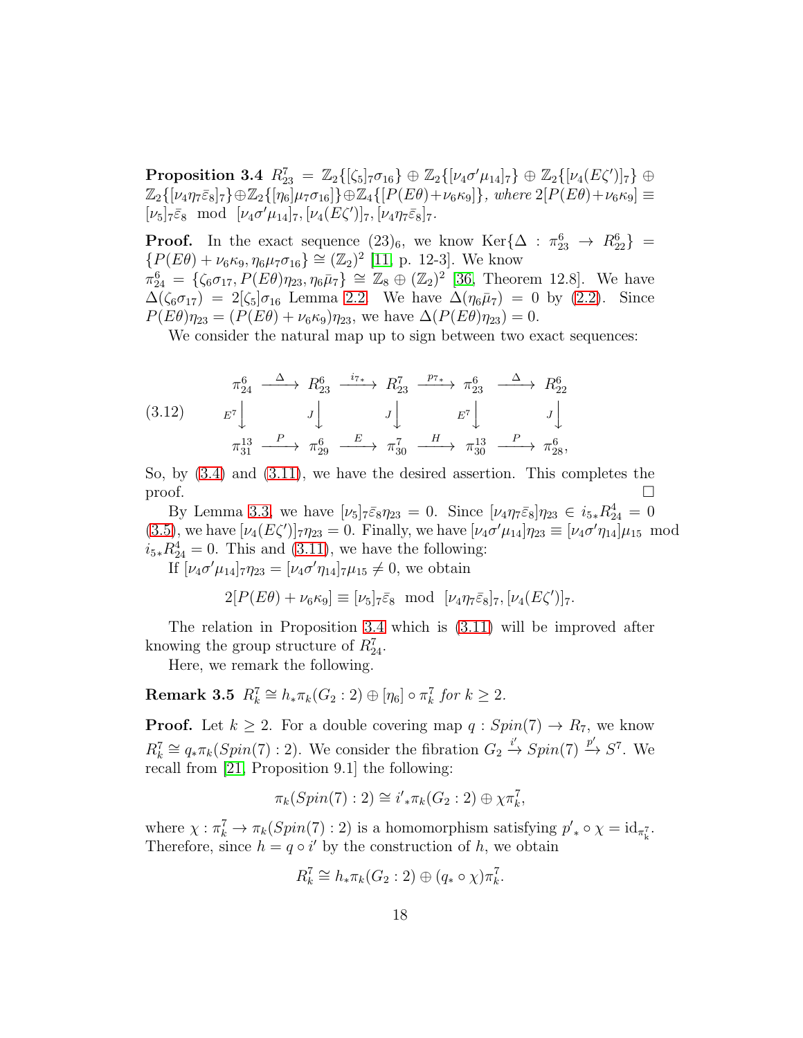**Proposition 3.4** *$R^7_{23} = \mathbb{Z}_2\{[\zeta_5]_7\sigma_{16}\} \oplus \mathbb{Z}_2\{[\nu_4\sigma'\mu_{14}]_7\} \oplus \mathbb{Z}_2\{[\nu_4(E\zeta')]_7\} \oplus \mathbb{Z}_2\{[\nu_4\eta_7\bar{\varepsilon}_8]_7\} \oplus \mathbb{Z}_2\{[\eta_6]\mu_7\sigma_{16}]\} \oplus \mathbb{Z}_4\{[P(E\theta)+\nu_6\kappa_9]\}$, where $2[P(E\theta)+\nu_6\kappa_9] \equiv [\nu_5]_7\bar{\varepsilon}_8 \mod [\nu_4\sigma'\mu_{14}]_7, [\nu_4(E\zeta')]_7, [\nu_4\eta_7\bar{\varepsilon}_8]_7$.*

**Proof.** In the exact sequence $(23)_6$, we know $\mathrm{Ker}\{\Delta : \pi^6_{23} \to R^6_{22}\} = \{P(E\theta) + \nu_6\kappa_9, \eta_6\mu_7\sigma_{16}\} \cong (\mathbb{Z}_2)^2$ [11, p. 12-3]. We know $\pi^6_{24} = \{\zeta_6\sigma_{17}, P(E\theta)\eta_{23}, \eta_6\bar{\mu}_7\} \cong \mathbb{Z}_8 \oplus (\mathbb{Z}_2)^2$ [36, Theorem 12.8]. We have $\Delta(\zeta_6\sigma_{17}) = 2[\zeta_5]\sigma_{16}$ Lemma 2.2. We have $\Delta(\eta_6\bar{\mu}_7) = 0$ by (2.2). Since $P(E\theta)\eta_{23} = (P(E\theta) + \nu_6\kappa_9)\eta_{23}$, we have $\Delta(P(E\theta)\eta_{23}) = 0$.

We consider the natural map up to sign between two exact sequences:

$$
(3.12)\qquad
\begin{array}{ccccccccc}
\pi^6_{24} & \xrightarrow{\Delta} & R^6_{23} & \xrightarrow{i_{7*}} & R^7_{23} & \xrightarrow{p_{7*}} & \pi^6_{23} & \xrightarrow{\Delta} & R^6_{22} \\
{\scriptstyle E^7}\downarrow & & {\scriptstyle J}\downarrow & & {\scriptstyle J}\downarrow & & {\scriptstyle E^7}\downarrow & & {\scriptstyle J}\downarrow \\
\pi^{13}_{31} & \xrightarrow{P} & \pi^6_{29} & \xrightarrow{E} & \pi^7_{30} & \xrightarrow{H} & \pi^{13}_{30} & \xrightarrow{P} & \pi^6_{28},
\end{array}
$$

So, by (3.4) and (3.11), we have the desired assertion. This completes the proof. $\square$

By Lemma 3.3, we have $[\nu_5]_7\bar{\varepsilon}_8\eta_{23} = 0$. Since $[\nu_4\eta_7\bar{\varepsilon}_8]\eta_{23} \in i_{5*}R^4_{24} = 0$ (3.5), we have $[\nu_4(E\zeta')]_7\eta_{23} = 0$. Finally, we have $[\nu_4\sigma'\mu_{14}]\eta_{23} \equiv [\nu_4\sigma'\eta_{14}]\mu_{15} \mod i_{5*}R^4_{24} = 0$. This and (3.11), we have the following:

If $[\nu_4\sigma'\mu_{14}]_7\eta_{23} = [\nu_4\sigma'\eta_{14}]_7\mu_{15} \neq 0$, we obtain

$$2[P(E\theta) + \nu_6\kappa_9] \equiv [\nu_5]_7\bar{\varepsilon}_8 \mod [\nu_4\eta_7\bar{\varepsilon}_8]_7, [\nu_4(E\zeta')]_7.$$

The relation in Proposition 3.4 which is (3.11) will be improved after knowing the group structure of $R^7_{24}$.

Here, we remark the following.

**Remark 3.5** *$R^7_k \cong h_*\pi_k(G_2 : 2) \oplus [\eta_6] \circ \pi^7_k$ for $k \geq 2$.*

**Proof.** Let $k \geq 2$. For a double covering map $q : Spin(7) \to R_7$, we know $R^7_k \cong q_*\pi_k(Spin(7) : 2)$. We consider the fibration $G_2 \xrightarrow{i'} Spin(7) \xrightarrow{p'} S^7$. We recall from [21, Proposition 9.1] the following:

$$\pi_k(Spin(7) : 2) \cong i'_*\pi_k(G_2 : 2) \oplus \chi\pi^7_k,$$

where $\chi : \pi^7_k \to \pi_k(Spin(7) : 2)$ is a homomorphism satisfying $p'_* \circ \chi = \mathrm{id}_{\pi^7_k}$. Therefore, since $h = q \circ i'$ by the construction of $h$, we obtain

$$R^7_k \cong h_*\pi_k(G_2 : 2) \oplus (q_* \circ \chi)\pi^7_k.$$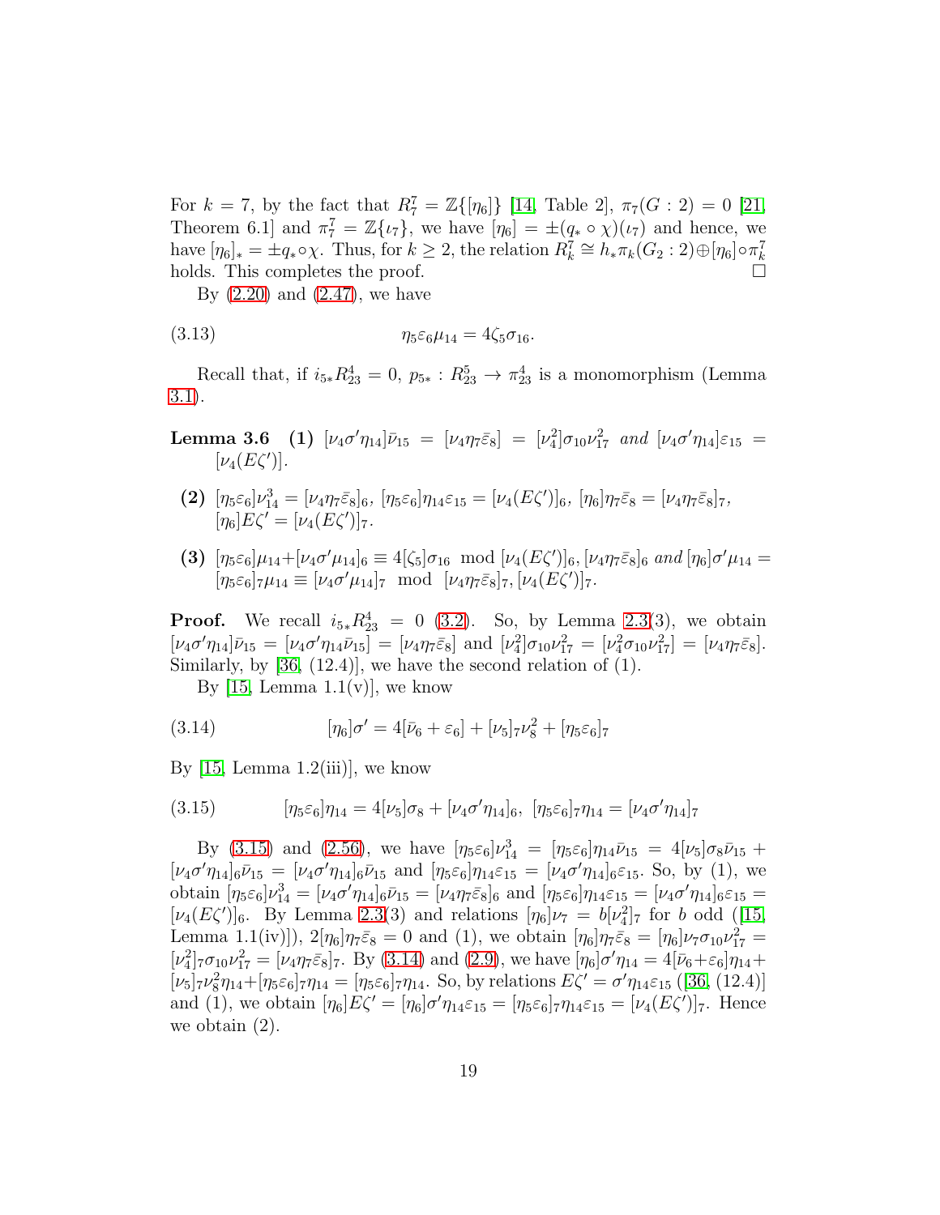For $k = 7$, by the fact that $R^7_7 = \mathbb{Z}\{[\eta_6]\}$ [14, Table 2], $\pi_7(G : 2) = 0$ [21, Theorem 6.1] and $\pi^7_7 = \mathbb{Z}\{\iota_7\}$, we have $[\eta_6] = \pm(q_* \circ \chi)(\iota_7)$ and hence, we have $[\eta_6]_* = \pm q_* \circ \chi$. Thus, for $k \geq 2$, the relation $R^7_k \cong h_*\pi_k(G_2 : 2) \oplus [\eta_6] \circ \pi^7_k$ holds. This completes the proof. □

By (2.20) and (2.47), we have

$$\eta_5\varepsilon_6\mu_{14} = 4\zeta_5\sigma_{16}. \tag{3.13}$$

Recall that, if $i_{5*}R^4_{23} = 0$, $p_{5*} : R^5_{23} \to \pi^4_{23}$ is a monomorphism (Lemma 3.1).

**Lemma 3.6** **(1)** $[\nu_4\sigma'\eta_{14}]\bar{\nu}_{15} = [\nu_4\eta_7\bar{\varepsilon}_8] = [\nu^2_4]\sigma_{10}\nu^2_{17}$ *and* $[\nu_4\sigma'\eta_{14}]\varepsilon_{15} = [\nu_4(E\zeta')]$.

**(2)** $[\eta_5\varepsilon_6]\nu^3_{14} = [\nu_4\eta_7\bar{\varepsilon}_8]_6$, $[\eta_5\varepsilon_6]\eta_{14}\varepsilon_{15} = [\nu_4(E\zeta')]_6$, $[\eta_6]\eta_7\bar{\varepsilon}_8 = [\nu_4\eta_7\bar{\varepsilon}_8]_7$, $[\eta_6]E\zeta' = [\nu_4(E\zeta')]_7$.

**(3)** $[\eta_5\varepsilon_6]\mu_{14}+[\nu_4\sigma'\mu_{14}]_6 \equiv 4[\zeta_5]\sigma_{16} \mod [\nu_4(E\zeta')]_6, [\nu_4\eta_7\bar{\varepsilon}_8]_6$ *and* $[\eta_6]\sigma'\mu_{14} = [\eta_5\varepsilon_6]_7\mu_{14} \equiv [\nu_4\sigma'\mu_{14}]_7 \mod [\nu_4\eta_7\bar{\varepsilon}_8]_7, [\nu_4(E\zeta')]_7$.

**Proof.** We recall $i_{5*}R^4_{23} = 0$ (3.2). So, by Lemma 2.3(3), we obtain $[\nu_4\sigma'\eta_{14}]\bar{\nu}_{15} = [\nu_4\sigma'\eta_{14}\bar{\nu}_{15}] = [\nu_4\eta_7\bar{\varepsilon}_8]$ and $[\nu^2_4]\sigma_{10}\nu^2_{17} = [\nu^2_4\sigma_{10}\nu^2_{17}] = [\nu_4\eta_7\bar{\varepsilon}_8]$. Similarly, by [36, (12.4)], we have the second relation of (1).

By [15, Lemma 1.1(v)], we know

$$[\eta_6]\sigma' = 4[\bar{\nu}_6 + \varepsilon_6] + [\nu_5]_7\nu^2_8 + [\eta_5\varepsilon_6]_7 \tag{3.14}$$

By [15, Lemma 1.2(iii)], we know

$$[\eta_5\varepsilon_6]\eta_{14} = 4[\nu_5]\sigma_8 + [\nu_4\sigma'\eta_{14}]_6,\ [\eta_5\varepsilon_6]_7\eta_{14} = [\nu_4\sigma'\eta_{14}]_7 \tag{3.15}$$

By (3.15) and (2.56), we have $[\eta_5\varepsilon_6]\nu^3_{14} = [\eta_5\varepsilon_6]\eta_{14}\bar{\nu}_{15} = 4[\nu_5]\sigma_8\bar{\nu}_{15} + [\nu_4\sigma'\eta_{14}]_6\bar{\nu}_{15} = [\nu_4\sigma'\eta_{14}]_6\bar{\nu}_{15}$ and $[\eta_5\varepsilon_6]\eta_{14}\varepsilon_{15} = [\nu_4\sigma'\eta_{14}]_6\varepsilon_{15}$. So, by (1), we obtain $[\eta_5\varepsilon_6]\nu^3_{14} = [\nu_4\sigma'\eta_{14}]_6\bar{\nu}_{15} = [\nu_4\eta_7\bar{\varepsilon}_8]_6$ and $[\eta_5\varepsilon_6]\eta_{14}\varepsilon_{15} = [\nu_4\sigma'\eta_{14}]_6\varepsilon_{15} = [\nu_4(E\zeta')]_6$. By Lemma 2.3(3) and relations $[\eta_6]\nu_7 = b[\nu^2_4]_7$ for $b$ odd ([15, Lemma 1.1(iv)]), $2[\eta_6]\eta_7\bar{\varepsilon}_8 = 0$ and (1), we obtain $[\eta_6]\eta_7\bar{\varepsilon}_8 = [\eta_6]\nu_7\sigma_{10}\nu^2_{17} = [\nu^2_4]_7\sigma_{10}\nu^2_{17} = [\nu_4\eta_7\bar{\varepsilon}_8]_7$. By (3.14) and (2.9), we have $[\eta_6]\sigma'\eta_{14} = 4[\bar{\nu}_6+\varepsilon_6]\eta_{14}+[\nu_5]_7\nu^2_8\eta_{14}+[\eta_5\varepsilon_6]_7\eta_{14} = [\eta_5\varepsilon_6]_7\eta_{14}$. So, by relations $E\zeta' = \sigma'\eta_{14}\varepsilon_{15}$ ([36, (12.4)] and (1), we obtain $[\eta_6]E\zeta' = [\eta_6]\sigma'\eta_{14}\varepsilon_{15} = [\eta_5\varepsilon_6]_7\eta_{14}\varepsilon_{15} = [\nu_4(E\zeta')]_7$. Hence we obtain (2).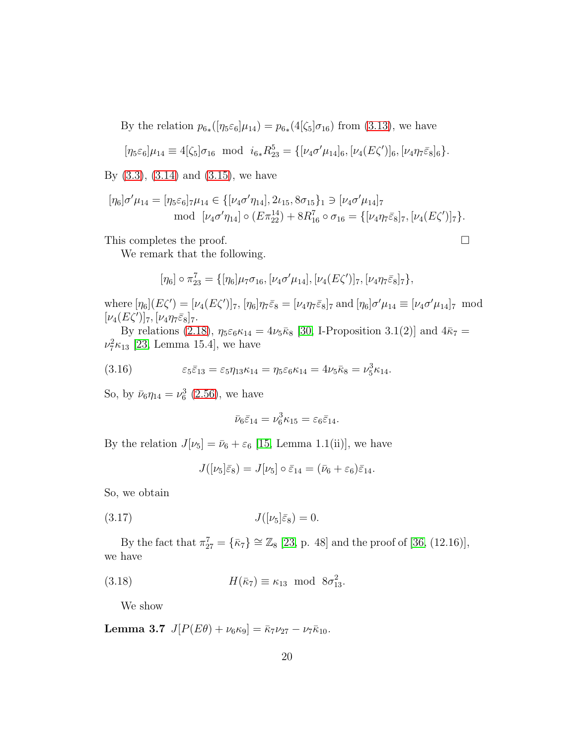By the relation $p_{6*}([\eta_5\varepsilon_6]\mu_{14}) = p_{6*}(4[\zeta_5]\sigma_{16})$ from (3.13), we have

$$[\eta_5\varepsilon_6]\mu_{14} \equiv 4[\zeta_5]\sigma_{16} \mod i_{6*}R^5_{23} = \{[\nu_4\sigma'\mu_{14}]_6, [\nu_4(E\zeta')]_6, [\nu_4\eta_7\bar{\varepsilon}_8]_6\}.$$

By (3.3), (3.14) and (3.15), we have

$$[\eta_6]\sigma'\mu_{14} = [\eta_5\varepsilon_6]_7\mu_{14} \in \{[\nu_4\sigma'\eta_{14}], 2\iota_{15}, 8\sigma_{15}\}_1 \ni [\nu_4\sigma'\mu_{14}]_7$$
$$\mod [\nu_4\sigma'\eta_{14}] \circ (E\pi^{14}_{22}) + 8R^7_{16} \circ \sigma_{16} = \{[\nu_4\eta_7\bar{\varepsilon}_8]_7, [\nu_4(E\zeta')]_7\}.$$

This completes the proof. $\square$

We remark that the following.

$$[\eta_6] \circ \pi^7_{23} = \{[\eta_6]\mu_7\sigma_{16}, [\nu_4\sigma'\mu_{14}], [\nu_4(E\zeta')]_7, [\nu_4\eta_7\bar{\varepsilon}_8]_7\},$$

where $[\eta_6](E\zeta') = [\nu_4(E\zeta')]_7$, $[\eta_6]\eta_7\bar{\varepsilon}_8 = [\nu_4\eta_7\bar{\varepsilon}_8]_7$ and $[\eta_6]\sigma'\mu_{14} \equiv [\nu_4\sigma'\mu_{14}]_7 \mod [\nu_4(E\zeta')]_7, [\nu_4\eta_7\bar{\varepsilon}_8]_7$.

By relations (2.18), $\eta_5\varepsilon_6\kappa_{14} = 4\nu_5\bar{\kappa}_8$ [30, I-Proposition 3.1(2)] and $4\bar{\kappa}_7 = \nu^2_7\kappa_{13}$ [23, Lemma 15.4], we have

$$\varepsilon_5\bar{\varepsilon}_{13} = \varepsilon_5\eta_{13}\kappa_{14} = \eta_5\varepsilon_6\kappa_{14} = 4\nu_5\bar{\kappa}_8 = \nu^3_5\kappa_{14}. \tag{3.16}$$

So, by $\bar{\nu}_6\eta_{14} = \nu^3_6$ (2.56), we have

$$\bar{\nu}_6\bar{\varepsilon}_{14} = \nu^3_6\kappa_{15} = \varepsilon_6\bar{\varepsilon}_{14}.$$

By the relation $J[\nu_5] = \bar{\nu}_6 + \varepsilon_6$ [15, Lemma 1.1(ii)], we have

$$J([\nu_5]\bar{\varepsilon}_8) = J[\nu_5] \circ \bar{\varepsilon}_{14} = (\bar{\nu}_6 + \varepsilon_6)\bar{\varepsilon}_{14}.$$

So, we obtain

$$J([\nu_5]\bar{\varepsilon}_8) = 0. \tag{3.17}$$

By the fact that $\pi^7_{27} = \{\bar{\kappa}_7\} \cong \mathbb{Z}_8$ [23, p. 48] and the proof of [36, (12.16)], we have

$$H(\bar{\kappa}_7) \equiv \kappa_{13} \mod 8\sigma^2_{13}. \tag{3.18}$$

We show

**Lemma 3.7** $J[P(E\theta) + \nu_6\kappa_9] = \bar{\kappa}_7\nu_{27} - \nu_7\bar{\kappa}_{10}$.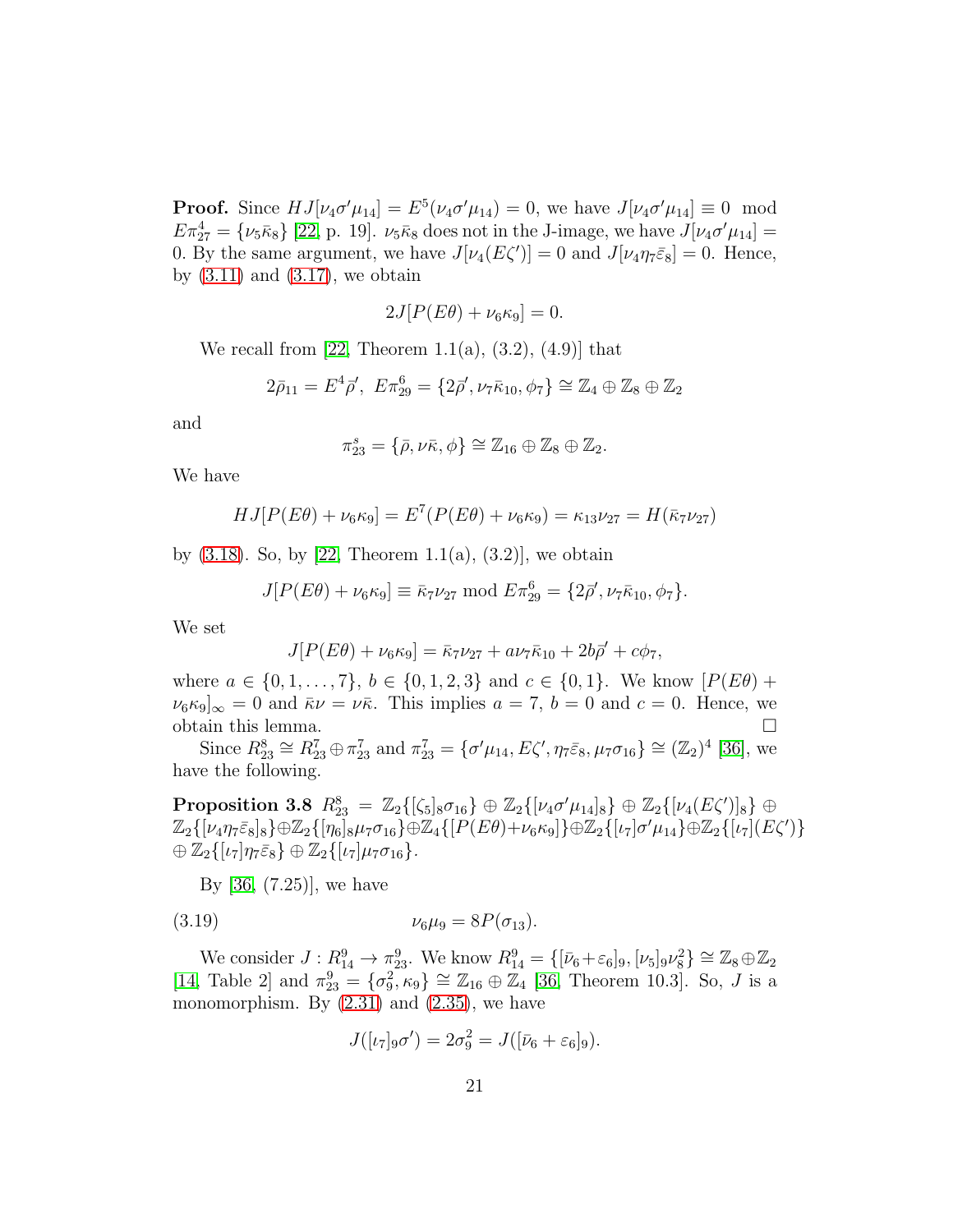**Proof.** Since $HJ[\nu_4\sigma'\mu_{14}] = E^5(\nu_4\sigma'\mu_{14}) = 0$, we have $J[\nu_4\sigma'\mu_{14}] \equiv 0 \mod E\pi^4_{27} = \{\nu_5\bar{\kappa}_8\}$ [22, p. 19]. $\nu_5\bar{\kappa}_8$ does not in the J-image, we have $J[\nu_4\sigma'\mu_{14}] = 0$. By the same argument, we have $J[\nu_4(E\zeta')] = 0$ and $J[\nu_4\eta_7\bar{\varepsilon}_8] = 0$. Hence, by (3.11) and (3.17), we obtain

$$2J[P(E\theta) + \nu_6\kappa_9] = 0.$$

We recall from [22, Theorem 1.1(a), (3.2), (4.9)] that

$$2\bar{\rho}_{11} = E^4\bar{\rho}',\ E\pi^6_{29} = \{2\bar{\rho}', \nu_7\bar{\kappa}_{10}, \phi_7\} \cong \mathbb{Z}_4 \oplus \mathbb{Z}_8 \oplus \mathbb{Z}_2$$

and

$$\pi^s_{23} = \{\bar{\rho}, \nu\bar{\kappa}, \phi\} \cong \mathbb{Z}_{16} \oplus \mathbb{Z}_8 \oplus \mathbb{Z}_2.$$

We have

$$HJ[P(E\theta) + \nu_6\kappa_9] = E^7(P(E\theta) + \nu_6\kappa_9) = \kappa_{13}\nu_{27} = H(\bar{\kappa}_7\nu_{27})$$

by (3.18). So, by [22, Theorem 1.1(a), (3.2)], we obtain

$$J[P(E\theta) + \nu_6\kappa_9] \equiv \bar{\kappa}_7\nu_{27} \bmod E\pi^6_{29} = \{2\bar{\rho}', \nu_7\bar{\kappa}_{10}, \phi_7\}.$$

We set

$$J[P(E\theta) + \nu_6\kappa_9] = \bar{\kappa}_7\nu_{27} + a\nu_7\bar{\kappa}_{10} + 2b\bar{\rho}' + c\phi_7,$$

where $a \in \{0, 1, \ldots, 7\}$, $b \in \{0, 1, 2, 3\}$ and $c \in \{0, 1\}$. We know $[P(E\theta) + \nu_6\kappa_9]_\infty = 0$ and $\bar{\kappa}\nu = \nu\bar{\kappa}$. This implies $a = 7$, $b = 0$ and $c = 0$. Hence, we obtain this lemma. □

Since $R^8_{23} \cong R^7_{23} \oplus \pi^7_{23}$ and $\pi^7_{23} = \{\sigma'\mu_{14}, E\zeta', \eta_7\bar{\varepsilon}_8, \mu_7\sigma_{16}\} \cong (\mathbb{Z}_2)^4$ [36], we have the following.

**Proposition 3.8** $R^8_{23} = \mathbb{Z}_2\{[\zeta_5]_8\sigma_{16}\} \oplus \mathbb{Z}_2\{[\nu_4\sigma'\mu_{14}]_8\} \oplus \mathbb{Z}_2\{[\nu_4(E\zeta')]_8\} \oplus \mathbb{Z}_2\{[\nu_4\eta_7\bar{\varepsilon}_8]_8\} \oplus \mathbb{Z}_2\{[\eta_6]_8\mu_7\sigma_{16}\} \oplus \mathbb{Z}_4\{[P(E\theta)+\nu_6\kappa_9]\} \oplus \mathbb{Z}_2\{[\iota_7]\sigma'\mu_{14}\} \oplus \mathbb{Z}_2\{[\iota_7](E\zeta')\} \oplus \mathbb{Z}_2\{[\iota_7]\eta_7\bar{\varepsilon}_8\} \oplus \mathbb{Z}_2\{[\iota_7]\mu_7\sigma_{16}\}$.

By [36, (7.25)], we have

$$\nu_6\mu_9 = 8P(\sigma_{13}). \tag{3.19}$$

We consider $J : R^9_{14} \to \pi^9_{23}$. We know $R^9_{14} = \{[\bar{\nu}_6 + \varepsilon_6]_9, [\nu_5]_9\nu^2_8\} \cong \mathbb{Z}_8 \oplus \mathbb{Z}_2$ [14, Table 2] and $\pi^9_{23} = \{\sigma^2_9, \kappa_9\} \cong \mathbb{Z}_{16} \oplus \mathbb{Z}_4$ [36, Theorem 10.3]. So, $J$ is a monomorphism. By (2.31) and (2.35), we have

$$J([\iota_7]_9\sigma') = 2\sigma^2_9 = J([\bar{\nu}_6 + \varepsilon_6]_9).$$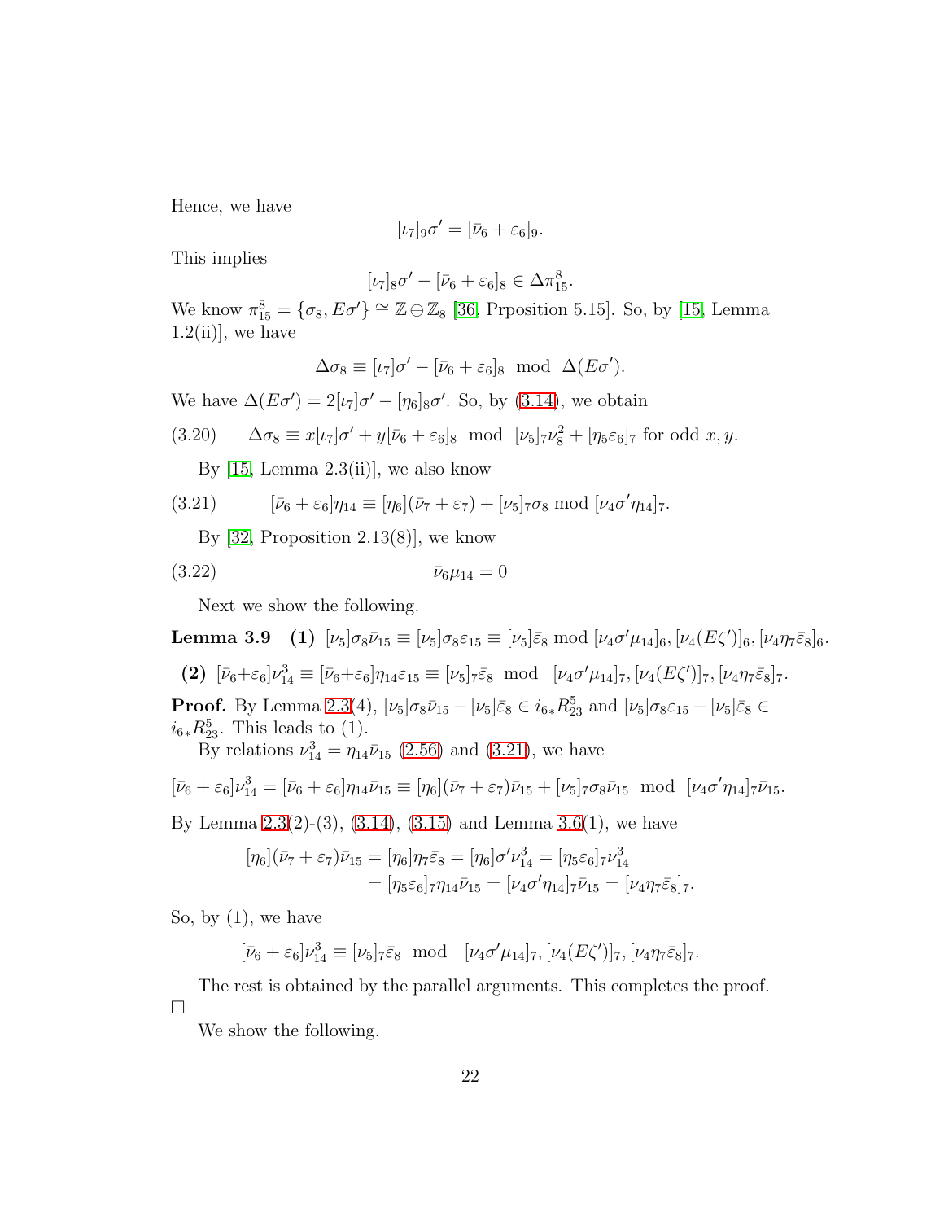Hence, we have

$$[\iota_7]_9\sigma' = [\bar{\nu}_6 + \varepsilon_6]_9.$$

This implies

$$[\iota_7]_8\sigma' - [\bar{\nu}_6 + \varepsilon_6]_8 \in \Delta\pi^8_{15}.$$

We know $\pi^8_{15} = \{\sigma_8, E\sigma'\} \cong \mathbb{Z} \oplus \mathbb{Z}_8$ [36, Prposition 5.15]. So, by [15, Lemma 1.2(ii)], we have

$$\Delta\sigma_8 \equiv [\iota_7]\sigma' - [\bar{\nu}_6 + \varepsilon_6]_8 \mod \Delta(E\sigma').$$

We have $\Delta(E\sigma') = 2[\iota_7]\sigma' - [\eta_6]_8\sigma'$. So, by (3.14), we obtain

$$\Delta\sigma_8 \equiv x[\iota_7]\sigma' + y[\bar{\nu}_6 + \varepsilon_6]_8 \mod [\nu_5]_7\nu_8^2 + [\eta_5\varepsilon_6]_7 \text{ for odd } x, y. \tag{3.20}$$

By [15, Lemma 2.3(ii)], we also know

$$[\bar{\nu}_6 + \varepsilon_6]\eta_{14} \equiv [\eta_6](\bar{\nu}_7 + \varepsilon_7) + [\nu_5]_7\sigma_8 \bmod [\nu_4\sigma'\eta_{14}]_7. \tag{3.21}$$

By [32, Proposition 2.13(8)], we know

$$\bar{\nu}_6\mu_{14} = 0 \tag{3.22}$$

Next we show the following.

**Lemma 3.9** **(1)** $[\nu_5]\sigma_8\bar{\nu}_{15} \equiv [\nu_5]\sigma_8\varepsilon_{15} \equiv [\nu_5]\bar{\varepsilon}_8 \bmod [\nu_4\sigma'\mu_{14}]_6, [\nu_4(E\zeta')]_6, [\nu_4\eta_7\bar{\varepsilon}_8]_6$.

**(2)** $[\bar{\nu}_6+\varepsilon_6]\nu_{14}^3 \equiv [\bar{\nu}_6+\varepsilon_6]\eta_{14}\varepsilon_{15} \equiv [\nu_5]_7\bar{\varepsilon}_8 \mod [\nu_4\sigma'\mu_{14}]_7, [\nu_4(E\zeta')]_7, [\nu_4\eta_7\bar{\varepsilon}_8]_7$.

**Proof.** By Lemma 2.3(4), $[\nu_5]\sigma_8\bar{\nu}_{15} - [\nu_5]\bar{\varepsilon}_8 \in i_{6*}R^5_{23}$ and $[\nu_5]\sigma_8\varepsilon_{15} - [\nu_5]\bar{\varepsilon}_8 \in i_{6*}R^5_{23}$. This leads to (1).

By relations $\nu_{14}^3 = \eta_{14}\bar{\nu}_{15}$ (2.56) and (3.21), we have

$$[\bar{\nu}_6 + \varepsilon_6]\nu_{14}^3 = [\bar{\nu}_6 + \varepsilon_6]\eta_{14}\bar{\nu}_{15} \equiv [\eta_6](\bar{\nu}_7 + \varepsilon_7)\bar{\nu}_{15} + [\nu_5]_7\sigma_8\bar{\nu}_{15} \mod [\nu_4\sigma'\eta_{14}]_7\bar{\nu}_{15}.$$

By Lemma 2.3(2)-(3), (3.14), (3.15) and Lemma 3.6(1), we have

$$\begin{aligned}[\eta_6](\bar{\nu}_7 + \varepsilon_7)\bar{\nu}_{15} &= [\eta_6]\eta_7\bar{\varepsilon}_8 = [\eta_6]\sigma'\nu_{14}^3 = [\eta_5\varepsilon_6]_7\nu_{14}^3 \\ &= [\eta_5\varepsilon_6]_7\eta_{14}\bar{\nu}_{15} = [\nu_4\sigma'\eta_{14}]_7\bar{\nu}_{15} = [\nu_4\eta_7\bar{\varepsilon}_8]_7.\end{aligned}$$

So, by (1), we have

$$[\bar{\nu}_6 + \varepsilon_6]\nu_{14}^3 \equiv [\nu_5]_7\bar{\varepsilon}_8 \mod [\nu_4\sigma'\mu_{14}]_7, [\nu_4(E\zeta')]_7, [\nu_4\eta_7\bar{\varepsilon}_8]_7.$$

The rest is obtained by the parallel arguments. This completes the proof. □

We show the following.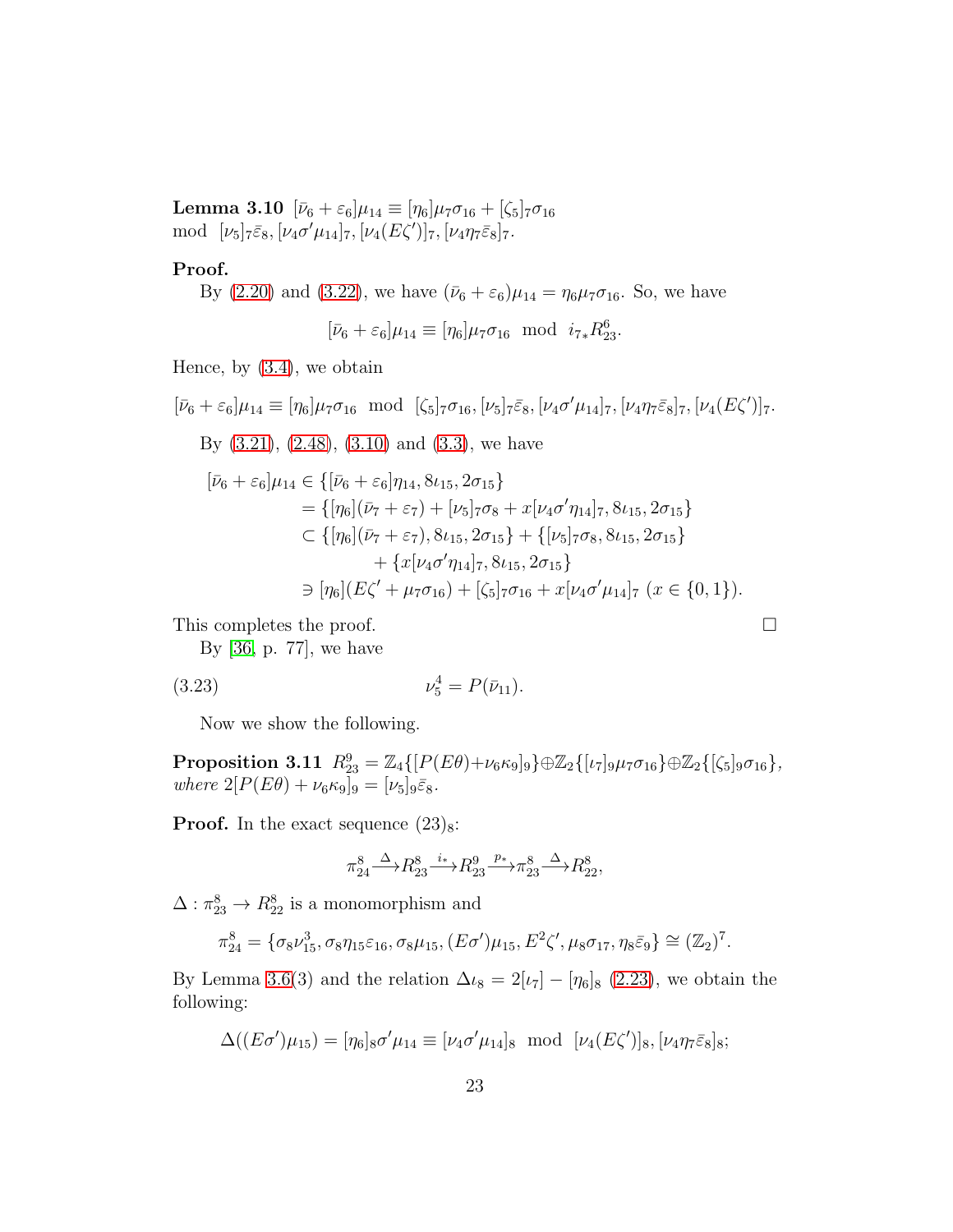**Lemma 3.10** $[\bar{\nu}_6+\varepsilon_6]\mu_{14} \equiv [\eta_6]\mu_7\sigma_{16} + [\zeta_5]_7\sigma_{16}$ mod $[\nu_5]_7\bar{\varepsilon}_8, [\nu_4\sigma'\mu_{14}]_7, [\nu_4(E\zeta')]_7, [\nu_4\eta_7\bar{\varepsilon}_8]_7$.

**Proof.**

By (2.20) and (3.22), we have $(\bar{\nu}_6+\varepsilon_6)\mu_{14} = \eta_6\mu_7\sigma_{16}$. So, we have

$$[\bar{\nu}_6+\varepsilon_6]\mu_{14} \equiv [\eta_6]\mu_7\sigma_{16} \mod i_{7*}R^6_{23}.$$

Hence, by (3.4), we obtain

$$[\bar{\nu}_6+\varepsilon_6]\mu_{14} \equiv [\eta_6]\mu_7\sigma_{16} \mod [\zeta_5]_7\sigma_{16}, [\nu_5]_7\bar{\varepsilon}_8, [\nu_4\sigma'\mu_{14}]_7, [\nu_4\eta_7\bar{\varepsilon}_8]_7, [\nu_4(E\zeta')]_7.$$

By (3.21), (2.48), (3.10) and (3.3), we have

$$\begin{aligned}
[\bar{\nu}_6+\varepsilon_6]\mu_{14} &\in \{[\bar{\nu}_6+\varepsilon_6]\eta_{14}, 8\iota_{15}, 2\sigma_{15}\} \\
&= \{[\eta_6](\bar{\nu}_7+\varepsilon_7)+[\nu_5]_7\sigma_8 + x[\nu_4\sigma'\eta_{14}]_7, 8\iota_{15}, 2\sigma_{15}\} \\
&\subset \{[\eta_6](\bar{\nu}_7+\varepsilon_7), 8\iota_{15}, 2\sigma_{15}\} + \{[\nu_5]_7\sigma_8, 8\iota_{15}, 2\sigma_{15}\} \\
&\qquad + \{x[\nu_4\sigma'\eta_{14}]_7, 8\iota_{15}, 2\sigma_{15}\} \\
&\ni [\eta_6](E\zeta'+\mu_7\sigma_{16}) + [\zeta_5]_7\sigma_{16} + x[\nu_4\sigma'\mu_{14}]_7 \ (x\in\{0,1\}).
\end{aligned}$$

This completes the proof. □

By [36, p. 77], we have

$$\nu_5^4 = P(\bar{\nu}_{11}). \tag{3.23}$$

Now we show the following.

**Proposition 3.11** $R^9_{23} = \mathbb{Z}_4\{[P(E\theta)+\nu_6\kappa_9]_9\}\oplus\mathbb{Z}_2\{[\iota_7]_9\mu_7\sigma_{16}\}\oplus\mathbb{Z}_2\{[\zeta_5]_9\sigma_{16}\}$, *where* $2[P(E\theta)+\nu_6\kappa_9]_9 = [\nu_5]_9\bar{\varepsilon}_8$.

**Proof.** In the exact sequence $(23)_8$:

$$\pi^8_{24} \xrightarrow{\Delta} R^8_{23} \xrightarrow{i_*} R^9_{23} \xrightarrow{p_*} \pi^8_{23} \xrightarrow{\Delta} R^8_{22},$$

$\Delta : \pi^8_{23} \to R^8_{22}$ is a monomorphism and

$$\pi^8_{24} = \{\sigma_8\nu^3_{15}, \sigma_8\eta_{15}\varepsilon_{16}, \sigma_8\mu_{15}, (E\sigma')\mu_{15}, E^2\zeta', \mu_8\sigma_{17}, \eta_8\bar{\varepsilon}_9\} \cong (\mathbb{Z}_2)^7.$$

By Lemma 3.6(3) and the relation $\Delta\iota_8 = 2[\iota_7]-[\eta_6]_8$ (2.23), we obtain the following:

$$\Delta((E\sigma')\mu_{15}) = [\eta_6]_8\sigma'\mu_{14} \equiv [\nu_4\sigma'\mu_{14}]_8 \mod [\nu_4(E\zeta')]_8, [\nu_4\eta_7\bar{\varepsilon}_8]_8;$$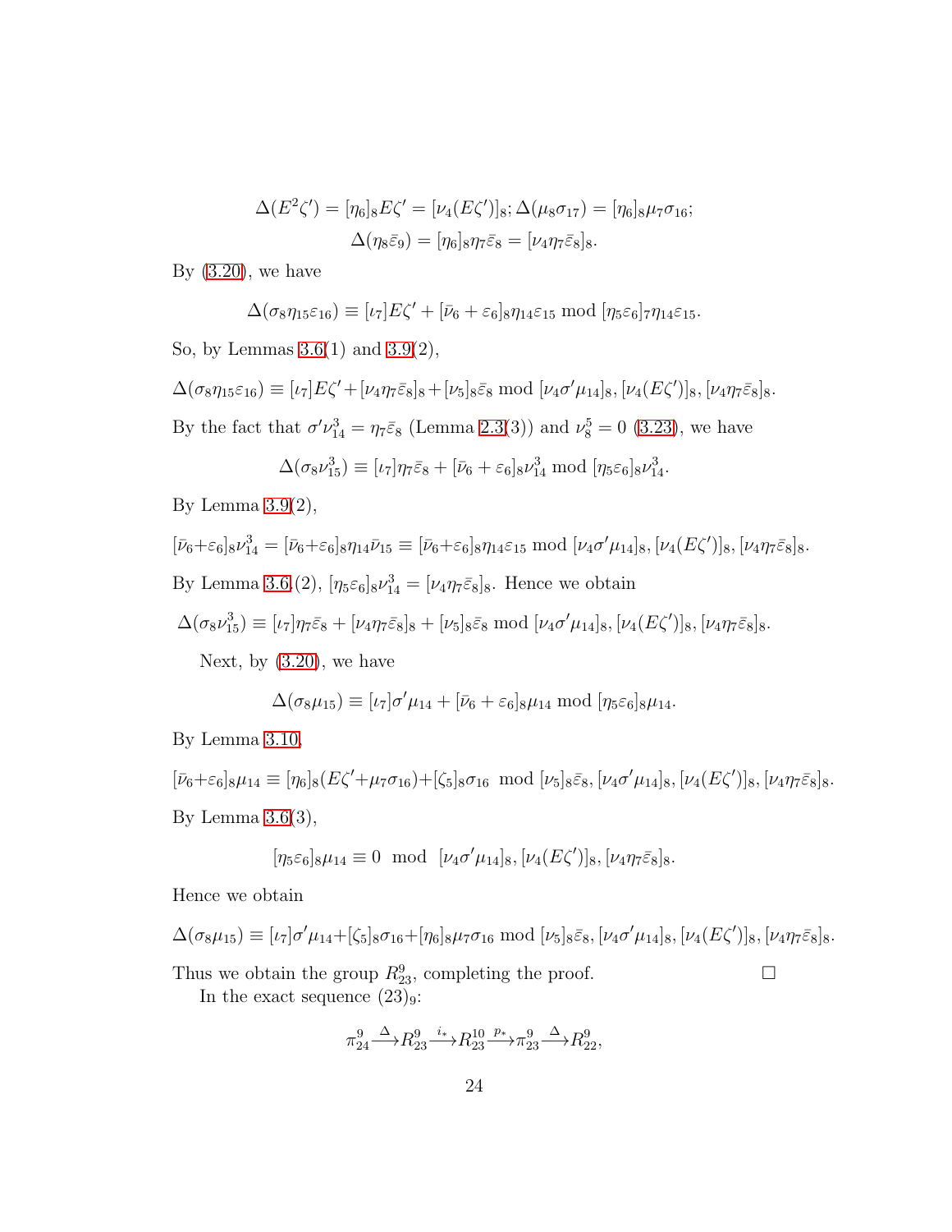$$\Delta(E^2\zeta') = [\eta_6]_8 E\zeta' = [\nu_4(E\zeta')]_8; \Delta(\mu_8\sigma_{17}) = [\eta_6]_8\mu_7\sigma_{16};$$
$$\Delta(\eta_8\bar{\varepsilon}_9) = [\eta_6]_8\eta_7\bar{\varepsilon}_8 = [\nu_4\eta_7\bar{\varepsilon}_8]_8.$$

By (3.20), we have

$$\Delta(\sigma_8\eta_{15}\varepsilon_{16}) \equiv [\iota_7]E\zeta' + [\bar{\nu}_6 + \varepsilon_6]_8\eta_{14}\varepsilon_{15} \bmod [\eta_5\varepsilon_6]_7\eta_{14}\varepsilon_{15}.$$

So, by Lemmas 3.6(1) and 3.9(2),

$$\Delta(\sigma_8\eta_{15}\varepsilon_{16}) \equiv [\iota_7]E\zeta' + [\nu_4\eta_7\bar{\varepsilon}_8]_8 + [\nu_5]_8\bar{\varepsilon}_8 \bmod [\nu_4\sigma'\mu_{14}]_8, [\nu_4(E\zeta')]_8, [\nu_4\eta_7\bar{\varepsilon}_8]_8.$$

By the fact that $\sigma'\nu_{14}^3 = \eta_7\bar{\varepsilon}_8$ (Lemma 2.3(3)) and $\nu_8^5 = 0$ (3.23), we have

$$\Delta(\sigma_8\nu_{15}^3) \equiv [\iota_7]\eta_7\bar{\varepsilon}_8 + [\bar{\nu}_6 + \varepsilon_6]_8\nu_{14}^3 \bmod [\eta_5\varepsilon_6]_8\nu_{14}^3.$$

By Lemma 3.9(2),

$$[\bar{\nu}_6+\varepsilon_6]_8\nu_{14}^3 = [\bar{\nu}_6+\varepsilon_6]_8\eta_{14}\bar{\nu}_{15} \equiv [\bar{\nu}_6+\varepsilon_6]_8\eta_{14}\varepsilon_{15} \bmod [\nu_4\sigma'\mu_{14}]_8, [\nu_4(E\zeta')]_8, [\nu_4\eta_7\bar{\varepsilon}_8]_8.$$

By Lemma 3.6,(2), $[\eta_5\varepsilon_6]_8\nu_{14}^3 = [\nu_4\eta_7\bar{\varepsilon}_8]_8$. Hence we obtain

$$\Delta(\sigma_8\nu_{15}^3) \equiv [\iota_7]\eta_7\bar{\varepsilon}_8 + [\nu_4\eta_7\bar{\varepsilon}_8]_8 + [\nu_5]_8\bar{\varepsilon}_8 \bmod [\nu_4\sigma'\mu_{14}]_8, [\nu_4(E\zeta')]_8, [\nu_4\eta_7\bar{\varepsilon}_8]_8.$$

Next, by (3.20), we have

$$\Delta(\sigma_8\mu_{15}) \equiv [\iota_7]\sigma'\mu_{14} + [\bar{\nu}_6 + \varepsilon_6]_8\mu_{14} \bmod [\eta_5\varepsilon_6]_8\mu_{14}.$$

By Lemma 3.10,

$$[\bar{\nu}_6+\varepsilon_6]_8\mu_{14} \equiv [\eta_6]_8(E\zeta'+\mu_7\sigma_{16})+[\zeta_5]_8\sigma_{16} \bmod [\nu_5]_8\bar{\varepsilon}_8, [\nu_4\sigma'\mu_{14}]_8, [\nu_4(E\zeta')]_8, [\nu_4\eta_7\bar{\varepsilon}_8]_8.$$

By Lemma 3.6(3),

$$[\eta_5\varepsilon_6]_8\mu_{14} \equiv 0 \bmod [\nu_4\sigma'\mu_{14}]_8, [\nu_4(E\zeta')]_8, [\nu_4\eta_7\bar{\varepsilon}_8]_8.$$

Hence we obtain

$$\Delta(\sigma_8\mu_{15}) \equiv [\iota_7]\sigma'\mu_{14}+[\zeta_5]_8\sigma_{16}+[\eta_6]_8\mu_7\sigma_{16} \bmod [\nu_5]_8\bar{\varepsilon}_8, [\nu_4\sigma'\mu_{14}]_8, [\nu_4(E\zeta')]_8, [\nu_4\eta_7\bar{\varepsilon}_8]_8.$$

Thus we obtain the group $R_{23}^9$, completing the proof. □

In the exact sequence $(23)_9$:

$$\pi_{24}^9 \xrightarrow{\Delta} R_{23}^9 \xrightarrow{i_*} R_{23}^{10} \xrightarrow{p_*} \pi_{23}^9 \xrightarrow{\Delta} R_{22}^9,$$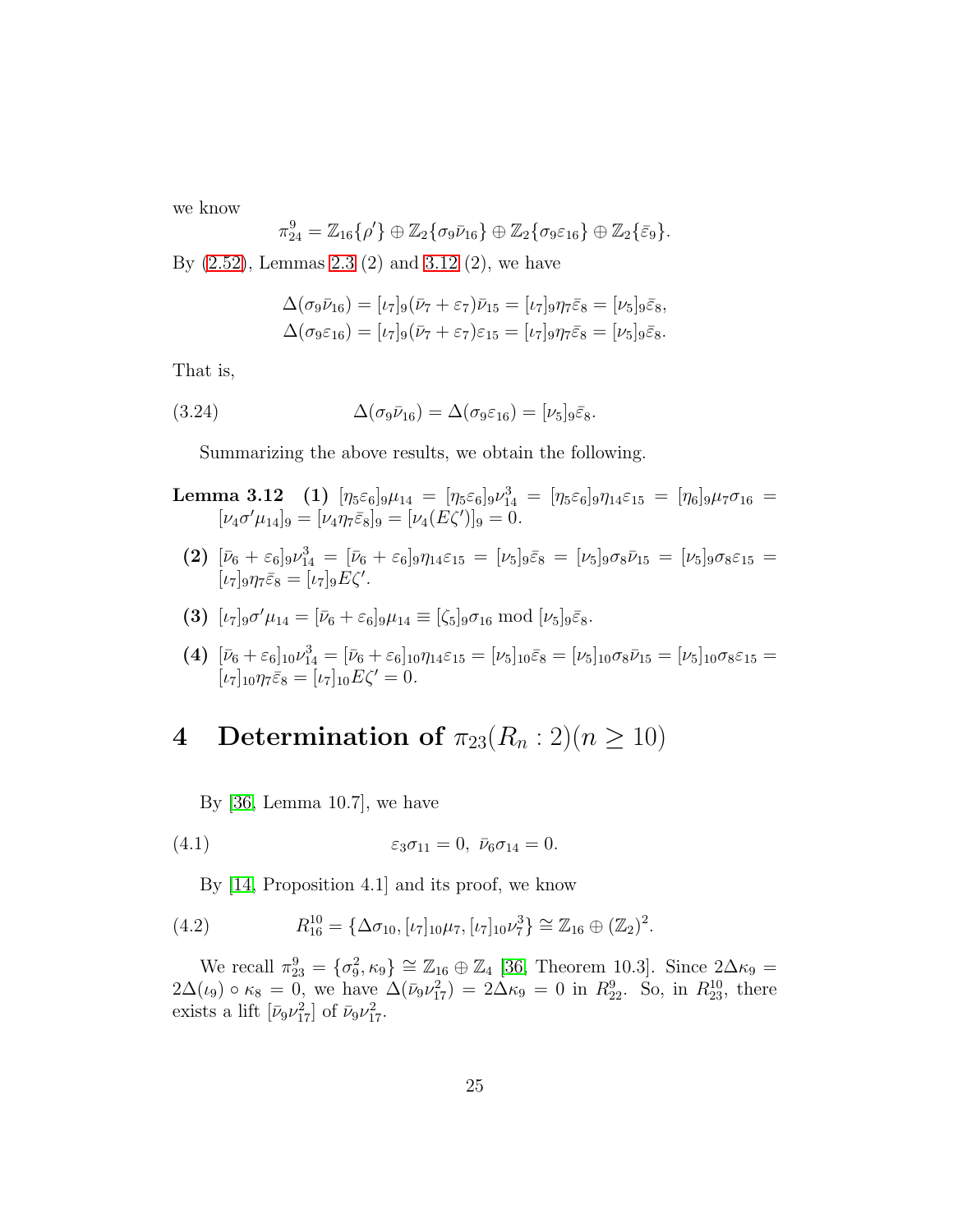we know

$$\pi^9_{24} = \mathbb{Z}_{16}\{\rho'\} \oplus \mathbb{Z}_2\{\sigma_9\bar{\nu}_{16}\} \oplus \mathbb{Z}_2\{\sigma_9\varepsilon_{16}\} \oplus \mathbb{Z}_2\{\bar{\varepsilon}_9\}.$$

By (2.52), Lemmas 2.3 (2) and 3.12 (2), we have

$$\Delta(\sigma_9\bar{\nu}_{16}) = [\iota_7]_9(\bar{\nu}_7 + \varepsilon_7)\bar{\nu}_{15} = [\iota_7]_9\eta_7\bar{\varepsilon}_8 = [\nu_5]_9\bar{\varepsilon}_8,$$
$$\Delta(\sigma_9\varepsilon_{16}) = [\iota_7]_9(\bar{\nu}_7 + \varepsilon_7)\varepsilon_{15} = [\iota_7]_9\eta_7\bar{\varepsilon}_8 = [\nu_5]_9\bar{\varepsilon}_8.$$

That is,

$$\Delta(\sigma_9\bar{\nu}_{16}) = \Delta(\sigma_9\varepsilon_{16}) = [\nu_5]_9\bar{\varepsilon}_8. \tag{3.24}$$

Summarizing the above results, we obtain the following.

**Lemma 3.12** **(1)** $[\eta_5\varepsilon_6]_9\mu_{14} = [\eta_5\varepsilon_6]_9\nu^3_{14} = [\eta_5\varepsilon_6]_9\eta_{14}\varepsilon_{15} = [\eta_6]_9\mu_7\sigma_{16} = [\nu_4\sigma'\mu_{14}]_9 = [\nu_4\eta_7\bar{\varepsilon}_8]_9 = [\nu_4(E\zeta')]_9 = 0.$

**(2)** $[\bar{\nu}_6 + \varepsilon_6]_9\nu^3_{14} = [\bar{\nu}_6 + \varepsilon_6]_9\eta_{14}\varepsilon_{15} = [\nu_5]_9\bar{\varepsilon}_8 = [\nu_5]_9\sigma_8\bar{\nu}_{15} = [\nu_5]_9\sigma_8\varepsilon_{15} = [\iota_7]_9\eta_7\bar{\varepsilon}_8 = [\iota_7]_9E\zeta'.$

**(3)** $[\iota_7]_9\sigma'\mu_{14} = [\bar{\nu}_6 + \varepsilon_6]_9\mu_{14} \equiv [\zeta_5]_9\sigma_{16} \bmod [\nu_5]_9\bar{\varepsilon}_8.$

**(4)** $[\bar{\nu}_6 + \varepsilon_6]_{10}\nu^3_{14} = [\bar{\nu}_6 + \varepsilon_6]_{10}\eta_{14}\varepsilon_{15} = [\nu_5]_{10}\bar{\varepsilon}_8 = [\nu_5]_{10}\sigma_8\bar{\nu}_{15} = [\nu_5]_{10}\sigma_8\varepsilon_{15} = [\iota_7]_{10}\eta_7\bar{\varepsilon}_8 = [\iota_7]_{10}E\zeta' = 0.$

# 4 Determination of $\pi_{23}(R_n : 2)(n \geq 10)$

By [36, Lemma 10.7], we have

$$\varepsilon_3\sigma_{11} = 0, \ \bar{\nu}_6\sigma_{14} = 0. \tag{4.1}$$

By [14, Proposition 4.1] and its proof, we know

$$R^{10}_{16} = \{\Delta\sigma_{10}, [\iota_7]_{10}\mu_7, [\iota_7]_{10}\nu^3_7\} \cong \mathbb{Z}_{16} \oplus (\mathbb{Z}_2)^2. \tag{4.2}$$

We recall $\pi^9_{23} = \{\sigma^2_9, \kappa_9\} \cong \mathbb{Z}_{16} \oplus \mathbb{Z}_4$ [36, Theorem 10.3]. Since $2\Delta\kappa_9 = 2\Delta(\iota_9) \circ \kappa_8 = 0$, we have $\Delta(\bar{\nu}_9\nu^2_{17}) = 2\Delta\kappa_9 = 0$ in $R^9_{22}$. So, in $R^{10}_{23}$, there exists a lift $[\bar{\nu}_9\nu^2_{17}]$ of $\bar{\nu}_9\nu^2_{17}$.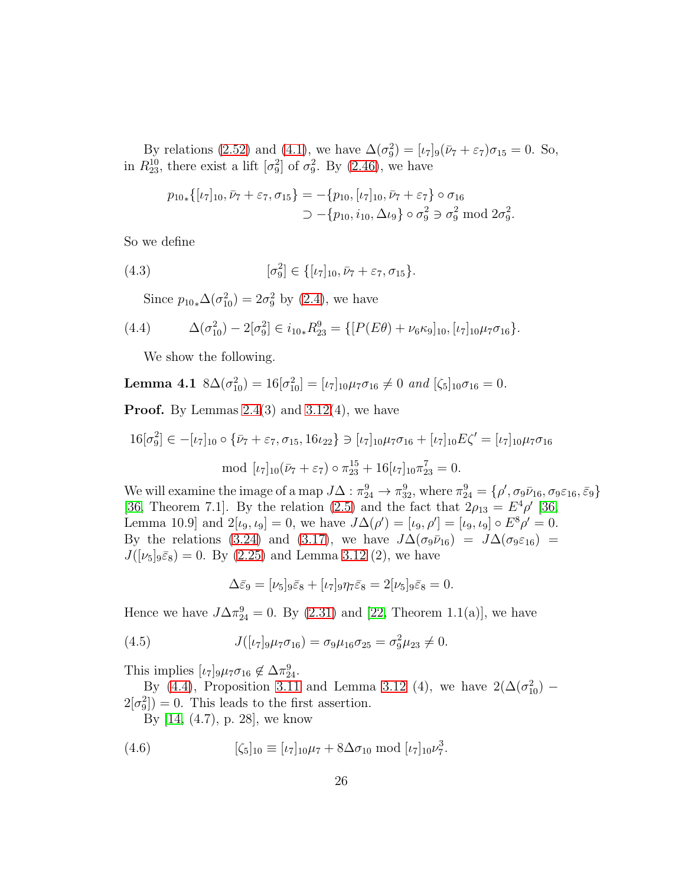By relations (2.52) and (4.1), we have $\Delta(\sigma_9^2) = [\iota_7]_9(\bar{\nu}_7 + \varepsilon_7)\sigma_{15} = 0$. So, in $R^{10}_{23}$, there exist a lift $[\sigma_9^2]$ of $\sigma_9^2$. By (2.46), we have

$$
\begin{aligned}
p_{10*}\{[\iota_7]_{10}, \bar{\nu}_7 + \varepsilon_7, \sigma_{15}\} &= -\{p_{10}, [\iota_7]_{10}, \bar{\nu}_7 + \varepsilon_7\} \circ \sigma_{16} \\
&\supset -\{p_{10}, i_{10}, \Delta\iota_9\} \circ \sigma_9^2 \ni \sigma_9^2 \bmod 2\sigma_9^2.
\end{aligned}
$$

So we define

$$
[\sigma_9^2] \in \{[\iota_7]_{10}, \bar{\nu}_7 + \varepsilon_7, \sigma_{15}\}. \tag{4.3}
$$

Since $p_{10*}\Delta(\sigma_{10}^2) = 2\sigma_9^2$ by (2.4), we have

$$
\Delta(\sigma_{10}^2) - 2[\sigma_9^2] \in i_{10*}R^9_{23} = \{[P(E\theta) + \nu_6\kappa_9]_{10}, [\iota_7]_{10}\mu_7\sigma_{16}\}. \tag{4.4}
$$

We show the following.

**Lemma 4.1** *$8\Delta(\sigma_{10}^2) = 16[\sigma_{10}^2] = [\iota_7]_{10}\mu_7\sigma_{16} \neq 0$ and $[\zeta_5]_{10}\sigma_{16} = 0$.*

**Proof.** By Lemmas 2.4(3) and 3.12(4), we have

$$
16[\sigma_9^2] \in -[\iota_7]_{10} \circ \{\bar{\nu}_7 + \varepsilon_7, \sigma_{15}, 16\iota_{22}\} \ni [\iota_7]_{10}\mu_7\sigma_{16} + [\iota_7]_{10}E\zeta' = [\iota_7]_{10}\mu_7\sigma_{16}
$$

$$
\bmod [\iota_7]_{10}(\bar{\nu}_7 + \varepsilon_7) \circ \pi^{15}_{23} + 16[\iota_7]_{10}\pi^7_{23} = 0.
$$

We will examine the image of a map $J\Delta : \pi^9_{24} \to \pi^9_{32}$, where $\pi^9_{24} = \{\rho', \sigma_9\bar{\nu}_{16}, \sigma_9\varepsilon_{16}, \bar{\varepsilon}_9\}$ [36, Theorem 7.1]. By the relation (2.5) and the fact that $2\rho_{13} = E^4\rho'$ [36, Lemma 10.9] and $2[\iota_9, \iota_9] = 0$, we have $J\Delta(\rho') = [\iota_9, \rho'] = [\iota_9, \iota_9] \circ E^8\rho' = 0$. By the relations (3.24) and (3.17), we have $J\Delta(\sigma_9\bar{\nu}_{16}) = J\Delta(\sigma_9\varepsilon_{16}) = J([\nu_5]_9\bar{\varepsilon}_8) = 0$. By (2.25) and Lemma 3.12 (2), we have

$$
\Delta\bar{\varepsilon}_9 = [\nu_5]_9\bar{\varepsilon}_8 + [\iota_7]_9\eta_7\bar{\varepsilon}_8 = 2[\nu_5]_9\bar{\varepsilon}_8 = 0.
$$

Hence we have $J\Delta\pi^9_{24} = 0$. By (2.31) and [22, Theorem 1.1(a)], we have

$$
J([\iota_7]_9\mu_7\sigma_{16}) = \sigma_9\mu_{16}\sigma_{25} = \sigma_9^2\mu_{23} \neq 0. \tag{4.5}
$$

This implies $[\iota_7]_9\mu_7\sigma_{16} \notin \Delta\pi^9_{24}$.

By (4.4), Proposition 3.11 and Lemma 3.12 (4), we have $2(\Delta(\sigma_{10}^2) - 2[\sigma_9^2]) = 0$. This leads to the first assertion.

By [14, (4.7), p. 28], we know

$$
[\zeta_5]_{10} \equiv [\iota_7]_{10}\mu_7 + 8\Delta\sigma_{10} \bmod [\iota_7]_{10}\nu_7^3. \tag{4.6}
$$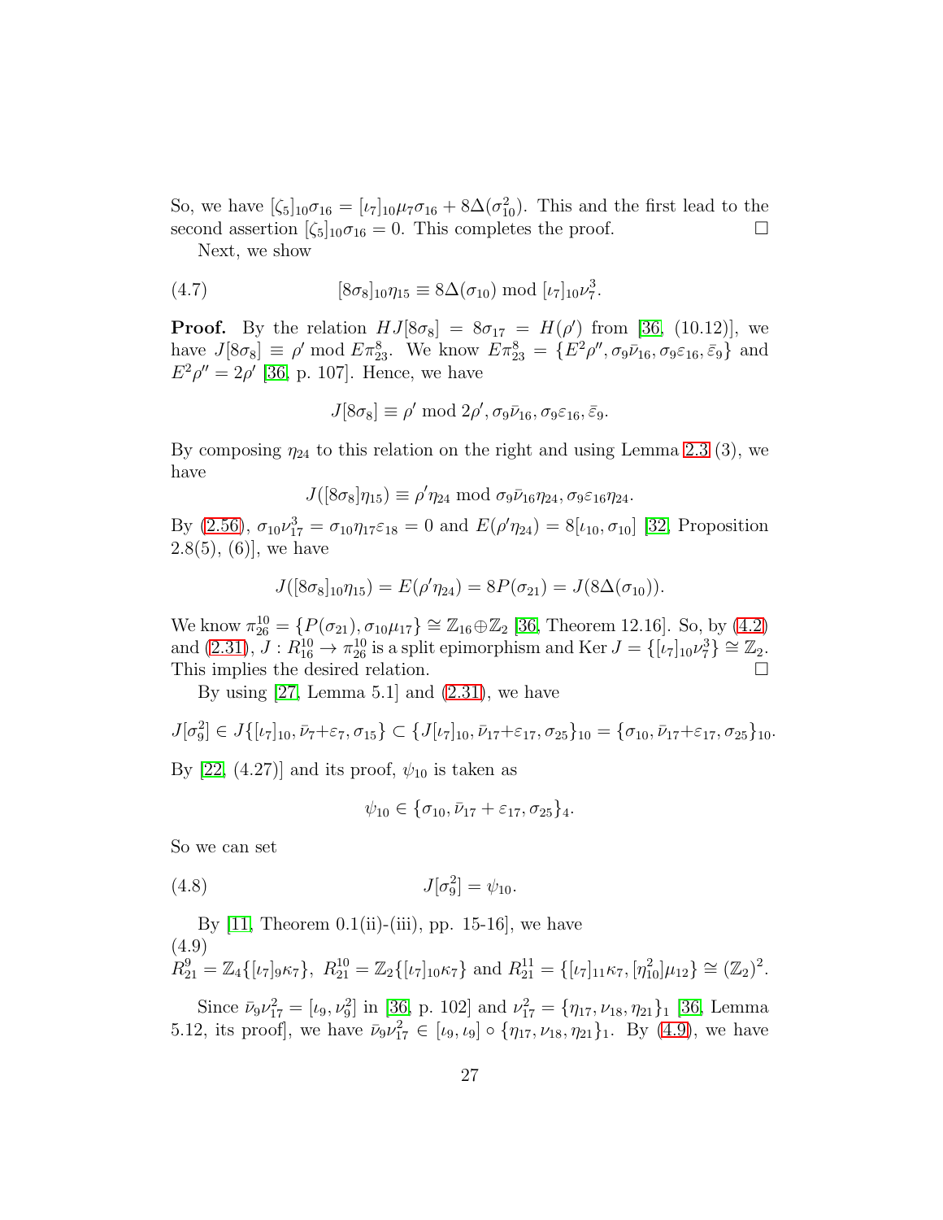So, we have $[\zeta_5]_{10}\sigma_{16} = [\iota_7]_{10}\mu_7\sigma_{16} + 8\Delta(\sigma_{10}^2)$. This and the first lead to the second assertion $[\zeta_5]_{10}\sigma_{16} = 0$. This completes the proof. $\square$

Next, we show

$$[8\sigma_8]_{10}\eta_{15} \equiv 8\Delta(\sigma_{10}) \bmod [\iota_7]_{10}\nu_7^3. \tag{4.7}$$

**Proof.** By the relation $HJ[8\sigma_8] = 8\sigma_{17} = H(\rho')$ from [36, (10.12)], we have $J[8\sigma_8] \equiv \rho' \bmod E\pi_{23}^8$. We know $E\pi_{23}^8 = \{E^2\rho'', \sigma_9\bar{\nu}_{16}, \sigma_9\varepsilon_{16}, \bar{\varepsilon}_9\}$ and $E^2\rho'' = 2\rho'$ [36, p. 107]. Hence, we have

$$J[8\sigma_8] \equiv \rho' \bmod 2\rho', \sigma_9\bar{\nu}_{16}, \sigma_9\varepsilon_{16}, \bar{\varepsilon}_9.$$

By composing $\eta_{24}$ to this relation on the right and using Lemma 2.3 (3), we have

$$J([8\sigma_8]\eta_{15}) \equiv \rho'\eta_{24} \bmod \sigma_9\bar{\nu}_{16}\eta_{24}, \sigma_9\varepsilon_{16}\eta_{24}.$$

By (2.56), $\sigma_{10}\nu_{17}^3 = \sigma_{10}\eta_{17}\varepsilon_{18} = 0$ and $E(\rho'\eta_{24}) = 8[\iota_{10}, \sigma_{10}]$ [32, Proposition 2.8(5), (6)], we have

$$J([8\sigma_8]_{10}\eta_{15}) = E(\rho'\eta_{24}) = 8P(\sigma_{21}) = J(8\Delta(\sigma_{10})).$$

We know $\pi_{26}^{10} = \{P(\sigma_{21}), \sigma_{10}\mu_{17}\} \cong \mathbb{Z}_{16}\oplus\mathbb{Z}_2$ [36, Theorem 12.16]. So, by (4.2) and (2.31), $J : R_{16}^{10} \to \pi_{26}^{10}$ is a split epimorphism and $\operatorname{Ker} J = \{[\iota_7]_{10}\nu_7^3\} \cong \mathbb{Z}_2$. This implies the desired relation. $\square$

By using [27, Lemma 5.1] and (2.31), we have

$$J[\sigma_9^2] \in J\{[\iota_7]_{10}, \bar{\nu}_7+\varepsilon_7, \sigma_{15}\} \subset \{J[\iota_7]_{10}, \bar{\nu}_{17}+\varepsilon_{17}, \sigma_{25}\}_{10} = \{\sigma_{10}, \bar{\nu}_{17}+\varepsilon_{17}, \sigma_{25}\}_{10}.$$

By [22, (4.27)] and its proof, $\psi_{10}$ is taken as

$$\psi_{10} \in \{\sigma_{10}, \bar{\nu}_{17} + \varepsilon_{17}, \sigma_{25}\}_4.$$

So we can set

$$J[\sigma_9^2] = \psi_{10}. \tag{4.8}$$

By [11, Theorem 0.1(ii)-(iii), pp. 15-16], we have

$$R_{21}^9 = \mathbb{Z}_4\{[\iota_7]_9\kappa_7\},\ R_{21}^{10} = \mathbb{Z}_2\{[\iota_7]_{10}\kappa_7\} \text{ and } R_{21}^{11} = \{[\iota_7]_{11}\kappa_7, [\eta_{10}^2]\mu_{12}\} \cong (\mathbb{Z}_2)^2. \tag{4.9}$$

Since $\bar{\nu}_9\nu_{17}^2 = [\iota_9, \nu_9^2]$ in [36, p. 102] and $\nu_{17}^2 = \{\eta_{17}, \nu_{18}, \eta_{21}\}_1$ [36, Lemma 5.12, its proof], we have $\bar{\nu}_9\nu_{17}^2 \in [\iota_9, \iota_9] \circ \{\eta_{17}, \nu_{18}, \eta_{21}\}_1$. By (4.9), we have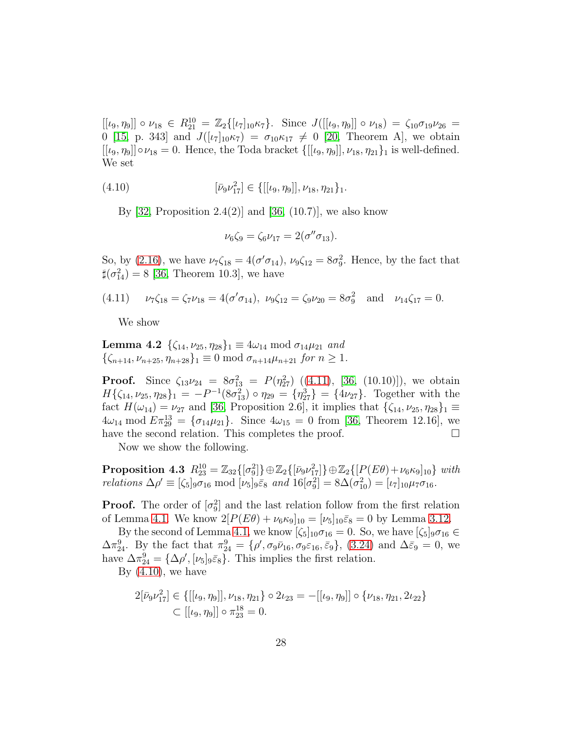$[[\iota_9, \eta_9]] \circ \nu_{18} \in R^{10}_{21} = \mathbb{Z}_2\{[\iota_7]_{10}\kappa_7\}$. Since $J([[\iota_9, \eta_9]] \circ \nu_{18}) = \zeta_{10}\sigma_{19}\nu_{26} = 0$ [15, p. 343] and $J([\iota_7]_{10}\kappa_7) = \sigma_{10}\kappa_{17} \neq 0$ [20, Theorem A], we obtain $[[\iota_9, \eta_9]] \circ \nu_{18} = 0$. Hence, the Toda bracket $\{[[\iota_9, \eta_9]], \nu_{18}, \eta_{21}\}_1$ is well-defined. We set

$$[\bar{\nu}_9\nu^2_{17}] \in \{[[\iota_9, \eta_9]], \nu_{18}, \eta_{21}\}_1. \tag{4.10}$$

By [32, Proposition 2.4(2)] and [36, (10.7)], we also know

$$\nu_6\zeta_9 = \zeta_6\nu_{17} = 2(\sigma''\sigma_{13}).$$

So, by (2.16), we have $\nu_7\zeta_{18} = 4(\sigma'\sigma_{14})$, $\nu_9\zeta_{12} = 8\sigma^2_9$. Hence, by the fact that $\sharp(\sigma^2_{14}) = 8$ [36, Theorem 10.3], we have

$$\nu_7\zeta_{18} = \zeta_7\nu_{18} = 4(\sigma'\sigma_{14}),\ \nu_9\zeta_{12} = \zeta_9\nu_{20} = 8\sigma^2_9 \quad \text{and} \quad \nu_{14}\zeta_{17} = 0. \tag{4.11}$$

We show

**Lemma 4.2** *$\{\zeta_{14}, \nu_{25}, \eta_{28}\}_1 \equiv 4\omega_{14} \bmod \sigma_{14}\mu_{21}$ and $\{\zeta_{n+14}, \nu_{n+25}, \eta_{n+28}\}_1 \equiv 0 \bmod \sigma_{n+14}\mu_{n+21}$ for $n \geq 1$.*

**Proof.** Since $\zeta_{13}\nu_{24} = 8\sigma^2_{13} = P(\eta^2_{27})$ ((4.11), [36, (10.10)]), we obtain $H\{\zeta_{14}, \nu_{25}, \eta_{28}\}_1 = -P^{-1}(8\sigma^2_{13}) \circ \eta_{29} = \{\eta^3_{27}\} = \{4\nu_{27}\}$. Together with the fact $H(\omega_{14}) = \nu_{27}$ and [36, Proposition 2.6], it implies that $\{\zeta_{14}, \nu_{25}, \eta_{28}\}_1 \equiv 4\omega_{14} \bmod E\pi^{13}_{29} = \{\sigma_{14}\mu_{21}\}$. Since $4\omega_{15} = 0$ from [36, Theorem 12.16], we have the second relation. This completes the proof. □

Now we show the following.

**Proposition 4.3** *$R^{10}_{23} = \mathbb{Z}_{32}\{[\sigma^2_9]\} \oplus \mathbb{Z}_2\{[\bar{\nu}_9\nu^2_{17}]\} \oplus \mathbb{Z}_2\{[P(E\theta) + \nu_6\kappa_9]_{10}\}$ with relations $\Delta\rho' \equiv [\zeta_5]_9\sigma_{16} \bmod [\nu_5]_9\bar{\varepsilon}_8$ and $16[\sigma^2_9] = 8\Delta(\sigma^2_{10}) = [\iota_7]_{10}\mu_7\sigma_{16}$.*

**Proof.** The order of $[\sigma^2_9]$ and the last relation follow from the first relation of Lemma 4.1. We know $2[P(E\theta) + \nu_6\kappa_9]_{10} = [\nu_5]_{10}\bar{\varepsilon}_8 = 0$ by Lemma 3.12.

By the second of Lemma 4.1, we know $[\zeta_5]_{10}\sigma_{16} = 0$. So, we have $[\zeta_5]_9\sigma_{16} \in \Delta\pi^9_{24}$. By the fact that $\pi^9_{24} = \{\rho', \sigma_9\bar{\nu}_{16}, \sigma_9\varepsilon_{16}, \bar{\varepsilon}_9\}$, (3.24) and $\Delta\bar{\varepsilon}_9 = 0$, we have $\Delta\pi^9_{24} = \{\Delta\rho', [\nu_5]_9\bar{\varepsilon}_8\}$. This implies the first relation.

By (4.10), we have

$$\begin{aligned}2[\bar{\nu}_9\nu^2_{17}] &\in \{[[\iota_9, \eta_9]], \nu_{18}, \eta_{21}\} \circ 2\iota_{23} = -[[\iota_9, \eta_9]] \circ \{\nu_{18}, \eta_{21}, 2\iota_{22}\} \\ &\subset [[\iota_9, \eta_9]] \circ \pi^{18}_{23} = 0.\end{aligned}$$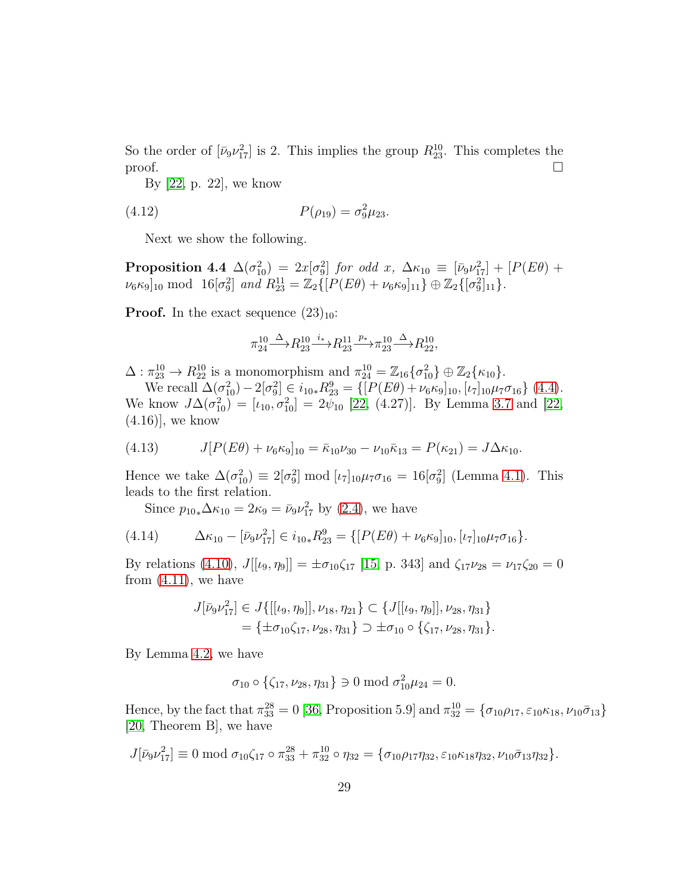So the order of $[\bar{\nu}_9\nu_{17}^2]$ is 2. This implies the group $R_{23}^{10}$. This completes the proof. $\square$

By [22, p. 22], we know

$$P(\rho_{19}) = \sigma_9^2\mu_{23}. \tag{4.12}$$

Next we show the following.

**Proposition 4.4** *$\Delta(\sigma_{10}^2) = 2x[\sigma_9^2]$ for odd $x$, $\Delta\kappa_{10} \equiv [\bar{\nu}_9\nu_{17}^2] + [P(E\theta) + \nu_6\kappa_9]_{10} \bmod 16[\sigma_9^2]$ and $R_{23}^{11} = \mathbb{Z}_2\{[P(E\theta) + \nu_6\kappa_9]_{11}\} \oplus \mathbb{Z}_2\{[\sigma_9^2]_{11}\}$.*

**Proof.** In the exact sequence $(23)_{10}$:

$$\pi_{24}^{10} \xrightarrow{\Delta} R_{23}^{10} \xrightarrow{i_*} R_{23}^{11} \xrightarrow{p_*} \pi_{23}^{10} \xrightarrow{\Delta} R_{22}^{10},$$

$\Delta : \pi_{23}^{10} \to R_{22}^{10}$ is a monomorphism and $\pi_{24}^{10} = \mathbb{Z}_{16}\{\sigma_{10}^2\} \oplus \mathbb{Z}_2\{\kappa_{10}\}$.

We recall $\Delta(\sigma_{10}^2) - 2[\sigma_9^2] \in i_{10*}R_{23}^9 = \{[P(E\theta) + \nu_6\kappa_9]_{10}, [\iota_7]_{10}\mu_7\sigma_{16}\}$ (4.4). We know $J\Delta(\sigma_{10}^2) = [\iota_{10}, \sigma_{10}^2] = 2\psi_{10}$ [22, (4.27)]. By Lemma 3.7 and [22, (4.16)], we know

$$J[P(E\theta) + \nu_6\kappa_9]_{10} = \bar{\kappa}_{10}\nu_{30} - \nu_{10}\bar{\kappa}_{13} = P(\kappa_{21}) = J\Delta\kappa_{10}. \tag{4.13}$$

Hence we take $\Delta(\sigma_{10}^2) \equiv 2[\sigma_9^2] \bmod [\iota_7]_{10}\mu_7\sigma_{16} = 16[\sigma_9^2]$ (Lemma 4.1). This leads to the first relation.

Since $p_{10*}\Delta\kappa_{10} = 2\kappa_9 = \bar{\nu}_9\nu_{17}^2$ by (2.4), we have

$$\Delta\kappa_{10} - [\bar{\nu}_9\nu_{17}^2] \in i_{10*}R_{23}^9 = \{[P(E\theta) + \nu_6\kappa_9]_{10}, [\iota_7]_{10}\mu_7\sigma_{16}\}. \tag{4.14}$$

By relations (4.10), $J[[\iota_9, \eta_9]] = \pm\sigma_{10}\zeta_{17}$ [15, p. 343] and $\zeta_{17}\nu_{28} = \nu_{17}\zeta_{20} = 0$ from (4.11), we have

$$\begin{aligned}
J[\bar{\nu}_9\nu_{17}^2] &\in J\{[[\iota_9, \eta_9]], \nu_{18}, \eta_{21}\} \subset \{J[[\iota_9, \eta_9]], \nu_{28}, \eta_{31}\} \\
&= \{\pm\sigma_{10}\zeta_{17}, \nu_{28}, \eta_{31}\} \supset \pm\sigma_{10} \circ \{\zeta_{17}, \nu_{28}, \eta_{31}\}.
\end{aligned}$$

By Lemma 4.2, we have

$$\sigma_{10} \circ \{\zeta_{17}, \nu_{28}, \eta_{31}\} \ni 0 \bmod \sigma_{10}^2\mu_{24} = 0.$$

Hence, by the fact that $\pi_{33}^{28} = 0$ [36, Proposition 5.9] and $\pi_{32}^{10} = \{\sigma_{10}\rho_{17}, \varepsilon_{10}\kappa_{18}, \nu_{10}\bar{\sigma}_{13}\}$ [20, Theorem B], we have

$$J[\bar{\nu}_9\nu_{17}^2] \equiv 0 \bmod \sigma_{10}\zeta_{17} \circ \pi_{33}^{28} + \pi_{32}^{10} \circ \eta_{32} = \{\sigma_{10}\rho_{17}\eta_{32}, \varepsilon_{10}\kappa_{18}\eta_{32}, \nu_{10}\bar{\sigma}_{13}\eta_{32}\}.$$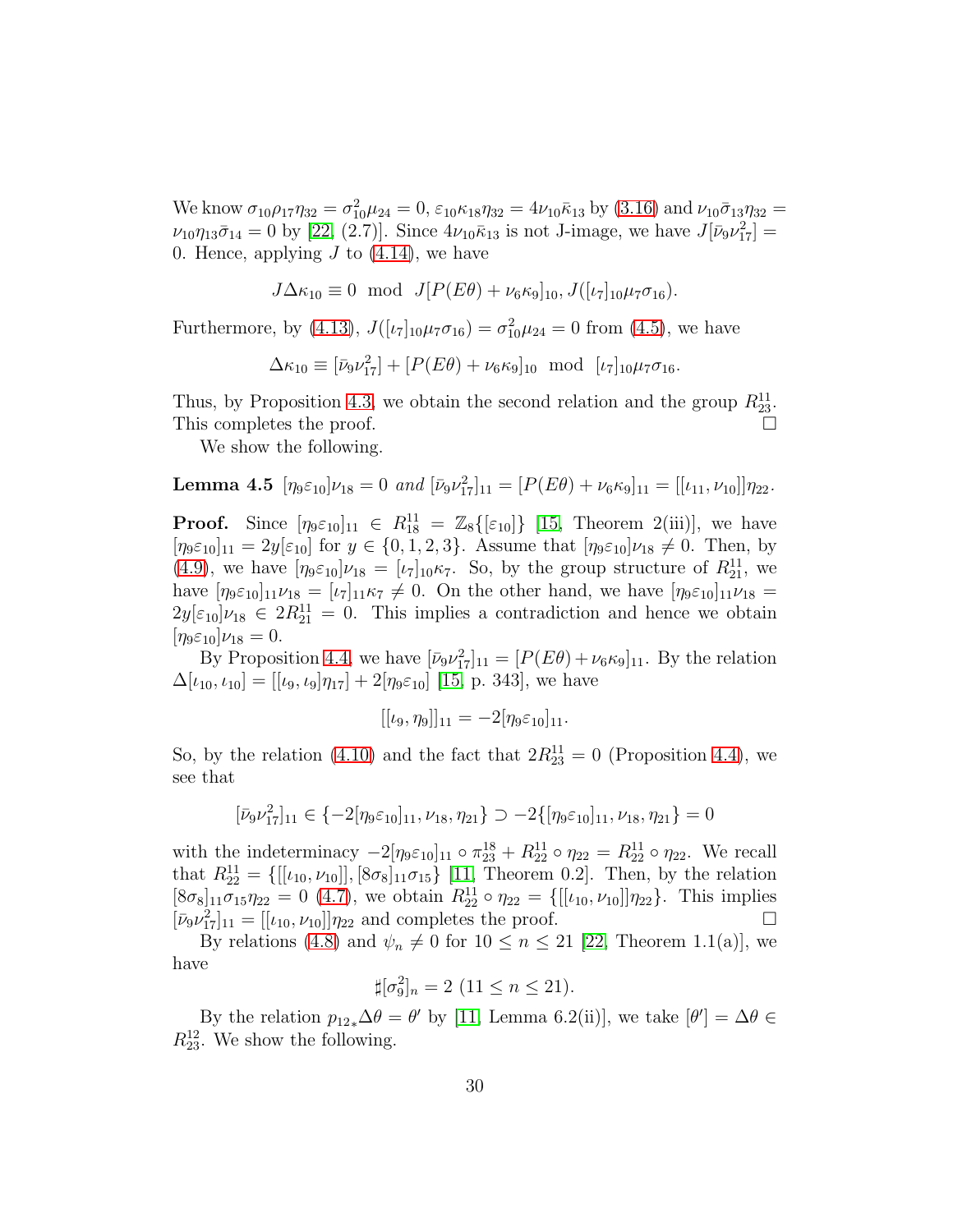We know $\sigma_{10}\rho_{17}\eta_{32} = \sigma_{10}^2\mu_{24} = 0$, $\varepsilon_{10}\kappa_{18}\eta_{32} = 4\nu_{10}\bar{\kappa}_{13}$ by (3.16) and $\nu_{10}\bar{\sigma}_{13}\eta_{32} = \nu_{10}\eta_{13}\bar{\sigma}_{14} = 0$ by [22, (2.7)]. Since $4\nu_{10}\bar{\kappa}_{13}$ is not J-image, we have $J[\bar{\nu}_9\nu_{17}^2] = 0$. Hence, applying $J$ to (4.14), we have

$$J\Delta\kappa_{10} \equiv 0 \mod J[P(E\theta) + \nu_6\kappa_9]_{10}, J([\iota_7]_{10}\mu_7\sigma_{16}).$$

Furthermore, by (4.13), $J([\iota_7]_{10}\mu_7\sigma_{16}) = \sigma_{10}^2\mu_{24} = 0$ from (4.5), we have

$$\Delta\kappa_{10} \equiv [\bar{\nu}_9\nu_{17}^2] + [P(E\theta) + \nu_6\kappa_9]_{10} \mod [\iota_7]_{10}\mu_7\sigma_{16}.$$

Thus, by Proposition 4.3, we obtain the second relation and the group $R_{23}^{11}$. This completes the proof. □

We show the following.

**Lemma 4.5** *$[\eta_9\varepsilon_{10}]\nu_{18} = 0$ and $[\bar{\nu}_9\nu_{17}^2]_{11} = [P(E\theta) + \nu_6\kappa_9]_{11} = [[\iota_{11}, \nu_{10}]]\eta_{22}$.*

**Proof.** Since $[\eta_9\varepsilon_{10}]_{11} \in R_{18}^{11} = \mathbb{Z}_8\{[\varepsilon_{10}]\}$ [15, Theorem 2(iii)], we have $[\eta_9\varepsilon_{10}]_{11} = 2y[\varepsilon_{10}]$ for $y \in \{0, 1, 2, 3\}$. Assume that $[\eta_9\varepsilon_{10}]\nu_{18} \neq 0$. Then, by (4.9), we have $[\eta_9\varepsilon_{10}]\nu_{18} = [\iota_7]_{10}\kappa_7$. So, by the group structure of $R_{21}^{11}$, we have $[\eta_9\varepsilon_{10}]_{11}\nu_{18} = [\iota_7]_{11}\kappa_7 \neq 0$. On the other hand, we have $[\eta_9\varepsilon_{10}]_{11}\nu_{18} = 2y[\varepsilon_{10}]\nu_{18} \in 2R_{21}^{11} = 0$. This implies a contradiction and hence we obtain $[\eta_9\varepsilon_{10}]\nu_{18} = 0$.

By Proposition 4.4, we have $[\bar{\nu}_9\nu_{17}^2]_{11} = [P(E\theta) + \nu_6\kappa_9]_{11}$. By the relation $\Delta[\iota_{10}, \iota_{10}] = [[\iota_9, \iota_9]\eta_{17}] + 2[\eta_9\varepsilon_{10}]$ [15, p. 343], we have

$$[[\iota_9, \eta_9]]_{11} = -2[\eta_9\varepsilon_{10}]_{11}.$$

So, by the relation (4.10) and the fact that $2R_{23}^{11} = 0$ (Proposition 4.4), we see that

$$[\bar{\nu}_9\nu_{17}^2]_{11} \in \{-2[\eta_9\varepsilon_{10}]_{11}, \nu_{18}, \eta_{21}\} \supset -2\{[\eta_9\varepsilon_{10}]_{11}, \nu_{18}, \eta_{21}\} = 0$$

with the indeterminacy $-2[\eta_9\varepsilon_{10}]_{11} \circ \pi_{23}^{18} + R_{22}^{11} \circ \eta_{22} = R_{22}^{11} \circ \eta_{22}$. We recall that $R_{22}^{11} = \{[[\iota_{10}, \nu_{10}]], [8\sigma_8]_{11}\sigma_{15}\}$ [11, Theorem 0.2]. Then, by the relation $[8\sigma_8]_{11}\sigma_{15}\eta_{22} = 0$ (4.7), we obtain $R_{22}^{11} \circ \eta_{22} = \{[[\iota_{10}, \nu_{10}]]\eta_{22}\}$. This implies $[\bar{\nu}_9\nu_{17}^2]_{11} = [[\iota_{10}, \nu_{10}]]\eta_{22}$ and completes the proof. □

By relations (4.8) and $\psi_n \neq 0$ for $10 \leq n \leq 21$ [22, Theorem 1.1(a)], we have

$$\sharp[\sigma_9^2]_n = 2 \ (11 \leq n \leq 21).$$

By the relation $p_{12*}\Delta\theta = \theta'$ by [11, Lemma 6.2(ii)], we take $[\theta'] = \Delta\theta \in R_{23}^{12}$. We show the following.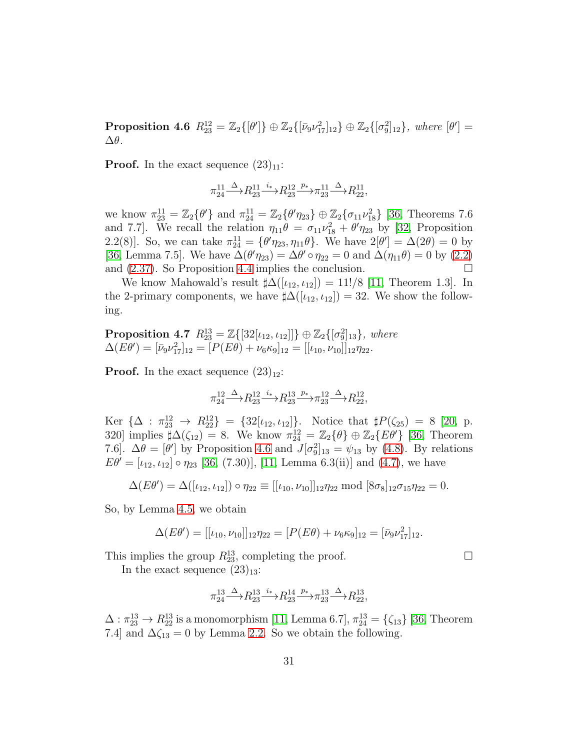**Proposition 4.6** *$R^{12}_{23} = \mathbb{Z}_2\{[\theta']\} \oplus \mathbb{Z}_2\{[\bar{\nu}_9\nu^2_{17}]_{12}\} \oplus \mathbb{Z}_2\{[\sigma^2_9]_{12}\}$, where $[\theta'] = \Delta\theta$.*

**Proof.** In the exact sequence $(23)_{11}$:

$$\pi^{11}_{24} \xrightarrow{\Delta} R^{11}_{23} \xrightarrow{i_*} R^{12}_{23} \xrightarrow{p_*} \pi^{11}_{23} \xrightarrow{\Delta} R^{11}_{22},$$

we know $\pi^{11}_{23} = \mathbb{Z}_2\{\theta'\}$ and $\pi^{11}_{24} = \mathbb{Z}_2\{\theta'\eta_{23}\} \oplus \mathbb{Z}_2\{\sigma_{11}\nu^2_{18}\}$ [36, Theorems 7.6 and 7.7]. We recall the relation $\eta_{11}\theta = \sigma_{11}\nu^2_{18} + \theta'\eta_{23}$ by [32, Proposition 2.2(8)]. So, we can take $\pi^{11}_{24} = \{\theta'\eta_{23}, \eta_{11}\theta\}$. We have $2[\theta'] = \Delta(2\theta) = 0$ by [36, Lemma 7.5]. We have $\Delta(\theta'\eta_{23}) = \Delta\theta' \circ \eta_{22} = 0$ and $\Delta(\eta_{11}\theta) = 0$ by (2.2) and (2.37). So Proposition 4.4 implies the conclusion. $\square$

We know Mahowald's result $\sharp\Delta([\iota_{12}, \iota_{12}]) = 11!/8$ [11, Theorem 1.3]. In the 2-primary components, we have $\sharp\Delta([\iota_{12}, \iota_{12}]) = 32$. We show the following.

**Proposition 4.7** *$R^{13}_{23} = \mathbb{Z}\{[32[\iota_{12}, \iota_{12}]]\} \oplus \mathbb{Z}_2\{[\sigma^2_9]_{13}\}$, where $\Delta(E\theta') = [\bar{\nu}_9\nu^2_{17}]_{12} = [P(E\theta) + \nu_6\kappa_9]_{12} = [[\iota_{10}, \nu_{10}]]_{12}\eta_{22}$.*

**Proof.** In the exact sequence $(23)_{12}$:

$$\pi^{12}_{24} \xrightarrow{\Delta} R^{12}_{23} \xrightarrow{i_*} R^{13}_{23} \xrightarrow{p_*} \pi^{12}_{23} \xrightarrow{\Delta} R^{12}_{22},$$

Ker $\{\Delta : \pi^{12}_{23} \to R^{12}_{22}\} = \{32[\iota_{12}, \iota_{12}]\}$. Notice that $\sharp P(\zeta_{25}) = 8$ [20, p. 320] implies $\sharp\Delta(\zeta_{12}) = 8$. We know $\pi^{12}_{24} = \mathbb{Z}_2\{\theta\} \oplus \mathbb{Z}_2\{E\theta'\}$ [36, Theorem 7.6]. $\Delta\theta = [\theta']$ by Proposition 4.6 and $J[\sigma^2_9]_{13} = \psi_{13}$ by (4.8). By relations $E\theta' = [\iota_{12}, \iota_{12}] \circ \eta_{23}$ [36, (7.30)], [11, Lemma 6.3(ii)] and (4.7), we have

$$\Delta(E\theta') = \Delta([\iota_{12}, \iota_{12}]) \circ \eta_{22} \equiv [[\iota_{10}, \nu_{10}]]_{12}\eta_{22} \bmod [8\sigma_8]_{12}\sigma_{15}\eta_{22} = 0.$$

So, by Lemma 4.5, we obtain

$$\Delta(E\theta') = [[\iota_{10}, \nu_{10}]]_{12}\eta_{22} = [P(E\theta) + \nu_6\kappa_9]_{12} = [\bar{\nu}_9\nu^2_{17}]_{12}.$$

This implies the group $R^{13}_{23}$, completing the proof. $\square$

In the exact sequence $(23)_{13}$:

$$\pi^{13}_{24} \xrightarrow{\Delta} R^{13}_{23} \xrightarrow{i_*} R^{14}_{23} \xrightarrow{p_*} \pi^{13}_{23} \xrightarrow{\Delta} R^{13}_{22},$$

$\Delta : \pi^{13}_{23} \to R^{13}_{22}$ is a monomorphism [11, Lemma 6.7], $\pi^{13}_{24} = \{\zeta_{13}\}$ [36, Theorem 7.4] and $\Delta\zeta_{13} = 0$ by Lemma 2.2. So we obtain the following.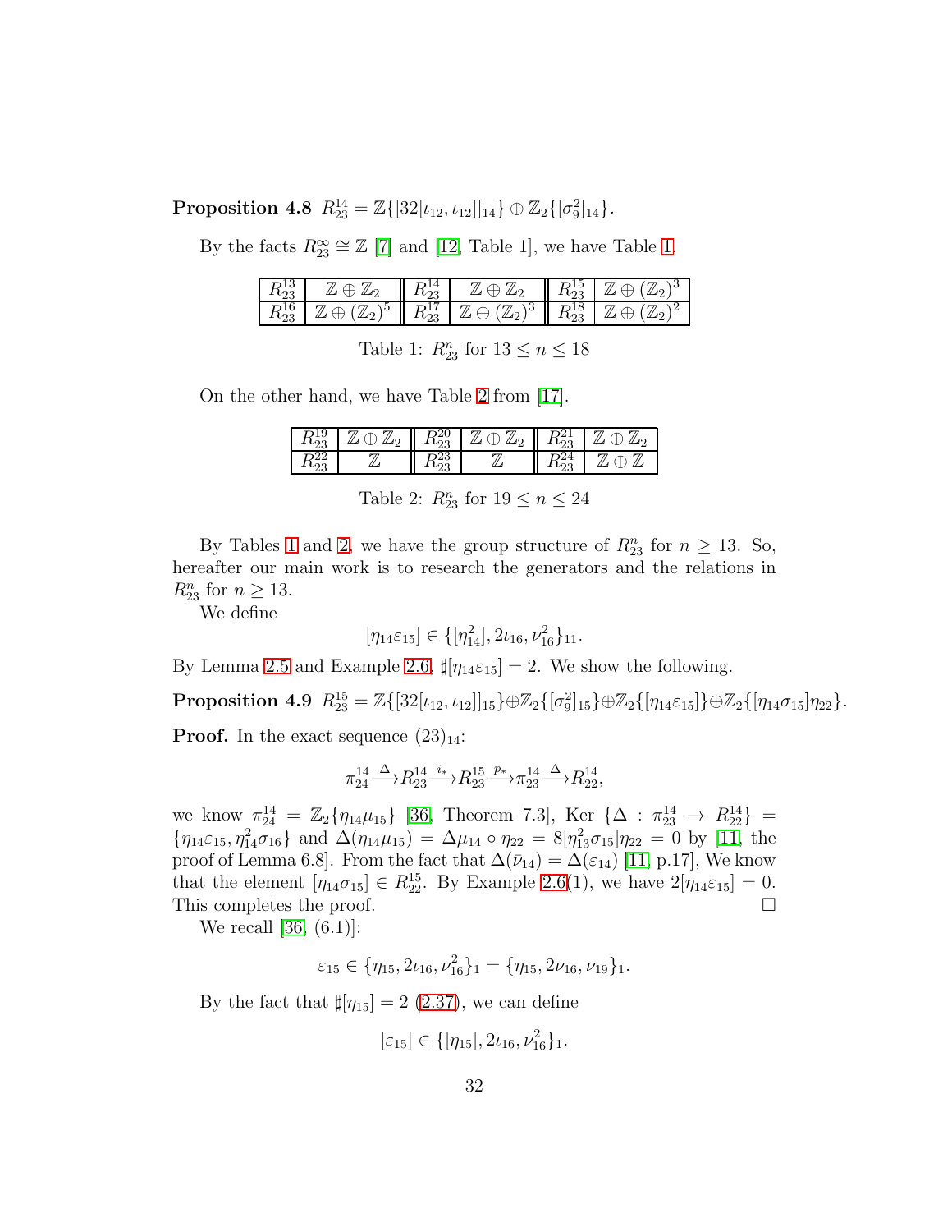**Proposition 4.8** $R^{14}_{23} = \mathbb{Z}\{[32[\iota_{12}, \iota_{12}]]_{14}\} \oplus \mathbb{Z}_2\{[\sigma_9^2]_{14}\}$.

By the facts $R^{\infty}_{23} \cong \mathbb{Z}$ [7] and [12, Table 1], we have Table 1.

| $R^{13}_{23}$ | $\mathbb{Z} \oplus \mathbb{Z}_2$ | $R^{14}_{23}$ | $\mathbb{Z} \oplus \mathbb{Z}_2$ | $R^{15}_{23}$ | $\mathbb{Z} \oplus (\mathbb{Z}_2)^3$ |
|---|---|---|---|---|---|
| $R^{16}_{23}$ | $\mathbb{Z} \oplus (\mathbb{Z}_2)^5$ | $R^{17}_{23}$ | $\mathbb{Z} \oplus (\mathbb{Z}_2)^3$ | $R^{18}_{23}$ | $\mathbb{Z} \oplus (\mathbb{Z}_2)^2$ |

Table 1: $R^n_{23}$ for $13 \leq n \leq 18$

On the other hand, we have Table 2 from [17].

| $R^{19}_{23}$ | $\mathbb{Z} \oplus \mathbb{Z}_2$ | $R^{20}_{23}$ | $\mathbb{Z} \oplus \mathbb{Z}_2$ | $R^{21}_{23}$ | $\mathbb{Z} \oplus \mathbb{Z}_2$ |
|---|---|---|---|---|---|
| $R^{22}_{23}$ | $\mathbb{Z}$ | $R^{23}_{23}$ | $\mathbb{Z}$ | $R^{24}_{23}$ | $\mathbb{Z} \oplus \mathbb{Z}$ |

Table 2: $R^n_{23}$ for $19 \leq n \leq 24$

By Tables 1 and 2, we have the group structure of $R^n_{23}$ for $n \geq 13$. So, hereafter our main work is to research the generators and the relations in $R^n_{23}$ for $n \geq 13$.

We define

$$[\eta_{14}\varepsilon_{15}] \in \{[\eta^2_{14}], 2\iota_{16}, \nu^2_{16}\}_{11}.$$

By Lemma 2.5 and Example 2.6, $\sharp[\eta_{14}\varepsilon_{15}] = 2$. We show the following.

**Proposition 4.9** $R^{15}_{23} = \mathbb{Z}\{[32[\iota_{12}, \iota_{12}]]_{15}\} \oplus \mathbb{Z}_2\{[\sigma_9^2]_{15}\} \oplus \mathbb{Z}_2\{[\eta_{14}\varepsilon_{15}]\} \oplus \mathbb{Z}_2\{[\eta_{14}\sigma_{15}]\eta_{22}\}$.

**Proof.** In the exact sequence $(23)_{14}$:

$$\pi^{14}_{24} \xrightarrow{\Delta} R^{14}_{23} \xrightarrow{i_*} R^{15}_{23} \xrightarrow{p_*} \pi^{14}_{23} \xrightarrow{\Delta} R^{14}_{22},$$

we know $\pi^{14}_{24} = \mathbb{Z}_2\{\eta_{14}\mu_{15}\}$ [36, Theorem 7.3], Ker $\{\Delta : \pi^{14}_{23} \to R^{14}_{22}\} = \{\eta_{14}\varepsilon_{15}, \eta^2_{14}\sigma_{16}\}$ and $\Delta(\eta_{14}\mu_{15}) = \Delta\mu_{14} \circ \eta_{22} = 8[\eta^2_{13}\sigma_{15}]\eta_{22} = 0$ by [11, the proof of Lemma 6.8]. From the fact that $\Delta(\bar{\nu}_{14}) = \Delta(\varepsilon_{14})$ [11, p.17], We know that the element $[\eta_{14}\sigma_{15}] \in R^{15}_{22}$. By Example 2.6(1), we have $2[\eta_{14}\varepsilon_{15}] = 0$. This completes the proof. $\square$

We recall [36, (6.1)]:

$$\varepsilon_{15} \in \{\eta_{15}, 2\iota_{16}, \nu^2_{16}\}_1 = \{\eta_{15}, 2\nu_{16}, \nu_{19}\}_1.$$

By the fact that $\sharp[\eta_{15}] = 2$ (2.37), we can define

$$[\varepsilon_{15}] \in \{[\eta_{15}], 2\iota_{16}, \nu^2_{16}\}_1.$$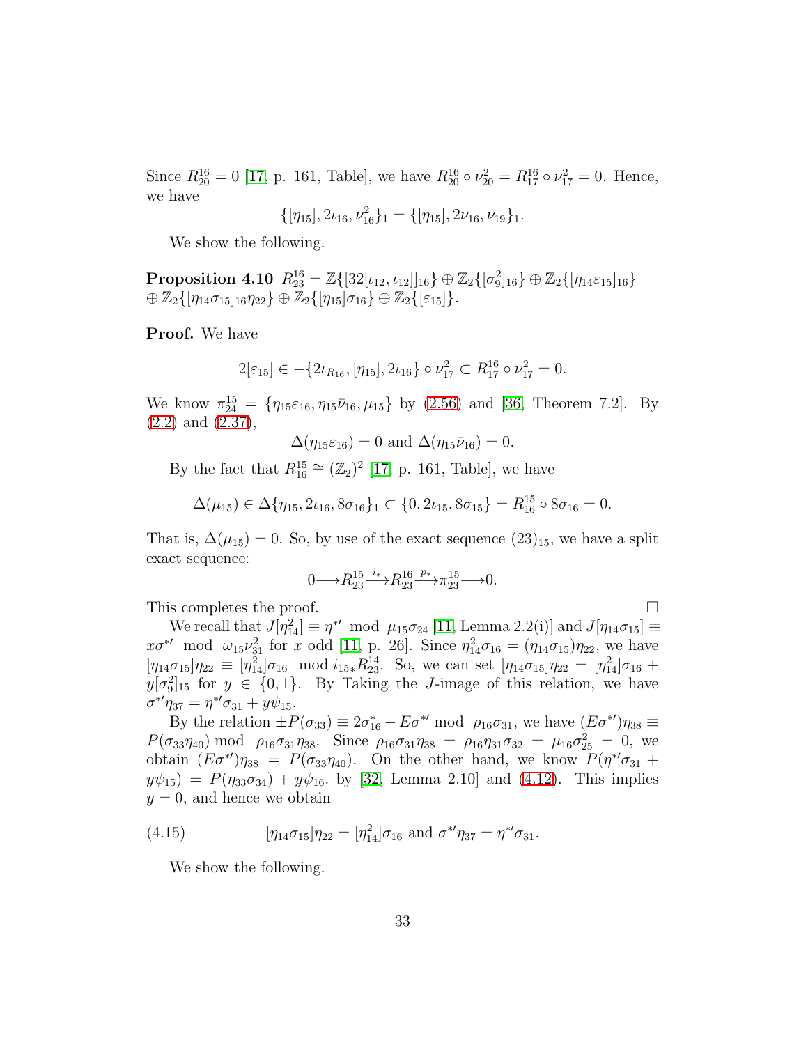Since $R^{16}_{20} = 0$ [17, p. 161, Table], we have $R^{16}_{20} \circ \nu^2_{20} = R^{16}_{17} \circ \nu^2_{17} = 0$. Hence, we have

$$\{[\eta_{15}], 2\iota_{16}, \nu^2_{16}\}_1 = \{[\eta_{15}], 2\nu_{16}, \nu_{19}\}_1.$$

We show the following.

**Proposition 4.10** $R^{16}_{23} = \mathbb{Z}\{[32[\iota_{12}, \iota_{12}]]_{16}\} \oplus \mathbb{Z}_2\{[\sigma^2_9]_{16}\} \oplus \mathbb{Z}_2\{[\eta_{14}\varepsilon_{15}]_{16}\} \oplus \mathbb{Z}_2\{[\eta_{14}\sigma_{15}]_{16}\eta_{22}\} \oplus \mathbb{Z}_2\{[\eta_{15}]\sigma_{16}\} \oplus \mathbb{Z}_2\{[\varepsilon_{15}]\}$.

**Proof.** We have

$$2[\varepsilon_{15}] \in -\{2\iota_{R_{16}}, [\eta_{15}], 2\iota_{16}\} \circ \nu^2_{17} \subset R^{16}_{17} \circ \nu^2_{17} = 0.$$

We know $\pi^{15}_{24} = \{\eta_{15}\varepsilon_{16}, \eta_{15}\bar{\nu}_{16}, \mu_{15}\}$ by (2.56) and [36, Theorem 7.2]. By (2.2) and (2.37),

$$\Delta(\eta_{15}\varepsilon_{16}) = 0 \text{ and } \Delta(\eta_{15}\bar{\nu}_{16}) = 0.$$

By the fact that $R^{15}_{16} \cong (\mathbb{Z}_2)^2$ [17, p. 161, Table], we have

$$\Delta(\mu_{15}) \in \Delta\{\eta_{15}, 2\iota_{16}, 8\sigma_{16}\}_1 \subset \{0, 2\iota_{15}, 8\sigma_{15}\} = R^{15}_{16} \circ 8\sigma_{16} = 0.$$

That is, $\Delta(\mu_{15}) = 0$. So, by use of the exact sequence $(23)_{15}$, we have a split exact sequence:

$$0 \longrightarrow R^{15}_{23} \xrightarrow{i_*} R^{16}_{23} \xrightarrow{p_*} \pi^{15}_{23} \longrightarrow 0.$$

This completes the proof. $\square$

We recall that $J[\eta^2_{14}] \equiv \eta^{*\prime} \mod \mu_{15}\sigma_{24}$ [11, Lemma 2.2(i)] and $J[\eta_{14}\sigma_{15}] \equiv x\sigma^{*\prime} \mod \omega_{15}\nu^2_{31}$ for $x$ odd [11, p. 26]. Since $\eta^2_{14}\sigma_{16} = (\eta_{14}\sigma_{15})\eta_{22}$, we have $[\eta_{14}\sigma_{15}]\eta_{22} \equiv [\eta^2_{14}]\sigma_{16} \mod i_{15*}R^{14}_{23}$. So, we can set $[\eta_{14}\sigma_{15}]\eta_{22} = [\eta^2_{14}]\sigma_{16} + y[\sigma^2_9]_{15}$ for $y \in \{0, 1\}$. By Taking the $J$-image of this relation, we have $\sigma^{*\prime}\eta_{37} = \eta^{*\prime}\sigma_{31} + y\psi_{15}$.

By the relation $\pm P(\sigma_{33}) \equiv 2\sigma^*_{16} - E\sigma^{*\prime} \mod \rho_{16}\sigma_{31}$, we have $(E\sigma^{*\prime})\eta_{38} \equiv P(\sigma_{33}\eta_{40}) \mod \rho_{16}\sigma_{31}\eta_{38}$. Since $\rho_{16}\sigma_{31}\eta_{38} = \rho_{16}\eta_{31}\sigma_{32} = \mu_{16}\sigma^2_{25} = 0$, we obtain $(E\sigma^{*\prime})\eta_{38} = P(\sigma_{33}\eta_{40})$. On the other hand, we know $P(\eta^{*\prime}\sigma_{31} + y\psi_{15}) = P(\eta_{33}\sigma_{34}) + y\psi_{16}$. by [32, Lemma 2.10] and (4.12). This implies $y = 0$, and hence we obtain

$$[\eta_{14}\sigma_{15}]\eta_{22} = [\eta^2_{14}]\sigma_{16} \text{ and } \sigma^{*\prime}\eta_{37} = \eta^{*\prime}\sigma_{31}. \tag{4.15}$$

We show the following.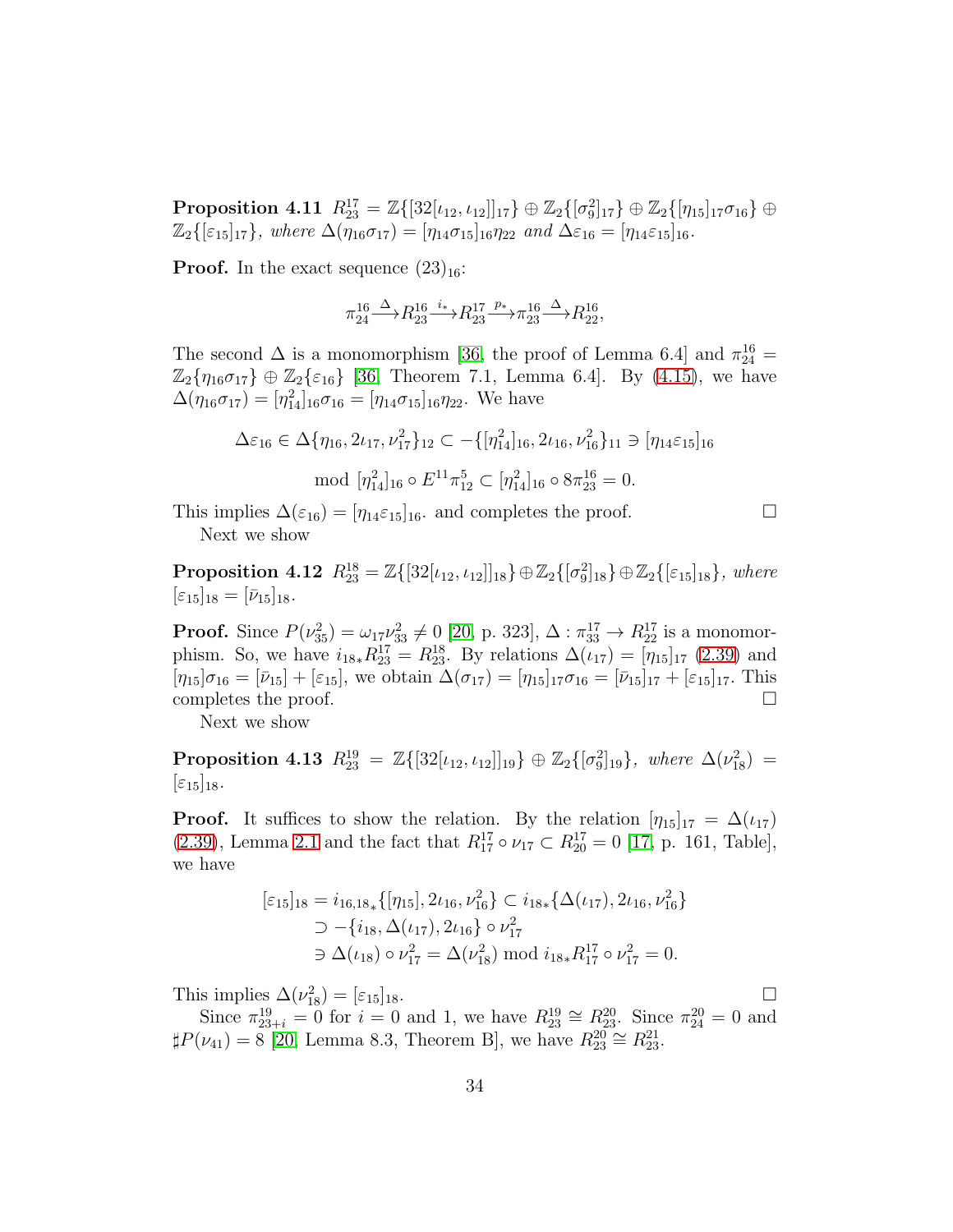**Proposition 4.11** *$R^{17}_{23} = \mathbb{Z}\{[32[\iota_{12},\iota_{12}]]_{17}\} \oplus \mathbb{Z}_2\{[\sigma_9^2]_{17}\} \oplus \mathbb{Z}_2\{[\eta_{15}]_{17}\sigma_{16}\} \oplus \mathbb{Z}_2\{[\varepsilon_{15}]_{17}\}$, where $\Delta(\eta_{16}\sigma_{17}) = [\eta_{14}\sigma_{15}]_{16}\eta_{22}$ and $\Delta\varepsilon_{16} = [\eta_{14}\varepsilon_{15}]_{16}$.*

**Proof.** In the exact sequence $(23)_{16}$:

$$\pi^{16}_{24} \xrightarrow{\Delta} R^{16}_{23} \xrightarrow{i_*} R^{17}_{23} \xrightarrow{p_*} \pi^{16}_{23} \xrightarrow{\Delta} R^{16}_{22},$$

The second $\Delta$ is a monomorphism [36, the proof of Lemma 6.4] and $\pi^{16}_{24} = \mathbb{Z}_2\{\eta_{16}\sigma_{17}\} \oplus \mathbb{Z}_2\{\varepsilon_{16}\}$ [36, Theorem 7.1, Lemma 6.4]. By (4.15), we have $\Delta(\eta_{16}\sigma_{17}) = [\eta^2_{14}]_{16}\sigma_{16} = [\eta_{14}\sigma_{15}]_{16}\eta_{22}$. We have

$$\Delta\varepsilon_{16} \in \Delta\{\eta_{16}, 2\iota_{17}, \nu^2_{17}\}_{12} \subset -\{[\eta^2_{14}]_{16}, 2\iota_{16}, \nu^2_{16}\}_{11} \ni [\eta_{14}\varepsilon_{15}]_{16}$$

$$\bmod\ [\eta^2_{14}]_{16} \circ E^{11}\pi^5_{12} \subset [\eta^2_{14}]_{16} \circ 8\pi^{16}_{23} = 0.$$

This implies $\Delta(\varepsilon_{16}) = [\eta_{14}\varepsilon_{15}]_{16}$. and completes the proof. $\square$

Next we show

**Proposition 4.12** *$R^{18}_{23} = \mathbb{Z}\{[32[\iota_{12},\iota_{12}]]_{18}\} \oplus \mathbb{Z}_2\{[\sigma^2_9]_{18}\} \oplus \mathbb{Z}_2\{[\varepsilon_{15}]_{18}\}$, where $[\varepsilon_{15}]_{18} = [\bar{\nu}_{15}]_{18}$.*

**Proof.** Since $P(\nu^2_{35}) = \omega_{17}\nu^2_{33} \neq 0$ [20, p. 323], $\Delta : \pi^{17}_{33} \to R^{17}_{22}$ is a monomorphism. So, we have $i_{18*}R^{17}_{23} = R^{18}_{23}$. By relations $\Delta(\iota_{17}) = [\eta_{15}]_{17}$ (2.39) and $[\eta_{15}]\sigma_{16} = [\bar{\nu}_{15}] + [\varepsilon_{15}]$, we obtain $\Delta(\sigma_{17}) = [\eta_{15}]_{17}\sigma_{16} = [\bar{\nu}_{15}]_{17} + [\varepsilon_{15}]_{17}$. This completes the proof. $\square$

Next we show

**Proposition 4.13** *$R^{19}_{23} = \mathbb{Z}\{[32[\iota_{12},\iota_{12}]]_{19}\} \oplus \mathbb{Z}_2\{[\sigma^2_9]_{19}\}$, where $\Delta(\nu^2_{18}) = [\varepsilon_{15}]_{18}$.*

**Proof.** It suffices to show the relation. By the relation $[\eta_{15}]_{17} = \Delta(\iota_{17})$ (2.39), Lemma 2.1 and the fact that $R^{17}_{17} \circ \nu_{17} \subset R^{17}_{20} = 0$ [17, p. 161, Table], we have

$$\begin{aligned}
[\varepsilon_{15}]_{18} = i_{16,18*}\{[\eta_{15}], 2\iota_{16}, \nu^2_{16}\} &\subset i_{18*}\{\Delta(\iota_{17}), 2\iota_{16}, \nu^2_{16}\} \\
&\supset -\{i_{18}, \Delta(\iota_{17}), 2\iota_{16}\} \circ \nu^2_{17} \\
&\ni \Delta(\iota_{18}) \circ \nu^2_{17} = \Delta(\nu^2_{18}) \bmod i_{18*}R^{17}_{17} \circ \nu^2_{17} = 0.
\end{aligned}$$

This implies $\Delta(\nu^2_{18}) = [\varepsilon_{15}]_{18}$. $\square$

Since $\pi^{19}_{23+i} = 0$ for $i = 0$ and 1, we have $R^{19}_{23} \cong R^{20}_{23}$. Since $\pi^{20}_{24} = 0$ and $\sharp P(\nu_{41}) = 8$ [20, Lemma 8.3, Theorem B], we have $R^{20}_{23} \cong R^{21}_{23}$.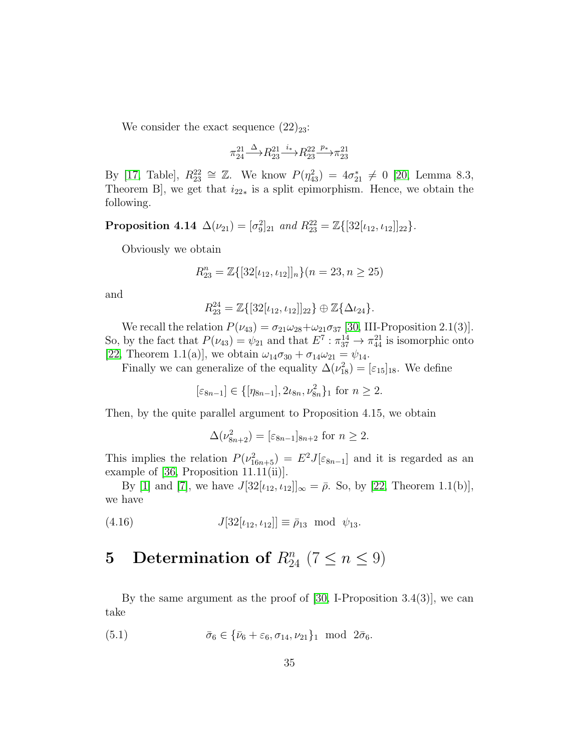We consider the exact sequence $(22)_{23}$:

$$\pi^{21}_{24} \xrightarrow{\Delta} R^{21}_{23} \xrightarrow{i_*} R^{22}_{23} \xrightarrow{p_*} \pi^{21}_{23}$$

By [17, Table], $R^{22}_{23} \cong \mathbb{Z}$. We know $P(\eta^2_{43}) = 4\sigma^*_{21} \neq 0$ [20, Lemma 8.3, Theorem B], we get that $i_{22*}$ is a split epimorphism. Hence, we obtain the following.

**Proposition 4.14** *$\Delta(\nu_{21}) = [\sigma_9^2]_{21}$ and $R^{22}_{23} = \mathbb{Z}\{[32[\iota_{12}, \iota_{12}]]_{22}\}$.*

Obviously we obtain

$$R^n_{23} = \mathbb{Z}\{[32[\iota_{12}, \iota_{12}]]_n\} (n = 23, n \geq 25)$$

and

$$R^{24}_{23} = \mathbb{Z}\{[32[\iota_{12}, \iota_{12}]]_{22}\} \oplus \mathbb{Z}\{\Delta\iota_{24}\}.$$

We recall the relation $P(\nu_{43}) = \sigma_{21}\omega_{28} + \omega_{21}\sigma_{37}$ [30, III-Proposition 2.1(3)]. So, by the fact that $P(\nu_{43}) = \psi_{21}$ and that $E^7 : \pi^{14}_{37} \to \pi^{21}_{44}$ is isomorphic onto [22, Theorem 1.1(a)], we obtain $\omega_{14}\sigma_{30} + \sigma_{14}\omega_{21} = \psi_{14}$.

Finally we can generalize of the equality $\Delta(\nu^2_{18}) = [\varepsilon_{15}]_{18}$. We define

$$[\varepsilon_{8n-1}] \in \{[\eta_{8n-1}], 2\iota_{8n}, \nu^2_{8n}\}_1 \text{ for } n \geq 2.$$

Then, by the quite parallel argument to Proposition 4.15, we obtain

$$\Delta(\nu^2_{8n+2}) = [\varepsilon_{8n-1}]_{8n+2} \text{ for } n \geq 2.$$

This implies the relation $P(\nu^2_{16n+5}) = E^2 J[\varepsilon_{8n-1}]$ and it is regarded as an example of [36, Proposition 11.11(ii)].

By [1] and [7], we have $J[32[\iota_{12}, \iota_{12}]]_\infty = \bar{\rho}$. So, by [22, Theorem 1.1(b)], we have

$$J[32[\iota_{12}, \iota_{12}]] \equiv \bar{\rho}_{13} \mod \psi_{13}. \tag{4.16}$$

# 5 Determination of $R^n_{24}$ $(7 \leq n \leq 9)$

By the same argument as the proof of [30, I-Proposition 3.4(3)], we can take

$$\bar{\sigma}_6 \in \{\bar{\nu}_6 + \varepsilon_6, \sigma_{14}, \nu_{21}\}_1 \mod 2\bar{\sigma}_6. \tag{5.1}$$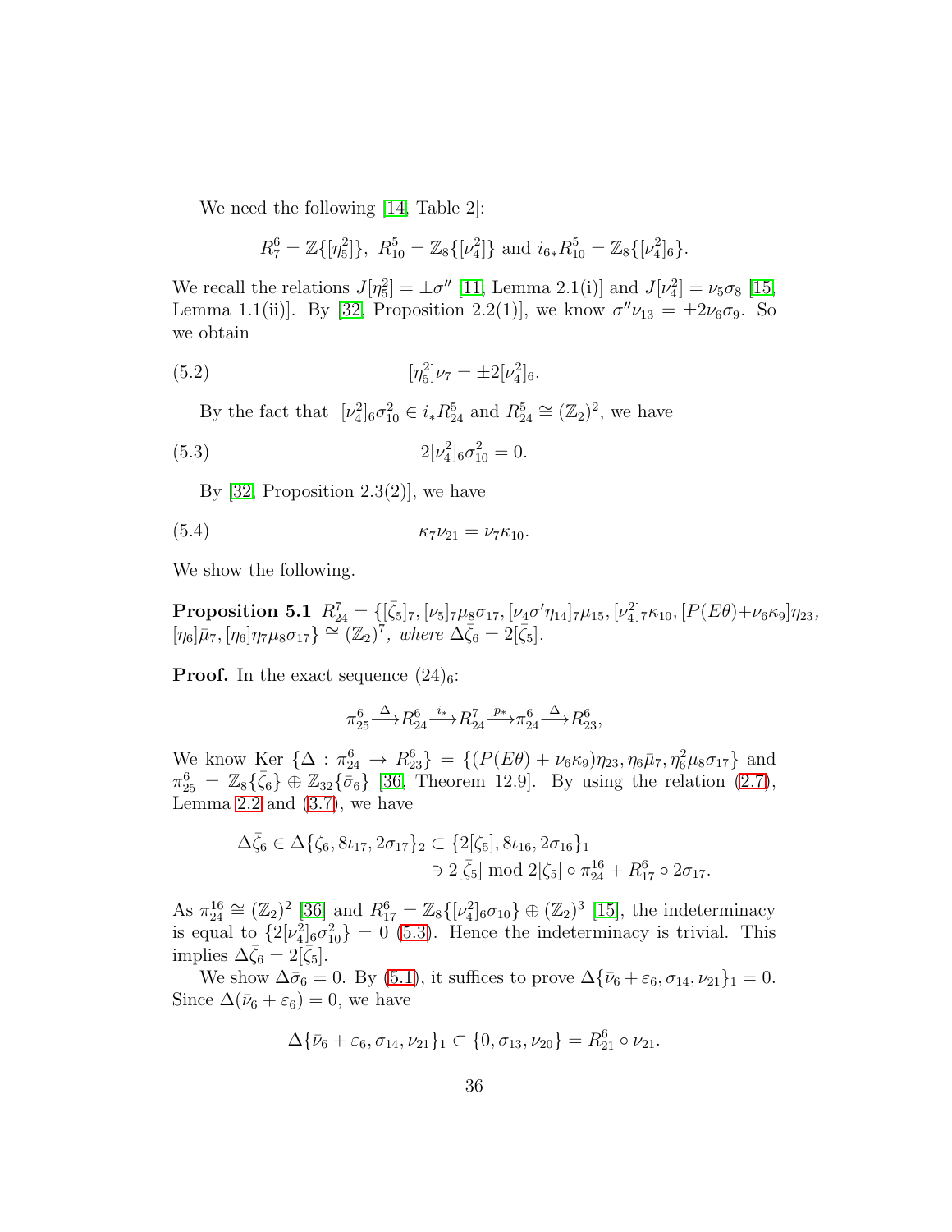We need the following [14, Table 2]:

$$R^6_7 = \mathbb{Z}\{[\eta^2_5]\},\ R^5_{10} = \mathbb{Z}_8\{[\nu^2_4]\} \text{ and } i_{6*}R^5_{10} = \mathbb{Z}_8\{[\nu^2_4]_6\}.$$

We recall the relations $J[\eta^2_5] = \pm\sigma''$ [11, Lemma 2.1(i)] and $J[\nu^2_4] = \nu_5\sigma_8$ [15, Lemma 1.1(ii)]. By [32, Proposition 2.2(1)], we know $\sigma''\nu_{13} = \pm 2\nu_6\sigma_9$. So we obtain

$$[\eta^2_5]\nu_7 = \pm 2[\nu^2_4]_6. \tag{5.2}$$

By the fact that $[\nu^2_4]_6\sigma^2_{10} \in i_*R^5_{24}$ and $R^5_{24} \cong (\mathbb{Z}_2)^2$, we have

$$2[\nu^2_4]_6\sigma^2_{10} = 0. \tag{5.3}$$

By [32, Proposition 2.3(2)], we have

$$\kappa_7\nu_{21} = \nu_7\kappa_{10}. \tag{5.4}$$

We show the following.

**Proposition 5.1** $R^7_{24} = \{[\bar{\zeta}_5]_7, [\nu_5]_7\mu_8\sigma_{17}, [\nu_4\sigma'\eta_{14}]_7\mu_{15}, [\nu^2_4]_7\kappa_{10}, [P(E\theta)+\nu_6\kappa_9]\eta_{23}, [\eta_6]\bar{\mu}_7, [\eta_6]\eta_7\mu_8\sigma_{17}\} \cong (\mathbb{Z}_2)^7$, *where* $\Delta\bar{\zeta}_6 = 2[\bar{\zeta}_5]$.

**Proof.** In the exact sequence $(24)_6$:

$$\pi^6_{25} \xrightarrow{\Delta} R^6_{24} \xrightarrow{i_*} R^7_{24} \xrightarrow{p_*} \pi^6_{24} \xrightarrow{\Delta} R^6_{23},$$

We know Ker $\{\Delta : \pi^6_{24} \to R^6_{23}\} = \{(P(E\theta) + \nu_6\kappa_9)\eta_{23}, \eta_6\bar{\mu}_7, \eta^2_6\mu_8\sigma_{17}\}$ and $\pi^6_{25} = \mathbb{Z}_8\{\bar{\zeta}_6\} \oplus \mathbb{Z}_{32}\{\bar{\sigma}_6\}$ [36, Theorem 12.9]. By using the relation (2.7), Lemma 2.2 and (3.7), we have

$$\Delta\bar{\zeta}_6 \in \Delta\{\zeta_6, 8\iota_{17}, 2\sigma_{17}\}_2 \subset \{2[\zeta_5], 8\iota_{16}, 2\sigma_{16}\}_1$$
$$\ni 2[\bar{\zeta}_5] \bmod 2[\zeta_5] \circ \pi^{16}_{24} + R^6_{17} \circ 2\sigma_{17}.$$

As $\pi^{16}_{24} \cong (\mathbb{Z}_2)^2$ [36] and $R^6_{17} = \mathbb{Z}_8\{[\nu^2_4]_6\sigma_{10}\} \oplus (\mathbb{Z}_2)^3$ [15], the indeterminacy is equal to $\{2[\nu^2_4]_6\sigma^2_{10}\} = 0$ (5.3). Hence the indeterminacy is trivial. This implies $\Delta\bar{\zeta}_6 = 2[\bar{\zeta}_5]$.

We show $\Delta\bar{\sigma}_6 = 0$. By (5.1), it suffices to prove $\Delta\{\bar{\nu}_6 + \varepsilon_6, \sigma_{14}, \nu_{21}\}_1 = 0$. Since $\Delta(\bar{\nu}_6 + \varepsilon_6) = 0$, we have

$$\Delta\{\bar{\nu}_6 + \varepsilon_6, \sigma_{14}, \nu_{21}\}_1 \subset \{0, \sigma_{13}, \nu_{20}\} = R^6_{21} \circ \nu_{21}.$$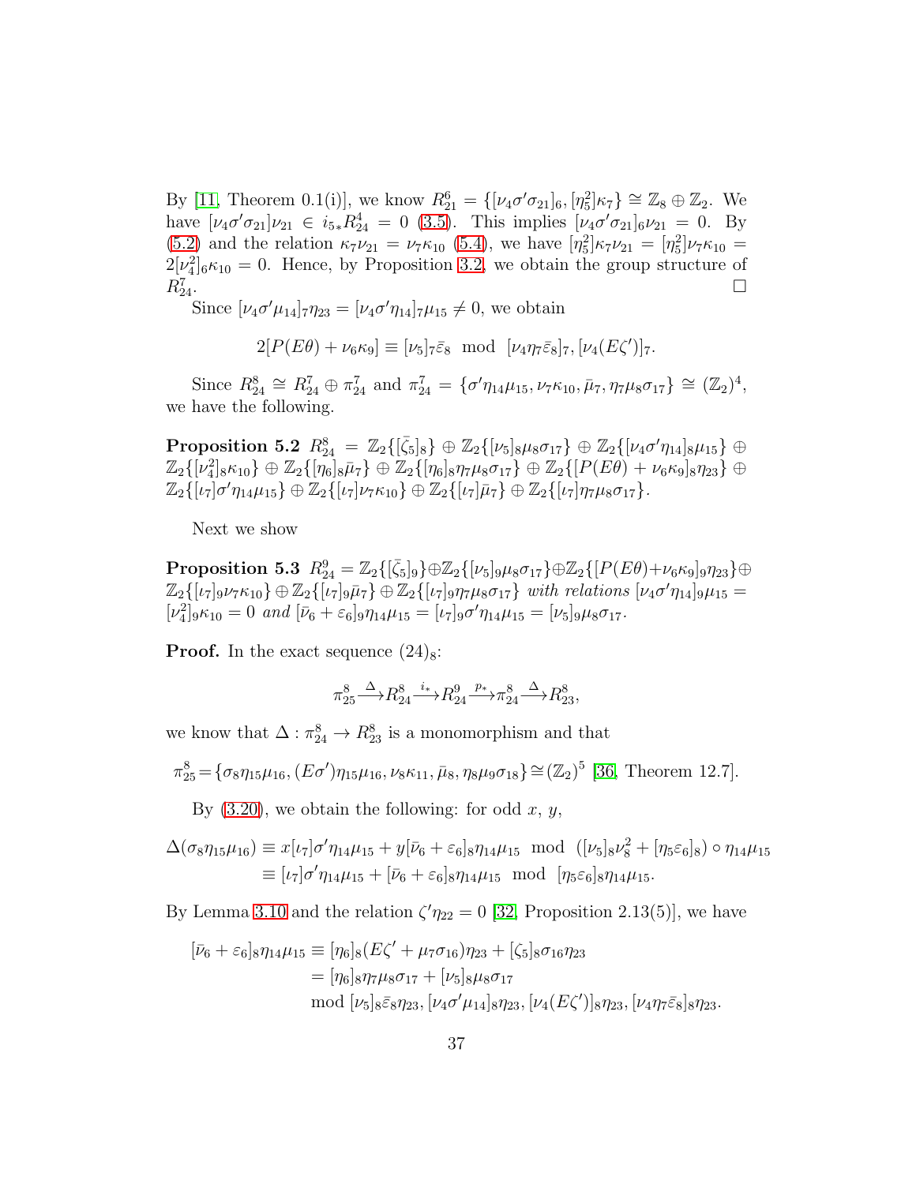By [11, Theorem 0.1(i)], we know $R^6_{21} = \{[\nu_4\sigma'\sigma_{21}]_6, [\eta_5^2]\kappa_7\} \cong \mathbb{Z}_8 \oplus \mathbb{Z}_2$. We have $[\nu_4\sigma'\sigma_{21}]\nu_{21} \in i_{5*}R^4_{24} = 0$ (3.5). This implies $[\nu_4\sigma'\sigma_{21}]_6\nu_{21} = 0$. By (5.2) and the relation $\kappa_7\nu_{21} = \nu_7\kappa_{10}$ (5.4), we have $[\eta_5^2]\kappa_7\nu_{21} = [\eta_5^2]\nu_7\kappa_{10} = 2[\nu_4^2]_6\kappa_{10} = 0$. Hence, by Proposition 3.2, we obtain the group structure of $R^7_{24}$. □

Since $[\nu_4\sigma'\mu_{14}]_7\eta_{23} = [\nu_4\sigma'\eta_{14}]_7\mu_{15} \neq 0$, we obtain

$$2[P(E\theta) + \nu_6\kappa_9] \equiv [\nu_5]_7\bar{\varepsilon}_8 \mod [\nu_4\eta_7\bar{\varepsilon}_8]_7, [\nu_4(E\zeta')]_7.$$

Since $R^8_{24} \cong R^7_{24} \oplus \pi^7_{24}$ and $\pi^7_{24} = \{\sigma'\eta_{14}\mu_{15}, \nu_7\kappa_{10}, \bar{\mu}_7, \eta_7\mu_8\sigma_{17}\} \cong (\mathbb{Z}_2)^4$, we have the following.

**Proposition 5.2** $R^8_{24} = \mathbb{Z}_2\{[\bar{\zeta}_5]_8\} \oplus \mathbb{Z}_2\{[\nu_5]_8\mu_8\sigma_{17}\} \oplus \mathbb{Z}_2\{[\nu_4\sigma'\eta_{14}]_8\mu_{15}\} \oplus \mathbb{Z}_2\{[\nu_4^2]_8\kappa_{10}\} \oplus \mathbb{Z}_2\{[\eta_6]_8\bar{\mu}_7\} \oplus \mathbb{Z}_2\{[\eta_6]_8\eta_7\mu_8\sigma_{17}\} \oplus \mathbb{Z}_2\{[P(E\theta) + \nu_6\kappa_9]_8\eta_{23}\} \oplus \mathbb{Z}_2\{[\iota_7]\sigma'\eta_{14}\mu_{15}\} \oplus \mathbb{Z}_2\{[\iota_7]\nu_7\kappa_{10}\} \oplus \mathbb{Z}_2\{[\iota_7]\bar{\mu}_7\} \oplus \mathbb{Z}_2\{[\iota_7]\eta_7\mu_8\sigma_{17}\}$.

Next we show

**Proposition 5.3** $R^9_{24} = \mathbb{Z}_2\{[\bar{\zeta}_5]_9\} \oplus \mathbb{Z}_2\{[\nu_5]_9\mu_8\sigma_{17}\} \oplus \mathbb{Z}_2\{[P(E\theta) + \nu_6\kappa_9]_9\eta_{23}\} \oplus \mathbb{Z}_2\{[\iota_7]_9\nu_7\kappa_{10}\} \oplus \mathbb{Z}_2\{[\iota_7]_9\bar{\mu}_7\} \oplus \mathbb{Z}_2\{[\iota_7]_9\eta_7\mu_8\sigma_{17}\}$ *with relations* $[\nu_4\sigma'\eta_{14}]_9\mu_{15} = [\nu_4^2]_9\kappa_{10} = 0$ *and* $[\bar{\nu}_6 + \varepsilon_6]_9\eta_{14}\mu_{15} = [\iota_7]_9\sigma'\eta_{14}\mu_{15} = [\nu_5]_9\mu_8\sigma_{17}$.

**Proof.** In the exact sequence $(24)_8$:

$$\pi^8_{25} \xrightarrow{\Delta} R^8_{24} \xrightarrow{i_*} R^9_{24} \xrightarrow{p_*} \pi^8_{24} \xrightarrow{\Delta} R^8_{23},$$

we know that $\Delta : \pi^8_{24} \to R^8_{23}$ is a monomorphism and that

$$\pi^8_{25} = \{\sigma_8\eta_{15}\mu_{16}, (E\sigma')\eta_{15}\mu_{16}, \nu_8\kappa_{11}, \bar{\mu}_8, \eta_8\mu_9\sigma_{18}\} \cong (\mathbb{Z}_2)^5 \text{ [36, Theorem 12.7]}.$$

By (3.20), we obtain the following: for odd $x$, $y$,

$$\begin{aligned}\Delta(\sigma_8\eta_{15}\mu_{16}) &\equiv x[\iota_7]\sigma'\eta_{14}\mu_{15} + y[\bar{\nu}_6 + \varepsilon_6]_8\eta_{14}\mu_{15} \mod ([\nu_5]_8\nu_8^2 + [\eta_5\varepsilon_6]_8) \circ \eta_{14}\mu_{15} \\ &\equiv [\iota_7]\sigma'\eta_{14}\mu_{15} + [\bar{\nu}_6 + \varepsilon_6]_8\eta_{14}\mu_{15} \mod [\eta_5\varepsilon_6]_8\eta_{14}\mu_{15}.\end{aligned}$$

By Lemma 3.10 and the relation $\zeta'\eta_{22} = 0$ [32, Proposition 2.13(5)], we have

$$\begin{aligned}[\bar{\nu}_6 + \varepsilon_6]_8\eta_{14}\mu_{15} &\equiv [\eta_6]_8(E\zeta' + \mu_7\sigma_{16})\eta_{23} + [\zeta_5]_8\sigma_{16}\eta_{23} \\ &= [\eta_6]_8\eta_7\mu_8\sigma_{17} + [\nu_5]_8\mu_8\sigma_{17} \\ &\mod [\nu_5]_8\bar{\varepsilon}_8\eta_{23}, [\nu_4\sigma'\mu_{14}]_8\eta_{23}, [\nu_4(E\zeta')]_8\eta_{23}, [\nu_4\eta_7\bar{\varepsilon}_8]_8\eta_{23}.\end{aligned}$$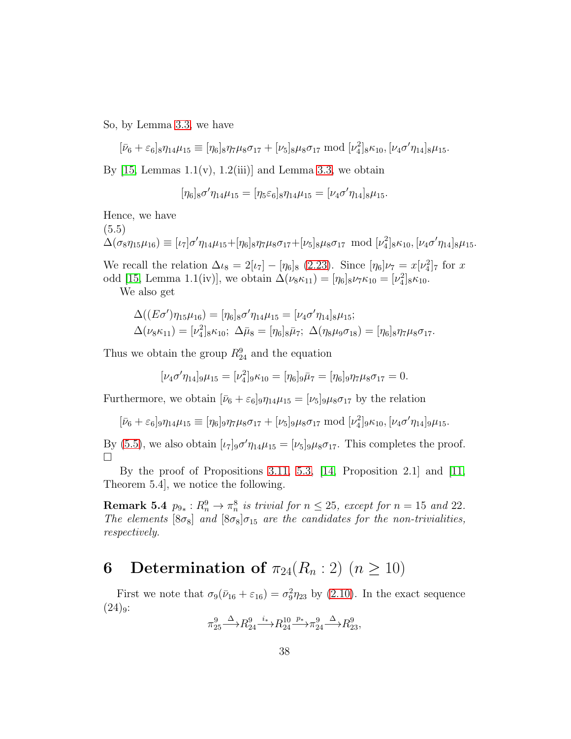So, by Lemma 3.3, we have

$$[\bar{\nu}_6 + \varepsilon_6]_8\eta_{14}\mu_{15} \equiv [\eta_6]_8\eta_7\mu_8\sigma_{17} + [\nu_5]_8\mu_8\sigma_{17} \bmod [\nu_4^2]_8\kappa_{10}, [\nu_4\sigma'\eta_{14}]_8\mu_{15}.$$

By [15, Lemmas 1.1(v), 1.2(iii)] and Lemma 3.3, we obtain

$$[\eta_6]_8\sigma'\eta_{14}\mu_{15} = [\eta_5\varepsilon_6]_8\eta_{14}\mu_{15} = [\nu_4\sigma'\eta_{14}]_8\mu_{15}.$$

Hence, we have

(5.5)
$$\Delta(\sigma_8\eta_{15}\mu_{16}) \equiv [\iota_7]\sigma'\eta_{14}\mu_{15} + [\eta_6]_8\eta_7\mu_8\sigma_{17} + [\nu_5]_8\mu_8\sigma_{17} \bmod [\nu_4^2]_8\kappa_{10}, [\nu_4\sigma'\eta_{14}]_8\mu_{15}.$$

We recall the relation $\Delta\iota_8 = 2[\iota_7] - [\eta_6]_8$ (2.23). Since $[\eta_6]\nu_7 = x[\nu_4^2]_7$ for $x$ odd [15, Lemma 1.1(iv)], we obtain $\Delta(\nu_8\kappa_{11}) = [\eta_6]_8\nu_7\kappa_{10} = [\nu_4^2]_8\kappa_{10}$.

We also get

$$\Delta((E\sigma')\eta_{15}\mu_{16}) = [\eta_6]_8\sigma'\eta_{14}\mu_{15} = [\nu_4\sigma'\eta_{14}]_8\mu_{15};$$
$$\Delta(\nu_8\kappa_{11}) = [\nu_4^2]_8\kappa_{10};\ \Delta\bar{\mu}_8 = [\eta_6]_8\bar{\mu}_7;\ \Delta(\eta_8\mu_9\sigma_{18}) = [\eta_6]_8\eta_7\mu_8\sigma_{17}.$$

Thus we obtain the group $R^9_{24}$ and the equation

$$[\nu_4\sigma'\eta_{14}]_9\mu_{15} = [\nu_4^2]_9\kappa_{10} = [\eta_6]_9\bar{\mu}_7 = [\eta_6]_9\eta_7\mu_8\sigma_{17} = 0.$$

Furthermore, we obtain $[\bar{\nu}_6 + \varepsilon_6]_9\eta_{14}\mu_{15} = [\nu_5]_9\mu_8\sigma_{17}$ by the relation

$$[\bar{\nu}_6 + \varepsilon_6]_9\eta_{14}\mu_{15} \equiv [\eta_6]_9\eta_7\mu_8\sigma_{17} + [\nu_5]_9\mu_8\sigma_{17} \bmod [\nu_4^2]_9\kappa_{10}, [\nu_4\sigma'\eta_{14}]_9\mu_{15}.$$

By (5.5), we also obtain $[\iota_7]_9\sigma'\eta_{14}\mu_{15} = [\nu_5]_9\mu_8\sigma_{17}$. This completes the proof. □

By the proof of Propositions 3.11, 5.3, [14, Proposition 2.1] and [11, Theorem 5.4], we notice the following.

**Remark 5.4** *$p_{9*} : R^9_n \to \pi^8_n$ is trivial for $n \leq 25$, except for $n = 15$ and $22$. The elements $[8\sigma_8]$ and $[8\sigma_8]\sigma_{15}$ are the candidates for the non-trivialities, respectively.*

# 6 Determination of $\pi_{24}(R_n : 2)$ $(n \geq 10)$

First we note that $\sigma_9(\bar{\nu}_{16} + \varepsilon_{16}) = \sigma_9^2\eta_{23}$ by (2.10). In the exact sequence $(24)_9$:

$$\pi^9_{25} \xrightarrow{\Delta} R^9_{24} \xrightarrow{i_*} R^{10}_{24} \xrightarrow{p_*} \pi^9_{24} \xrightarrow{\Delta} R^9_{23},$$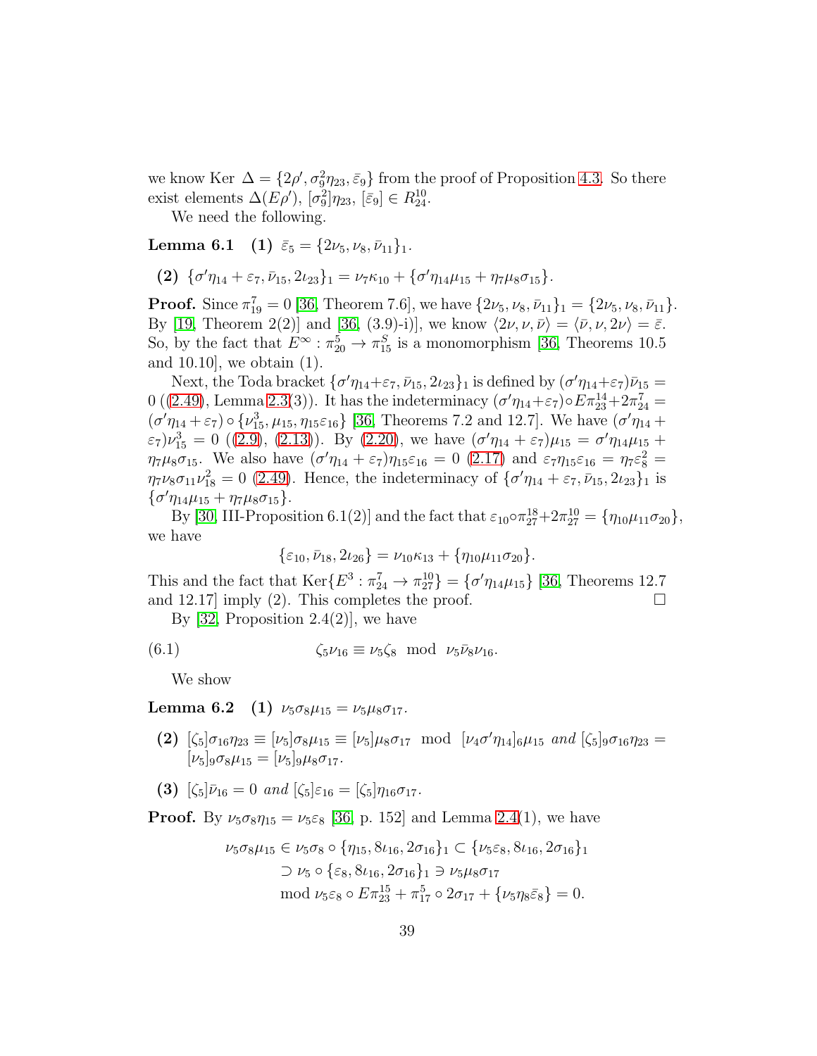we know Ker $\Delta = \{2\rho', \sigma_9^2\eta_{23}, \bar{\varepsilon}_9\}$ from the proof of Proposition 4.3. So there exist elements $\Delta(E\rho')$, $[\sigma_9^2]\eta_{23}$, $[\bar{\varepsilon}_9] \in R_{24}^{10}$.

We need the following.

**Lemma 6.1** **(1)** $\bar{\varepsilon}_5 = \{2\nu_5, \nu_8, \bar{\nu}_{11}\}_1$.

**(2)** $\{\sigma'\eta_{14} + \varepsilon_7, \bar{\nu}_{15}, 2\iota_{23}\}_1 = \nu_7\kappa_{10} + \{\sigma'\eta_{14}\mu_{15} + \eta_7\mu_8\sigma_{15}\}$.

**Proof.** Since $\pi_{19}^7 = 0$ [36, Theorem 7.6], we have $\{2\nu_5, \nu_8, \bar{\nu}_{11}\}_1 = \{2\nu_5, \nu_8, \bar{\nu}_{11}\}$. By [19, Theorem 2(2)] and [36, (3.9)-i)], we know $\langle 2\nu, \nu, \bar{\nu}\rangle = \langle \bar{\nu}, \nu, 2\nu\rangle = \bar{\varepsilon}$. So, by the fact that $E^\infty : \pi_{20}^5 \to \pi_{15}^S$ is a monomorphism [36, Theorems 10.5 and 10.10], we obtain (1).

Next, the Toda bracket $\{\sigma'\eta_{14}+\varepsilon_7, \bar{\nu}_{15}, 2\iota_{23}\}_1$ is defined by $(\sigma'\eta_{14}+\varepsilon_7)\bar{\nu}_{15} = 0$ ((2.49), Lemma 2.3(3)). It has the indeterminacy $(\sigma'\eta_{14}+\varepsilon_7)\circ E\pi_{23}^{14}+2\pi_{24}^7 = (\sigma'\eta_{14}+\varepsilon_7)\circ\{\nu_{15}^3, \mu_{15}, \eta_{15}\varepsilon_{16}\}$ [36, Theorems 7.2 and 12.7]. We have $(\sigma'\eta_{14} + \varepsilon_7)\nu_{15}^3 = 0$ ((2.9), (2.13)). By (2.20), we have $(\sigma'\eta_{14} + \varepsilon_7)\mu_{15} = \sigma'\eta_{14}\mu_{15} + \eta_7\mu_8\sigma_{15}$. We also have $(\sigma'\eta_{14} + \varepsilon_7)\eta_{15}\varepsilon_{16} = 0$ (2.17) and $\varepsilon_7\eta_{15}\varepsilon_{16} = \eta_7\varepsilon_8^2 = \eta_7\nu_8\sigma_{11}\nu_{18}^2 = 0$ (2.49). Hence, the indeterminacy of $\{\sigma'\eta_{14} + \varepsilon_7, \bar{\nu}_{15}, 2\iota_{23}\}_1$ is $\{\sigma'\eta_{14}\mu_{15} + \eta_7\mu_8\sigma_{15}\}$.

By [30, III-Proposition 6.1(2)] and the fact that $\varepsilon_{10}\circ\pi_{27}^{18}+2\pi_{27}^{10} = \{\eta_{10}\mu_{11}\sigma_{20}\}$, we have

$$\{\varepsilon_{10}, \bar{\nu}_{18}, 2\iota_{26}\} = \nu_{10}\kappa_{13} + \{\eta_{10}\mu_{11}\sigma_{20}\}.$$

This and the fact that $\mathrm{Ker}\{E^3 : \pi_{24}^7 \to \pi_{27}^{10}\} = \{\sigma'\eta_{14}\mu_{15}\}$ [36, Theorems 12.7 and 12.17] imply (2). This completes the proof. $\square$

By [32, Proposition 2.4(2)], we have

$$\zeta_5\nu_{16} \equiv \nu_5\zeta_8 \mod \nu_5\bar{\nu}_8\nu_{16}. \tag{6.1}$$

We show

**Lemma 6.2** **(1)** $\nu_5\sigma_8\mu_{15} = \nu_5\mu_8\sigma_{17}$.

**(2)** $[\zeta_5]\sigma_{16}\eta_{23} \equiv [\nu_5]\sigma_8\mu_{15} \equiv [\nu_5]\mu_8\sigma_{17} \mod [\nu_4\sigma'\eta_{14}]_6\mu_{15}$ *and* $[\zeta_5]_9\sigma_{16}\eta_{23} = [\nu_5]_9\sigma_8\mu_{15} = [\nu_5]_9\mu_8\sigma_{17}$.

**(3)** $[\zeta_5]\bar{\nu}_{16} = 0$ *and* $[\zeta_5]\varepsilon_{16} = [\zeta_5]\eta_{16}\sigma_{17}$.

**Proof.** By $\nu_5\sigma_8\eta_{15} = \nu_5\varepsilon_8$ [36, p. 152] and Lemma 2.4(1), we have

$$\begin{aligned}
\nu_5\sigma_8\mu_{15} &\in \nu_5\sigma_8 \circ \{\eta_{15}, 8\iota_{16}, 2\sigma_{16}\}_1 \subset \{\nu_5\varepsilon_8, 8\iota_{16}, 2\sigma_{16}\}_1 \\
&\supset \nu_5 \circ \{\varepsilon_8, 8\iota_{16}, 2\sigma_{16}\}_1 \ni \nu_5\mu_8\sigma_{17} \\
&\mod \nu_5\varepsilon_8 \circ E\pi_{23}^{15} + \pi_{17}^5 \circ 2\sigma_{17} + \{\nu_5\eta_8\bar{\varepsilon}_8\} = 0.
\end{aligned}$$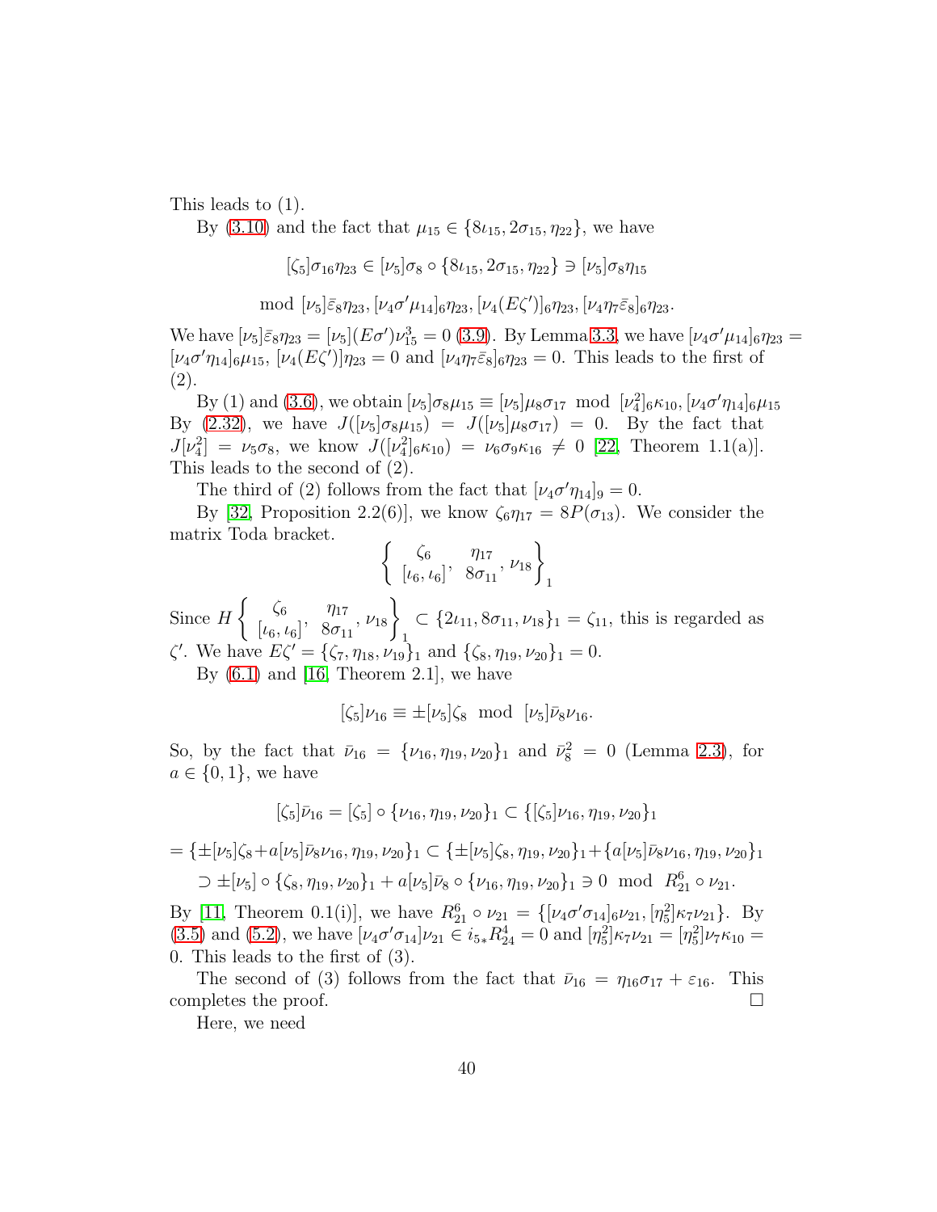This leads to (1).

By (3.10) and the fact that $\mu_{15} \in \{8\iota_{15}, 2\sigma_{15}, \eta_{22}\}$, we have

$$[\zeta_5]\sigma_{16}\eta_{23} \in [\nu_5]\sigma_8 \circ \{8\iota_{15}, 2\sigma_{15}, \eta_{22}\} \ni [\nu_5]\sigma_8\eta_{15}$$

$$\bmod\ [\nu_5]\bar{\varepsilon}_8\eta_{23}, [\nu_4\sigma'\mu_{14}]_6\eta_{23}, [\nu_4(E\zeta')]_6\eta_{23}, [\nu_4\eta_7\bar{\varepsilon}_8]_6\eta_{23}.$$

We have $[\nu_5]\bar{\varepsilon}_8\eta_{23} = [\nu_5](E\sigma')\nu_{15}^3 = 0$ (3.9). By Lemma 3.3, we have $[\nu_4\sigma'\mu_{14}]_6\eta_{23} = [\nu_4\sigma'\eta_{14}]_6\mu_{15}$, $[\nu_4(E\zeta')]\eta_{23} = 0$ and $[\nu_4\eta_7\bar{\varepsilon}_8]_6\eta_{23} = 0$. This leads to the first of (2).

By (1) and (3.6), we obtain $[\nu_5]\sigma_8\mu_{15} \equiv [\nu_5]\mu_8\sigma_{17} \bmod [\nu_4^2]_6\kappa_{10}, [\nu_4\sigma'\eta_{14}]_6\mu_{15}$ By (2.32), we have $J([\nu_5]\sigma_8\mu_{15}) = J([\nu_5]\mu_8\sigma_{17}) = 0$. By the fact that $J[\nu_4^2] = \nu_5\sigma_8$, we know $J([\nu_4^2]_6\kappa_{10}) = \nu_6\sigma_9\kappa_{16} \neq 0$ [22, Theorem 1.1(a)]. This leads to the second of (2).

The third of (2) follows from the fact that $[\nu_4\sigma'\eta_{14}]_9 = 0$.

By [32, Proposition 2.2(6)], we know $\zeta_6\eta_{17} = 8P(\sigma_{13})$. We consider the matrix Toda bracket.

$$\left\{ \begin{matrix} \zeta_6 \\ [\iota_6, \iota_6] \end{matrix}, \begin{matrix} \eta_{17} \\ 8\sigma_{11} \end{matrix}, \nu_{18} \right\}_1$$

Since $H\left\{ \begin{matrix} \zeta_6 \\ [\iota_6, \iota_6] \end{matrix}, \begin{matrix} \eta_{17} \\ 8\sigma_{11} \end{matrix}, \nu_{18} \right\}_1 \subset \{2\iota_{11}, 8\sigma_{11}, \nu_{18}\}_1 = \zeta_{11}$, this is regarded as $\zeta'$. We have $E\zeta' = \{\zeta_7, \eta_{18}, \nu_{19}\}_1$ and $\{\zeta_8, \eta_{19}, \nu_{20}\}_1 = 0$.

By (6.1) and [16, Theorem 2.1], we have

$$[\zeta_5]\nu_{16} \equiv \pm[\nu_5]\zeta_8 \bmod [\nu_5]\bar{\nu}_8\nu_{16}.$$

So, by the fact that $\bar{\nu}_{16} = \{\nu_{16}, \eta_{19}, \nu_{20}\}_1$ and $\bar{\nu}_8^2 = 0$ (Lemma 2.3), for $a \in \{0, 1\}$, we have

$$[\zeta_5]\bar{\nu}_{16} = [\zeta_5] \circ \{\nu_{16}, \eta_{19}, \nu_{20}\}_1 \subset \{[\zeta_5]\nu_{16}, \eta_{19}, \nu_{20}\}_1$$

$$= \{\pm[\nu_5]\zeta_8 + a[\nu_5]\bar{\nu}_8\nu_{16}, \eta_{19}, \nu_{20}\}_1 \subset \{\pm[\nu_5]\zeta_8, \eta_{19}, \nu_{20}\}_1 + \{a[\nu_5]\bar{\nu}_8\nu_{16}, \eta_{19}, \nu_{20}\}_1$$

$$\supset \pm[\nu_5] \circ \{\zeta_8, \eta_{19}, \nu_{20}\}_1 + a[\nu_5]\bar{\nu}_8 \circ \{\nu_{16}, \eta_{19}, \nu_{20}\}_1 \ni 0 \bmod R_{21}^6 \circ \nu_{21}.$$

By [11, Theorem 0.1(i)], we have $R_{21}^6 \circ \nu_{21} = \{[\nu_4\sigma'\sigma_{14}]_6\nu_{21}, [\eta_5^2]\kappa_7\nu_{21}\}$. By (3.5) and (5.2), we have $[\nu_4\sigma'\sigma_{14}]\nu_{21} \in i_{5*}R_{24}^4 = 0$ and $[\eta_5^2]\kappa_7\nu_{21} = [\eta_5^2]\nu_7\kappa_{10} = 0$. This leads to the first of (3).

The second of (3) follows from the fact that $\bar{\nu}_{16} = \eta_{16}\sigma_{17} + \varepsilon_{16}$. This completes the proof. □

Here, we need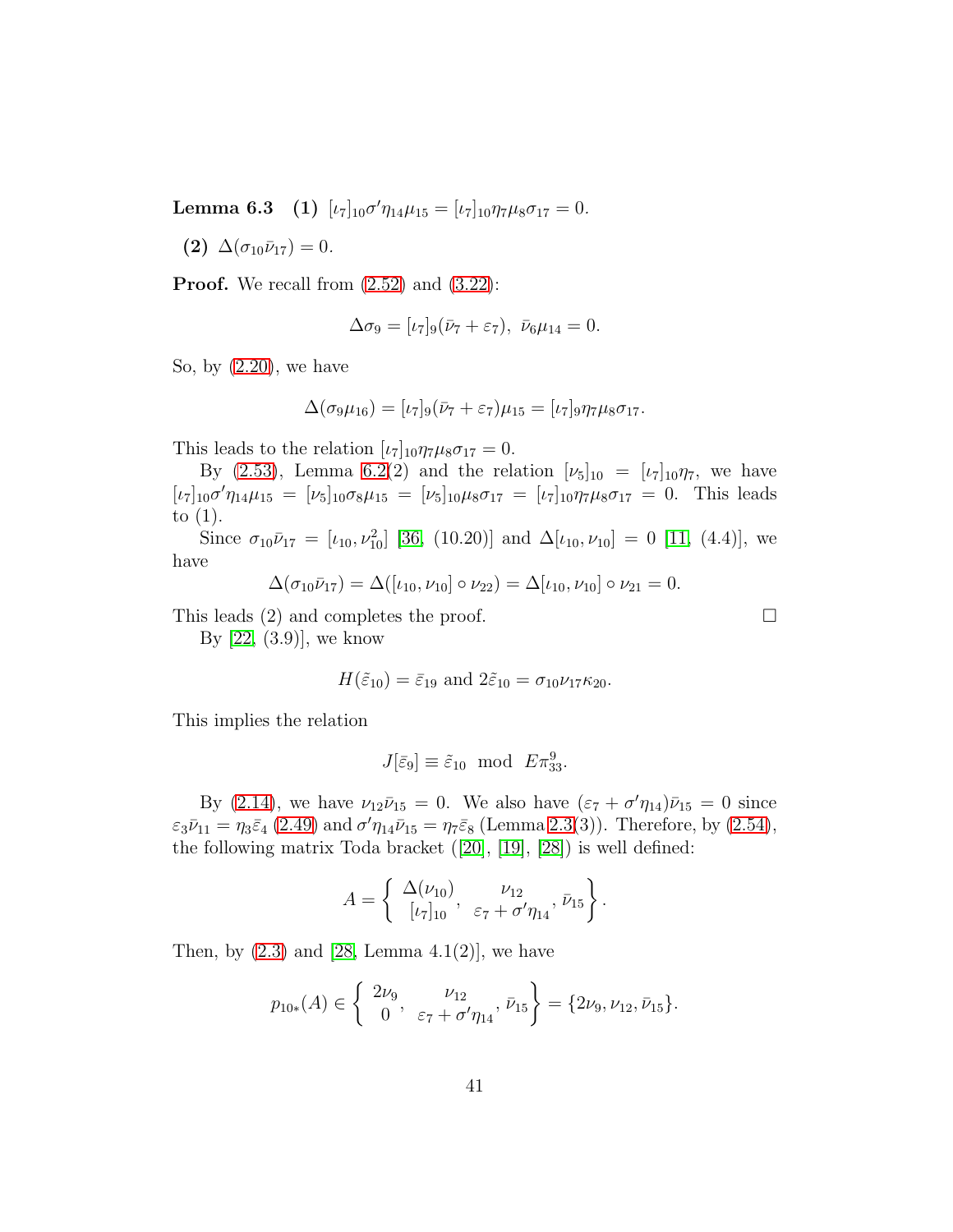**Lemma 6.3** **(1)** $[\iota_7]_{10}\sigma'\eta_{14}\mu_{15} = [\iota_7]_{10}\eta_7\mu_8\sigma_{17} = 0$.

**(2)** $\Delta(\sigma_{10}\bar{\nu}_{17}) = 0$.

**Proof.** We recall from (2.52) and (3.22):

$$\Delta\sigma_9 = [\iota_7]_9(\bar{\nu}_7 + \varepsilon_7),\ \bar{\nu}_6\mu_{14} = 0.$$

So, by (2.20), we have

$$\Delta(\sigma_9\mu_{16}) = [\iota_7]_9(\bar{\nu}_7 + \varepsilon_7)\mu_{15} = [\iota_7]_9\eta_7\mu_8\sigma_{17}.$$

This leads to the relation $[\iota_7]_{10}\eta_7\mu_8\sigma_{17} = 0$.

By (2.53), Lemma 6.2(2) and the relation $[\nu_5]_{10} = [\iota_7]_{10}\eta_7$, we have $[\iota_7]_{10}\sigma'\eta_{14}\mu_{15} = [\nu_5]_{10}\sigma_8\mu_{15} = [\nu_5]_{10}\mu_8\sigma_{17} = [\iota_7]_{10}\eta_7\mu_8\sigma_{17} = 0$. This leads to (1).

Since $\sigma_{10}\bar{\nu}_{17} = [\iota_{10}, \nu_{10}^2]$ [36, (10.20)] and $\Delta[\iota_{10}, \nu_{10}] = 0$ [11, (4.4)], we have

$$\Delta(\sigma_{10}\bar{\nu}_{17}) = \Delta([\iota_{10}, \nu_{10}] \circ \nu_{22}) = \Delta[\iota_{10}, \nu_{10}] \circ \nu_{21} = 0.$$

This leads (2) and completes the proof. $\square$

By [22, (3.9)], we know

$$H(\tilde{\varepsilon}_{10}) = \bar{\varepsilon}_{19} \text{ and } 2\tilde{\varepsilon}_{10} = \sigma_{10}\nu_{17}\kappa_{20}.$$

This implies the relation

$$J[\bar{\varepsilon}_9] \equiv \tilde{\varepsilon}_{10} \mod E\pi_{33}^9.$$

By (2.14), we have $\nu_{12}\bar{\nu}_{15} = 0$. We also have $(\varepsilon_7 + \sigma'\eta_{14})\bar{\nu}_{15} = 0$ since $\varepsilon_3\bar{\nu}_{11} = \eta_3\bar{\varepsilon}_4$ (2.49) and $\sigma'\eta_{14}\bar{\nu}_{15} = \eta_7\bar{\varepsilon}_8$ (Lemma 2.3(3)). Therefore, by (2.54), the following matrix Toda bracket ([20], [19], [28]) is well defined:

$$A = \left\{ \begin{matrix} \Delta(\nu_{10}) \\ [\iota_7]_{10} \end{matrix}, \begin{matrix} \nu_{12} \\ \varepsilon_7 + \sigma'\eta_{14} \end{matrix}, \bar{\nu}_{15} \right\}.$$

Then, by (2.3) and [28, Lemma 4.1(2)], we have

$$p_{10*}(A) \in \left\{ \begin{matrix} 2\nu_9 \\ 0 \end{matrix}, \begin{matrix} \nu_{12} \\ \varepsilon_7 + \sigma'\eta_{14} \end{matrix}, \bar{\nu}_{15} \right\} = \{2\nu_9, \nu_{12}, \bar{\nu}_{15}\}.$$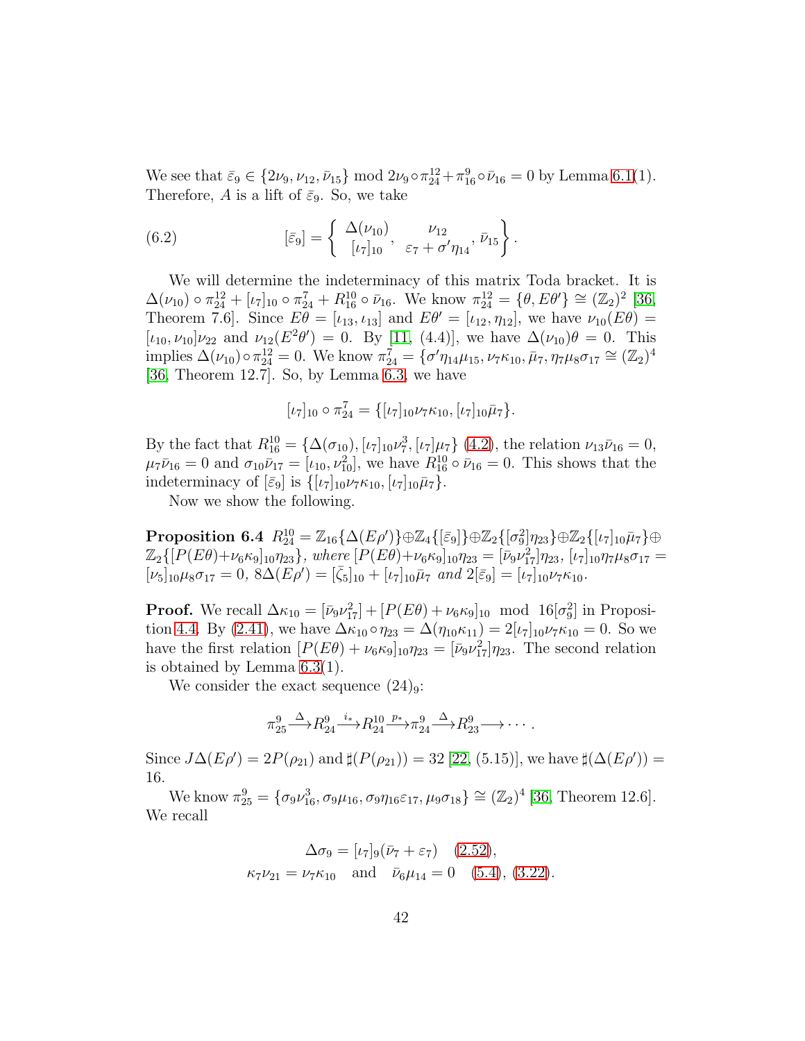We see that $\bar{\varepsilon}_9 \in \{2\nu_9, \nu_{12}, \bar{\nu}_{15}\}$ mod $2\nu_9 \circ \pi^{12}_{24} + \pi^9_{16} \circ \bar{\nu}_{16} = 0$ by Lemma 6.1(1). Therefore, $A$ is a lift of $\bar{\varepsilon}_9$. So, we take

$$[\bar{\varepsilon}_9] = \left\{ \begin{matrix} \Delta(\nu_{10}) \\ [\iota_7]_{10} \end{matrix}, \begin{matrix} \nu_{12} \\ \varepsilon_7 + \sigma' \eta_{14} \end{matrix}, \bar{\nu}_{15} \right\}. \tag{6.2}$$

We will determine the indeterminacy of this matrix Toda bracket. It is $\Delta(\nu_{10}) \circ \pi^{12}_{24} + [\iota_7]_{10} \circ \pi^7_{24} + R^{10}_{16} \circ \bar{\nu}_{16}$. We know $\pi^{12}_{24} = \{\theta, E\theta'\} \cong (\mathbb{Z}_2)^2$ [36, Theorem 7.6]. Since $E\theta = [\iota_{13}, \iota_{13}]$ and $E\theta' = [\iota_{12}, \eta_{12}]$, we have $\nu_{10}(E\theta) = [\iota_{10}, \nu_{10}]\nu_{22}$ and $\nu_{12}(E^2\theta') = 0$. By [11, (4.4)], we have $\Delta(\nu_{10})\theta = 0$. This implies $\Delta(\nu_{10}) \circ \pi^{12}_{24} = 0$. We know $\pi^7_{24} = \{\sigma' \eta_{14}\mu_{15}, \nu_7\kappa_{10}, \bar{\mu}_7, \eta_7\mu_8\sigma_{17} \cong (\mathbb{Z}_2)^4$ [36, Theorem 12.7]. So, by Lemma 6.3, we have

$$[\iota_7]_{10} \circ \pi^7_{24} = \{[\iota_7]_{10}\nu_7\kappa_{10}, [\iota_7]_{10}\bar{\mu}_7\}.$$

By the fact that $R^{10}_{16} = \{\Delta(\sigma_{10}), [\iota_7]_{10}\nu^3_7, [\iota_7]\mu_7\}$ (4.2), the relation $\nu_{13}\bar{\nu}_{16} = 0$, $\mu_7\bar{\nu}_{16} = 0$ and $\sigma_{10}\bar{\nu}_{17} = [\iota_{10}, \nu^2_{10}]$, we have $R^{10}_{16} \circ \bar{\nu}_{16} = 0$. This shows that the indeterminacy of $[\bar{\varepsilon}_9]$ is $\{[\iota_7]_{10}\nu_7\kappa_{10}, [\iota_7]_{10}\bar{\mu}_7\}$.

Now we show the following.

**Proposition 6.4** $R^{10}_{24} = \mathbb{Z}_{16}\{\Delta(E\rho')\} \oplus \mathbb{Z}_4\{[\bar{\varepsilon}_9]\} \oplus \mathbb{Z}_2\{[\sigma^2_9]\eta_{23}\} \oplus \mathbb{Z}_2\{[\iota_7]_{10}\bar{\mu}_7\} \oplus \mathbb{Z}_2\{[P(E\theta) + \nu_6\kappa_9]_{10}\eta_{23}\}$, *where* $[P(E\theta) + \nu_6\kappa_9]_{10}\eta_{23} = [\bar{\nu}_9\nu^2_{17}]\eta_{23}$, $[\iota_7]_{10}\eta_7\mu_8\sigma_{17} = [\bar{\nu}_5]_{10}\mu_8\sigma_{17} = 0$, $8\Delta(E\rho') = [\bar{\zeta}_5]_{10} + [\iota_7]_{10}\bar{\mu}_7$ *and* $2[\bar{\varepsilon}_9] = [\iota_7]_{10}\nu_7\kappa_{10}$.

**Proof.** We recall $\Delta\kappa_{10} = [\bar{\nu}_9\nu^2_{17}] + [P(E\theta) + \nu_6\kappa_9]_{10}$ mod $16[\sigma^2_9]$ in Proposition 4.4. By (2.41), we have $\Delta\kappa_{10} \circ \eta_{23} = \Delta(\eta_{10}\kappa_{11}) = 2[\iota_7]_{10}\nu_7\kappa_{10} = 0$. So we have the first relation $[P(E\theta) + \nu_6\kappa_9]_{10}\eta_{23} = [\bar{\nu}_9\nu^2_{17}]\eta_{23}$. The second relation is obtained by Lemma 6.3(1).

We consider the exact sequence $(24)_9$:

$$\pi^9_{25} \xrightarrow{\Delta} R^9_{24} \xrightarrow{i_*} R^{10}_{24} \xrightarrow{p_*} \pi^9_{24} \xrightarrow{\Delta} R^9_{23} \longrightarrow \cdots.$$

Since $J\Delta(E\rho') = 2P(\rho_{21})$ and $\sharp(P(\rho_{21})) = 32$ [22, (5.15)], we have $\sharp(\Delta(E\rho')) = 16$.

We know $\pi^9_{25} = \{\sigma_9\nu^3_{16}, \sigma_9\mu_{16}, \sigma_9\eta_{16}\varepsilon_{17}, \mu_9\sigma_{18}\} \cong (\mathbb{Z}_2)^4$ [36, Theorem 12.6]. We recall

$$\Delta\sigma_9 = [\iota_7]_9(\bar{\nu}_7 + \varepsilon_7) \quad (2.52),$$
$$\kappa_7\nu_{21} = \nu_7\kappa_{10} \quad \text{and} \quad \bar{\nu}_6\mu_{14} = 0 \quad (5.4), (3.22).$$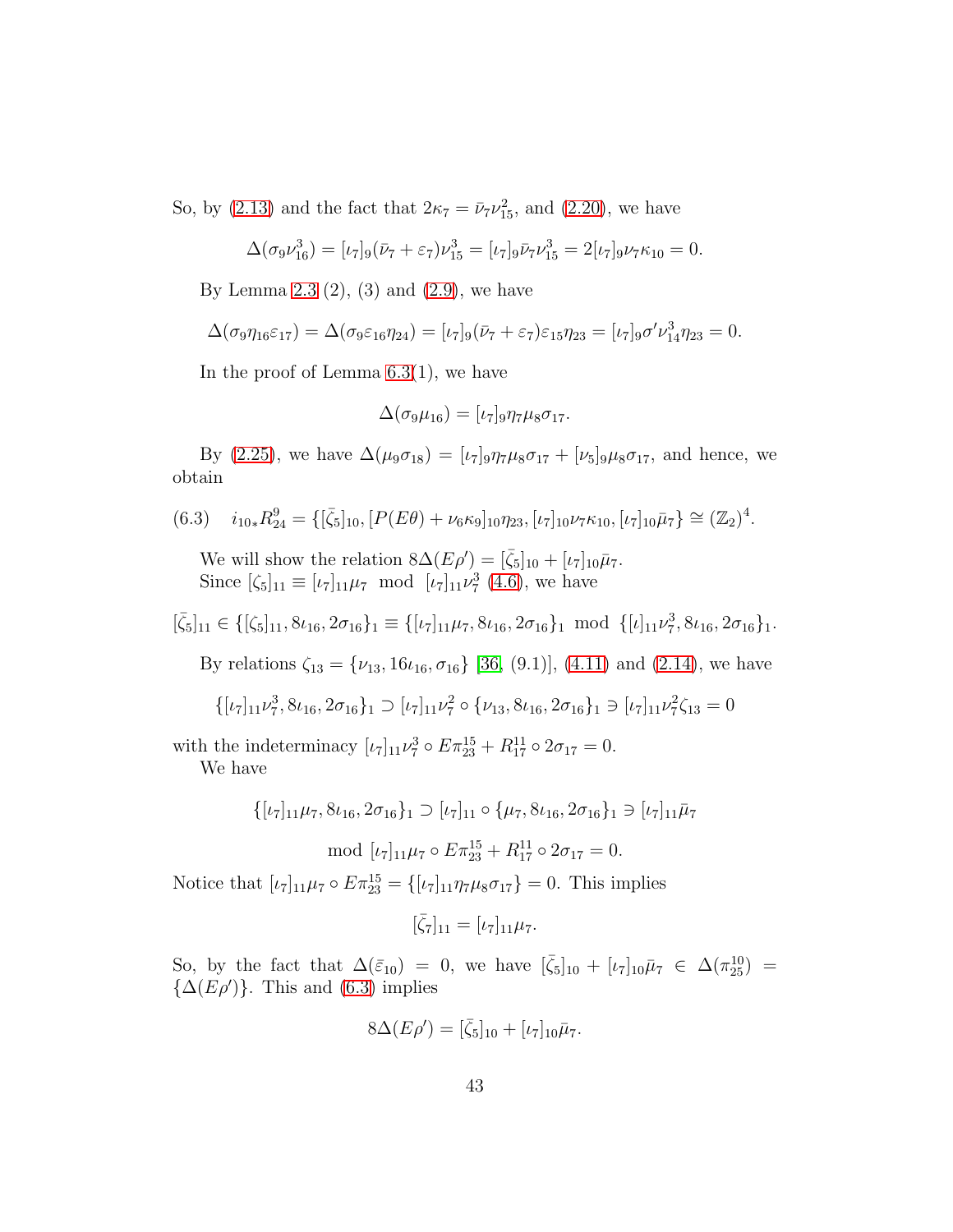So, by (2.13) and the fact that $2\kappa_7 = \bar{\nu}_7\nu_{15}^2$, and (2.20), we have

$$\Delta(\sigma_9\nu_{16}^3) = [\iota_7]_9(\bar{\nu}_7 + \varepsilon_7)\nu_{15}^3 = [\iota_7]_9\bar{\nu}_7\nu_{15}^3 = 2[\iota_7]_9\nu_7\kappa_{10} = 0.$$

By Lemma 2.3 (2), (3) and (2.9), we have

$$\Delta(\sigma_9\eta_{16}\varepsilon_{17}) = \Delta(\sigma_9\varepsilon_{16}\eta_{24}) = [\iota_7]_9(\bar{\nu}_7 + \varepsilon_7)\varepsilon_{15}\eta_{23} = [\iota_7]_9\sigma'\nu_{14}^3\eta_{23} = 0.$$

In the proof of Lemma 6.3(1), we have

$$\Delta(\sigma_9\mu_{16}) = [\iota_7]_9\eta_7\mu_8\sigma_{17}.$$

By (2.25), we have $\Delta(\mu_9\sigma_{18}) = [\iota_7]_9\eta_7\mu_8\sigma_{17} + [\nu_5]_9\mu_8\sigma_{17}$, and hence, we obtain

$$(6.3)\quad i_{10*}R_{24}^9 = \{[\bar{\zeta}_5]_{10}, [P(E\theta) + \nu_6\kappa_9]_{10}\eta_{23}, [\iota_7]_{10}\nu_7\kappa_{10}, [\iota_7]_{10}\bar{\mu}_7\} \cong (\mathbb{Z}_2)^4.$$

We will show the relation $8\Delta(E\rho') = [\bar{\zeta}_5]_{10} + [\iota_7]_{10}\bar{\mu}_7$.
Since $[\zeta_5]_{11} \equiv [\iota_7]_{11}\mu_7 \mod [\iota_7]_{11}\nu_7^3$ (4.6), we have

$$[\bar{\zeta}_5]_{11} \in \{[\zeta_5]_{11}, 8\iota_{16}, 2\sigma_{16}\}_1 \equiv \{[\iota_7]_{11}\mu_7, 8\iota_{16}, 2\sigma_{16}\}_1 \mod \{[\iota]_{11}\nu_7^3, 8\iota_{16}, 2\sigma_{16}\}_1.$$

By relations $\zeta_{13} = \{\nu_{13}, 16\iota_{16}, \sigma_{16}\}$ [36, (9.1)], (4.11) and (2.14), we have

$$\{[\iota_7]_{11}\nu_7^3, 8\iota_{16}, 2\sigma_{16}\}_1 \supset [\iota_7]_{11}\nu_7^2 \circ \{\nu_{13}, 8\iota_{16}, 2\sigma_{16}\}_1 \ni [\iota_7]_{11}\nu_7^2\zeta_{13} = 0$$

with the indeterminacy $[\iota_7]_{11}\nu_7^3 \circ E\pi_{23}^{15} + R_{17}^{11} \circ 2\sigma_{17} = 0$.
We have

$$\{[\iota_7]_{11}\mu_7, 8\iota_{16}, 2\sigma_{16}\}_1 \supset [\iota_7]_{11} \circ \{\mu_7, 8\iota_{16}, 2\sigma_{16}\}_1 \ni [\iota_7]_{11}\bar{\mu}_7$$

$$\mod [\iota_7]_{11}\mu_7 \circ E\pi_{23}^{15} + R_{17}^{11} \circ 2\sigma_{17} = 0.$$

Notice that $[\iota_7]_{11}\mu_7 \circ E\pi_{23}^{15} = \{[\iota_7]_{11}\eta_7\mu_8\sigma_{17}\} = 0$. This implies

$$[\bar{\zeta}_7]_{11} = [\iota_7]_{11}\mu_7.$$

So, by the fact that $\Delta(\bar{\varepsilon}_{10}) = 0$, we have $[\bar{\zeta}_5]_{10} + [\iota_7]_{10}\bar{\mu}_7 \in \Delta(\pi_{25}^{10}) = \{\Delta(E\rho')\}$. This and (6.3) implies

$$8\Delta(E\rho') = [\bar{\zeta}_5]_{10} + [\iota_7]_{10}\bar{\mu}_7.$$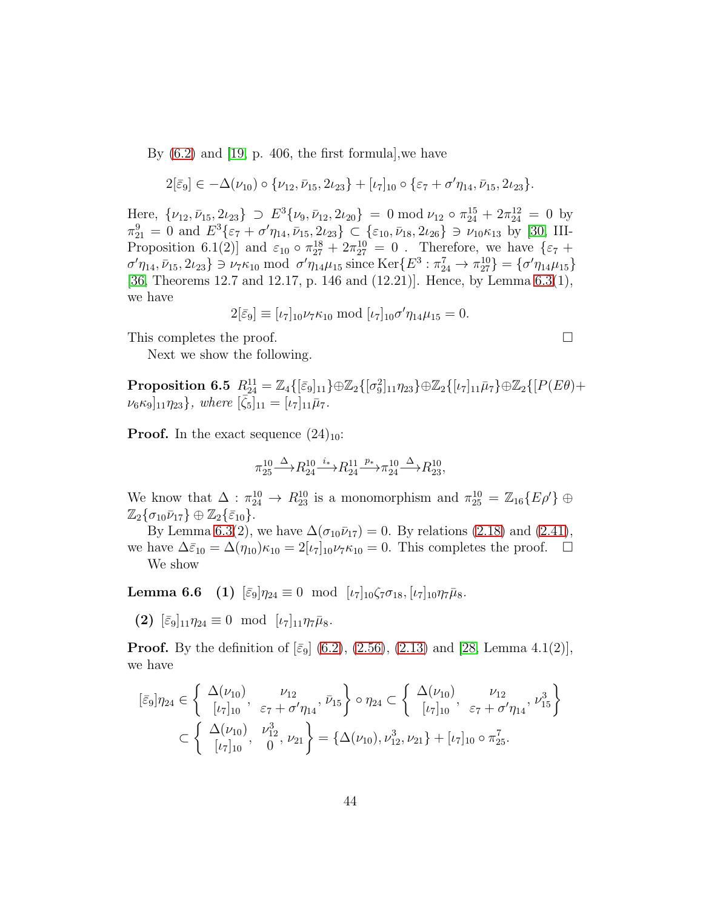By (6.2) and [19, p. 406, the first formula],we have

$$2[\bar\varepsilon_9] \in -\Delta(\nu_{10}) \circ \{\nu_{12}, \bar\nu_{15}, 2\iota_{23}\} + [\iota_7]_{10} \circ \{\varepsilon_7 + \sigma'\eta_{14}, \bar\nu_{15}, 2\iota_{23}\}.$$

Here, $\{\nu_{12}, \bar\nu_{15}, 2\iota_{23}\} \supset E^3\{\nu_9, \bar\nu_{12}, 2\iota_{20}\} = 0 \bmod \nu_{12} \circ \pi^{15}_{24} + 2\pi^{12}_{24} = 0$ by $\pi^9_{21} = 0$ and $E^3\{\varepsilon_7 + \sigma'\eta_{14}, \bar\nu_{15}, 2\iota_{23}\} \subset \{\varepsilon_{10}, \bar\nu_{18}, 2\iota_{26}\} \ni \nu_{10}\kappa_{13}$ by [30, III-Proposition 6.1(2)] and $\varepsilon_{10} \circ \pi^{18}_{27} + 2\pi^{10}_{27} = 0$ . Therefore, we have $\{\varepsilon_7 + \sigma'\eta_{14}, \bar\nu_{15}, 2\iota_{23}\} \ni \nu_7\kappa_{10} \bmod \sigma'\eta_{14}\mu_{15}$ since $\mathrm{Ker}\{E^3 : \pi^7_{24} \to \pi^{10}_{27}\} = \{\sigma'\eta_{14}\mu_{15}\}$ [36, Theorems 12.7 and 12.17, p. 146 and (12.21)]. Hence, by Lemma 6.3(1), we have

$$2[\bar\varepsilon_9] \equiv [\iota_7]_{10}\nu_7\kappa_{10} \bmod [\iota_7]_{10}\sigma'\eta_{14}\mu_{15} = 0.$$

This completes the proof. □

Next we show the following.

**Proposition 6.5** *$R^{11}_{24} = \mathbb{Z}_4\{[\bar\varepsilon_9]_{11}\} \oplus \mathbb{Z}_2\{[\sigma_9^2]_{11}\eta_{23}\} \oplus \mathbb{Z}_2\{[\iota_7]_{11}\bar\mu_7\} \oplus \mathbb{Z}_2\{[P(E\theta) + \nu_6\kappa_9]_{11}\eta_{23}\}$, where $[\bar\zeta_5]_{11} = [\iota_7]_{11}\bar\mu_7$.*

**Proof.** In the exact sequence $(24)_{10}$:

$$\pi^{10}_{25} \xrightarrow{\Delta} R^{10}_{24} \xrightarrow{i_*} R^{11}_{24} \xrightarrow{p_*} \pi^{10}_{24} \xrightarrow{\Delta} R^{10}_{23},$$

We know that $\Delta : \pi^{10}_{24} \to R^{10}_{23}$ is a monomorphism and $\pi^{10}_{25} = \mathbb{Z}_{16}\{E\rho'\} \oplus \mathbb{Z}_2\{\sigma_{10}\bar\nu_{17}\} \oplus \mathbb{Z}_2\{\bar\varepsilon_{10}\}$.

By Lemma 6.3(2), we have $\Delta(\sigma_{10}\bar\nu_{17}) = 0$. By relations (2.18) and (2.41), we have $\Delta\bar\varepsilon_{10} = \Delta(\eta_{10})\kappa_{10} = 2[\iota_7]_{10}\nu_7\kappa_{10} = 0$. This completes the proof. □

We show

**Lemma 6.6** **(1)** $[\bar\varepsilon_9]\eta_{24} \equiv 0 \mod [\iota_7]_{10}\zeta_7\sigma_{18}, [\iota_7]_{10}\eta_7\bar\mu_8$.

**(2)** $[\bar\varepsilon_9]_{11}\eta_{24} \equiv 0 \mod [\iota_7]_{11}\eta_7\bar\mu_8$.

**Proof.** By the definition of $[\bar\varepsilon_9]$ (6.2), (2.56), (2.13) and [28, Lemma 4.1(2)], we have

$$[\bar\varepsilon_9]\eta_{24} \in \left\{ \begin{matrix} \Delta(\nu_{10}) \\ [\iota_7]_{10} \end{matrix}, \begin{matrix} \nu_{12} \\ \varepsilon_7 + \sigma'\eta_{14} \end{matrix}, \bar\nu_{15} \right\} \circ \eta_{24} \subset \left\{ \begin{matrix} \Delta(\nu_{10}) \\ [\iota_7]_{10} \end{matrix}, \begin{matrix} \nu_{12} \\ \varepsilon_7 + \sigma'\eta_{14} \end{matrix}, \nu^3_{15} \right\}$$

$$\subset \left\{ \begin{matrix} \Delta(\nu_{10}) \\ [\iota_7]_{10} \end{matrix}, \begin{matrix} \nu^3_{12} \\ 0 \end{matrix}, \nu_{21} \right\} = \{\Delta(\nu_{10}), \nu^3_{12}, \nu_{21}\} + [\iota_7]_{10} \circ \pi^7_{25}.$$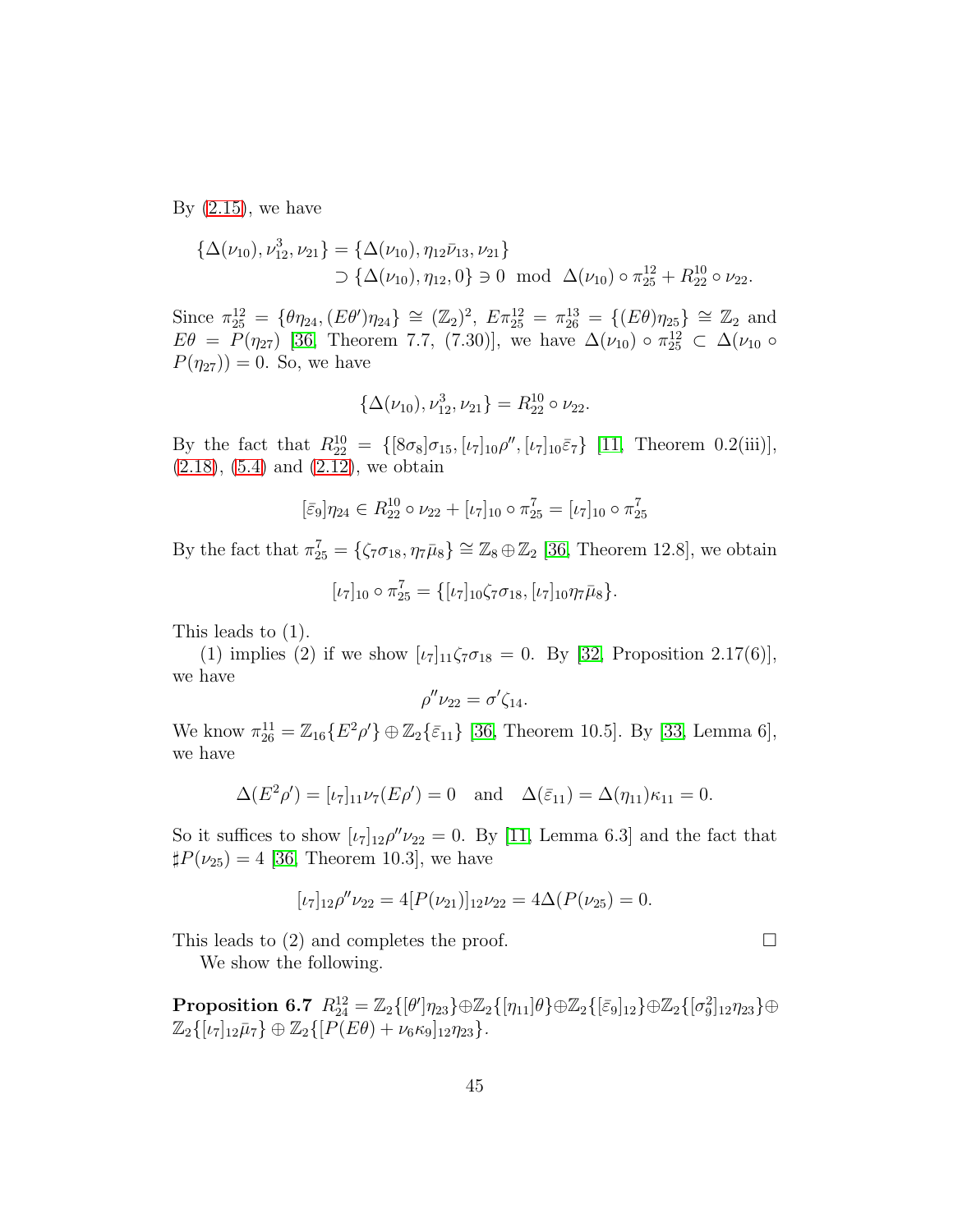By (2.15), we have

$$\begin{aligned}\{\Delta(\nu_{10}), \nu_{12}^3, \nu_{21}\} &= \{\Delta(\nu_{10}), \eta_{12}\bar{\nu}_{13}, \nu_{21}\} \\ &\supset \{\Delta(\nu_{10}), \eta_{12}, 0\} \ni 0 \mod \Delta(\nu_{10}) \circ \pi_{25}^{12} + R_{22}^{10} \circ \nu_{22}.\end{aligned}$$

Since $\pi_{25}^{12} = \{\theta\eta_{24}, (E\theta')\eta_{24}\} \cong (\mathbb{Z}_2)^2$, $E\pi_{25}^{12} = \pi_{26}^{13} = \{(E\theta)\eta_{25}\} \cong \mathbb{Z}_2$ and $E\theta = P(\eta_{27})$ [36, Theorem 7.7, (7.30)], we have $\Delta(\nu_{10}) \circ \pi_{25}^{12} \subset \Delta(\nu_{10} \circ P(\eta_{27})) = 0$. So, we have

$$\{\Delta(\nu_{10}), \nu_{12}^3, \nu_{21}\} = R_{22}^{10} \circ \nu_{22}.$$

By the fact that $R_{22}^{10} = \{[8\sigma_8]\sigma_{15}, [\iota_7]_{10}\rho'', [\iota_7]_{10}\bar{\varepsilon}_7\}$ [11, Theorem 0.2(iii)], (2.18), (5.4) and (2.12), we obtain

$$[\bar{\varepsilon}_9]\eta_{24} \in R_{22}^{10} \circ \nu_{22} + [\iota_7]_{10} \circ \pi_{25}^7 = [\iota_7]_{10} \circ \pi_{25}^7$$

By the fact that $\pi_{25}^7 = \{\zeta_7\sigma_{18}, \eta_7\bar{\mu}_8\} \cong \mathbb{Z}_8 \oplus \mathbb{Z}_2$ [36, Theorem 12.8], we obtain

$$[\iota_7]_{10} \circ \pi_{25}^7 = \{[\iota_7]_{10}\zeta_7\sigma_{18}, [\iota_7]_{10}\eta_7\bar{\mu}_8\}.$$

This leads to (1).

(1) implies (2) if we show $[\iota_7]_{11}\zeta_7\sigma_{18} = 0$. By [32, Proposition 2.17(6)], we have

$$\rho''\nu_{22} = \sigma'\zeta_{14}.$$

We know $\pi_{26}^{11} = \mathbb{Z}_{16}\{E^2\rho'\} \oplus \mathbb{Z}_2\{\bar{\varepsilon}_{11}\}$ [36, Theorem 10.5]. By [33, Lemma 6], we have

$$\Delta(E^2\rho') = [\iota_7]_{11}\nu_7(E\rho') = 0 \quad \text{and} \quad \Delta(\bar{\varepsilon}_{11}) = \Delta(\eta_{11})\kappa_{11} = 0.$$

So it suffices to show $[\iota_7]_{12}\rho''\nu_{22} = 0$. By [11, Lemma 6.3] and the fact that $\sharp P(\nu_{25}) = 4$ [36, Theorem 10.3], we have

$$[\iota_7]_{12}\rho''\nu_{22} = 4[P(\nu_{21})]_{12}\nu_{22} = 4\Delta(P(\nu_{25})) = 0.$$

This leads to (2) and completes the proof. □

We show the following.

**Proposition 6.7** $R_{24}^{12} = \mathbb{Z}_2\{[\theta']\eta_{23}\} \oplus \mathbb{Z}_2\{[\eta_{11}]\theta\} \oplus \mathbb{Z}_2\{[\bar{\varepsilon}_9]_{12}\} \oplus \mathbb{Z}_2\{[\sigma_9^2]_{12}\eta_{23}\} \oplus \mathbb{Z}_2\{[\iota_7]_{12}\bar{\mu}_7\} \oplus \mathbb{Z}_2\{[P(E\theta) + \nu_6\kappa_9]_{12}\eta_{23}\}$.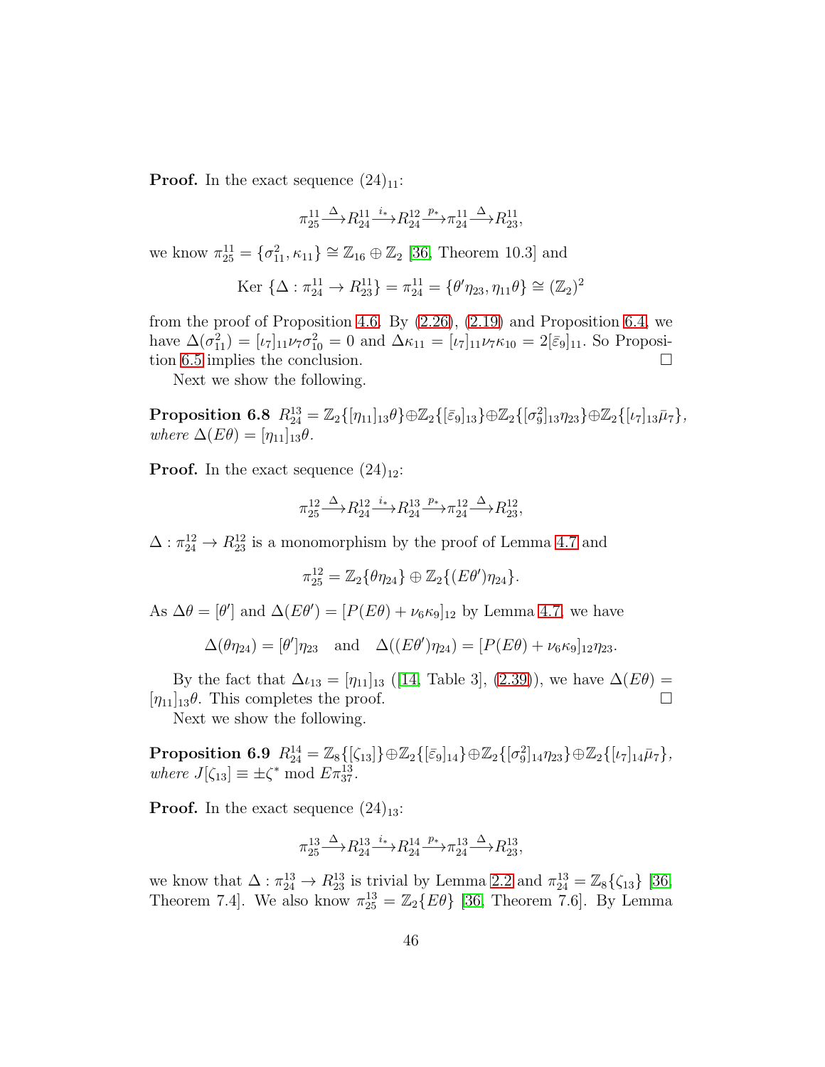**Proof.** In the exact sequence $(24)_{11}$:

$$\pi^{11}_{25} \xrightarrow{\Delta} R^{11}_{24} \xrightarrow{i_*} R^{12}_{24} \xrightarrow{p_*} \pi^{11}_{24} \xrightarrow{\Delta} R^{11}_{23},$$

we know $\pi^{11}_{25} = \{\sigma^2_{11}, \kappa_{11}\} \cong \mathbb{Z}_{16} \oplus \mathbb{Z}_2$ [36, Theorem 10.3] and

$$\text{Ker}\ \{\Delta : \pi^{11}_{24} \to R^{11}_{23}\} = \pi^{11}_{24} = \{\theta'\eta_{23}, \eta_{11}\theta\} \cong (\mathbb{Z}_2)^2$$

from the proof of Proposition 4.6. By (2.26), (2.19) and Proposition 6.4, we have $\Delta(\sigma^2_{11}) = [\iota_7]_{11}\nu_7\sigma^2_{10} = 0$ and $\Delta\kappa_{11} = [\iota_7]_{11}\nu_7\kappa_{10} = 2[\bar{\varepsilon}_9]_{11}$. So Proposition 6.5 implies the conclusion. □

Next we show the following.

**Proposition 6.8** $R^{13}_{24} = \mathbb{Z}_2\{[\eta_{11}]_{13}\theta\} \oplus \mathbb{Z}_2\{[\bar{\varepsilon}_9]_{13}\} \oplus \mathbb{Z}_2\{[\sigma^2_9]_{13}\eta_{23}\} \oplus \mathbb{Z}_2\{[\iota_7]_{13}\bar{\mu}_7\}$, *where* $\Delta(E\theta) = [\eta_{11}]_{13}\theta$.

**Proof.** In the exact sequence $(24)_{12}$:

$$\pi^{12}_{25} \xrightarrow{\Delta} R^{12}_{24} \xrightarrow{i_*} R^{13}_{24} \xrightarrow{p_*} \pi^{12}_{24} \xrightarrow{\Delta} R^{12}_{23},$$

$\Delta : \pi^{12}_{24} \to R^{12}_{23}$ is a monomorphism by the proof of Lemma 4.7 and

$$\pi^{12}_{25} = \mathbb{Z}_2\{\theta\eta_{24}\} \oplus \mathbb{Z}_2\{(E\theta')\eta_{24}\}.$$

As $\Delta\theta = [\theta']$ and $\Delta(E\theta') = [P(E\theta) + \nu_6\kappa_9]_{12}$ by Lemma 4.7, we have

$$\Delta(\theta\eta_{24}) = [\theta']\eta_{23} \quad \text{and} \quad \Delta((E\theta')\eta_{24}) = [P(E\theta) + \nu_6\kappa_9]_{12}\eta_{23}.$$

By the fact that $\Delta\iota_{13} = [\eta_{11}]_{13}$ ([14, Table 3], (2.39)), we have $\Delta(E\theta) = [\eta_{11}]_{13}\theta$. This completes the proof. □

Next we show the following.

**Proposition 6.9** $R^{14}_{24} = \mathbb{Z}_8\{[\zeta_{13}]\} \oplus \mathbb{Z}_2\{[\bar{\varepsilon}_9]_{14}\} \oplus \mathbb{Z}_2\{[\sigma^2_9]_{14}\eta_{23}\} \oplus \mathbb{Z}_2\{[\iota_7]_{14}\bar{\mu}_7\}$, *where* $J[\zeta_{13}] \equiv \pm\zeta^*$ mod $E\pi^{13}_{37}$.

**Proof.** In the exact sequence $(24)_{13}$:

$$\pi^{13}_{25} \xrightarrow{\Delta} R^{13}_{24} \xrightarrow{i_*} R^{14}_{24} \xrightarrow{p_*} \pi^{13}_{24} \xrightarrow{\Delta} R^{13}_{23},$$

we know that $\Delta : \pi^{13}_{24} \to R^{13}_{23}$ is trivial by Lemma 2.2 and $\pi^{13}_{24} = \mathbb{Z}_8\{\zeta_{13}\}$ [36, Theorem 7.4]. We also know $\pi^{13}_{25} = \mathbb{Z}_2\{E\theta\}$ [36, Theorem 7.6]. By Lemma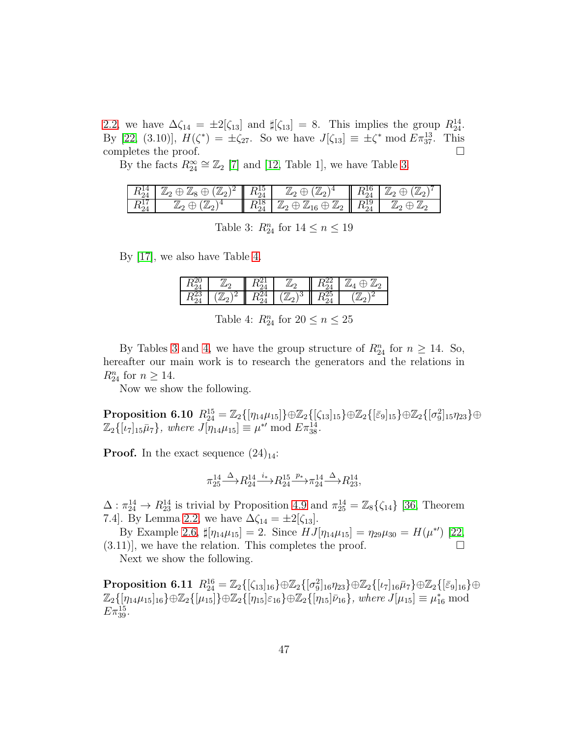2.2, we have $\Delta\zeta_{14} = \pm 2[\zeta_{13}]$ and $\sharp[\zeta_{13}] = 8$. This implies the group $R^{14}_{24}$. By [22, (3.10)], $H(\zeta^*) = \pm\zeta_{27}$. So we have $J[\zeta_{13}] \equiv \pm\zeta^* \bmod E\pi^{13}_{37}$. This completes the proof. □

By the facts $R^{\infty}_{24} \cong \mathbb{Z}_2$ [7] and [12, Table 1], we have Table 3.

| | | | | | |
|---|---|---|---|---|---|
| $R^{14}_{24}$ | $\mathbb{Z}_2 \oplus \mathbb{Z}_8 \oplus (\mathbb{Z}_2)^2$ | $R^{15}_{24}$ | $\mathbb{Z}_2 \oplus (\mathbb{Z}_2)^4$ | $R^{16}_{24}$ | $\mathbb{Z}_2 \oplus (\mathbb{Z}_2)^7$ |
| $R^{17}_{24}$ | $\mathbb{Z}_2 \oplus (\mathbb{Z}_2)^4$ | $R^{18}_{24}$ | $\mathbb{Z}_2 \oplus \mathbb{Z}_{16} \oplus \mathbb{Z}_2$ | $R^{19}_{24}$ | $\mathbb{Z}_2 \oplus \mathbb{Z}_2$ |

Table 3: $R^n_{24}$ for $14 \leq n \leq 19$

By [17], we also have Table 4.

| | | | | | |
|---|---|---|---|---|---|
| $R^{20}_{24}$ | $\mathbb{Z}_2$ | $R^{21}_{24}$ | $\mathbb{Z}_2$ | $R^{22}_{24}$ | $\mathbb{Z}_4 \oplus \mathbb{Z}_2$ |
| $R^{23}_{24}$ | $(\mathbb{Z}_2)^2$ | $R^{24}_{24}$ | $(\mathbb{Z}_2)^3$ | $R^{25}_{24}$ | $(\mathbb{Z}_2)^2$ |

Table 4: $R^n_{24}$ for $20 \leq n \leq 25$

By Tables 3 and 4, we have the group structure of $R^n_{24}$ for $n \geq 14$. So, hereafter our main work is to research the generators and the relations in $R^n_{24}$ for $n \geq 14$.

Now we show the following.

**Proposition 6.10** *$R^{15}_{24} = \mathbb{Z}_2\{[\eta_{14}\mu_{15}]\} \oplus \mathbb{Z}_2\{[\zeta_{13}]_{15}\} \oplus \mathbb{Z}_2\{[\bar{\varepsilon}_9]_{15}\} \oplus \mathbb{Z}_2\{[\sigma_9^2]_{15}\eta_{23}\} \oplus \mathbb{Z}_2\{[\iota_7]_{15}\bar{\mu}_7\}$, where $J[\eta_{14}\mu_{15}] \equiv \mu^{*\prime} \bmod E\pi^{14}_{38}$.*

**Proof.** In the exact sequence $(24)_{14}$:

$$\pi^{14}_{25} \xrightarrow{\Delta} R^{14}_{24} \xrightarrow{i_*} R^{15}_{24} \xrightarrow{p_*} \pi^{14}_{24} \xrightarrow{\Delta} R^{14}_{23},$$

$\Delta : \pi^{14}_{24} \to R^{14}_{23}$ is trivial by Proposition 4.9 and $\pi^{14}_{25} = \mathbb{Z}_8\{\zeta_{14}\}$ [36, Theorem 7.4]. By Lemma 2.2, we have $\Delta\zeta_{14} = \pm 2[\zeta_{13}]$.

By Example 2.6, $\sharp[\eta_{14}\mu_{15}] = 2$. Since $HJ[\eta_{14}\mu_{15}] = \eta_{29}\mu_{30} = H(\mu^{*\prime})$ [22, (3.11)], we have the relation. This completes the proof. □

Next we show the following.

**Proposition 6.11** *$R^{16}_{24} = \mathbb{Z}_2\{[\zeta_{13}]_{16}\} \oplus \mathbb{Z}_2\{[\sigma_9^2]_{16}\eta_{23}\} \oplus \mathbb{Z}_2\{[\iota_7]_{16}\bar{\mu}_7\} \oplus \mathbb{Z}_2\{[\bar{\varepsilon}_9]_{16}\} \oplus \mathbb{Z}_2\{[\eta_{14}\mu_{15}]_{16}\} \oplus \mathbb{Z}_2\{[\mu_{15}]\} \oplus \mathbb{Z}_2\{[\eta_{15}]\varepsilon_{16}\} \oplus \mathbb{Z}_2\{[\eta_{15}]\bar{\nu}_{16}\}$, where $J[\mu_{15}] \equiv \mu^*_{16} \bmod E\pi^{15}_{39}$.*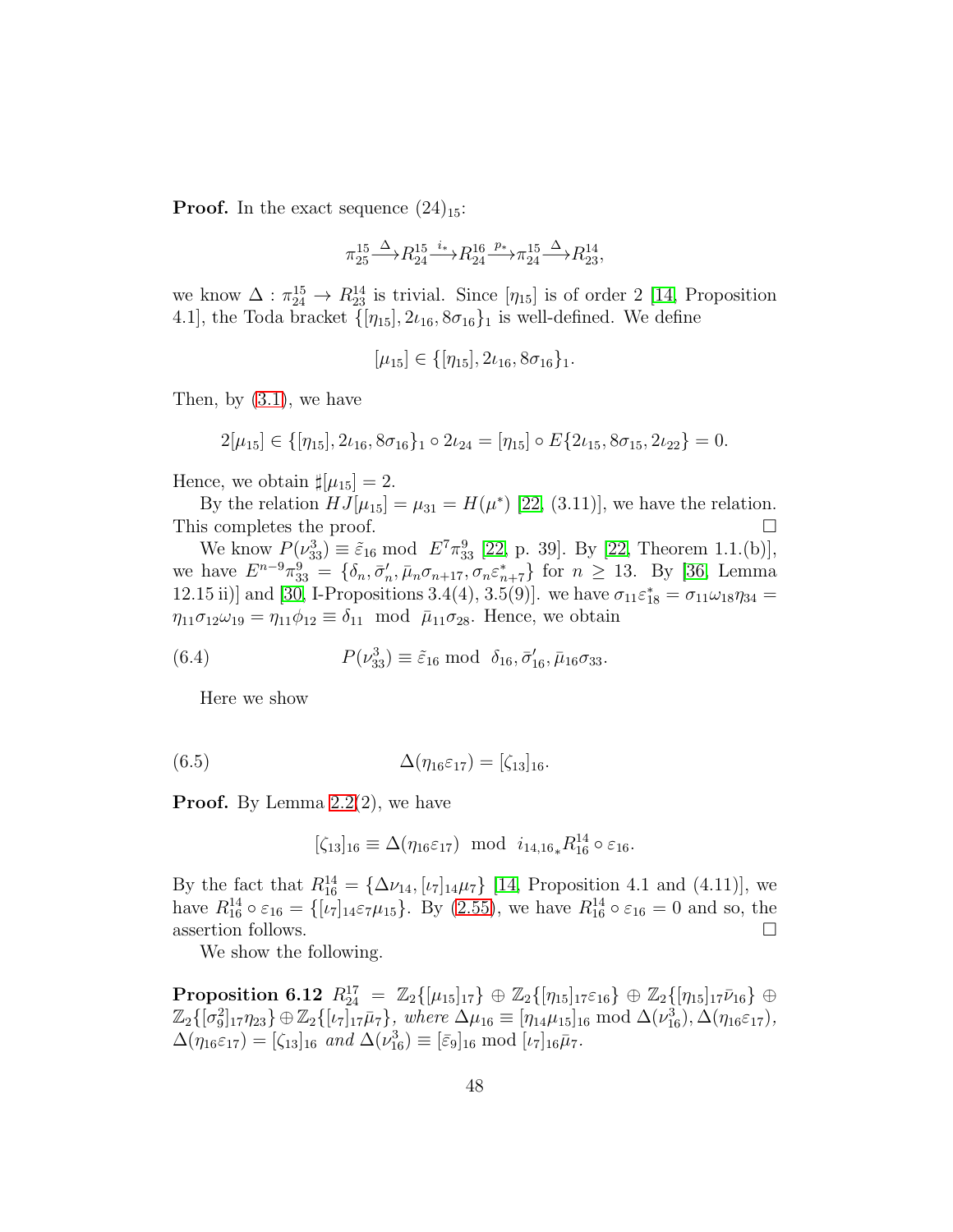**Proof.** In the exact sequence $(24)_{15}$:

$$\pi^{15}_{25} \xrightarrow{\Delta} R^{15}_{24} \xrightarrow{i_*} R^{16}_{24} \xrightarrow{p_*} \pi^{15}_{24} \xrightarrow{\Delta} R^{14}_{23},$$

we know $\Delta : \pi^{15}_{24} \to R^{14}_{23}$ is trivial. Since $[\eta_{15}]$ is of order 2 [14, Proposition 4.1], the Toda bracket $\{[\eta_{15}], 2\iota_{16}, 8\sigma_{16}\}_1$ is well-defined. We define

$$[\mu_{15}] \in \{[\eta_{15}], 2\iota_{16}, 8\sigma_{16}\}_1.$$

Then, by (3.1), we have

$$2[\mu_{15}] \in \{[\eta_{15}], 2\iota_{16}, 8\sigma_{16}\}_1 \circ 2\iota_{24} = [\eta_{15}] \circ E\{2\iota_{15}, 8\sigma_{15}, 2\iota_{22}\} = 0.$$

Hence, we obtain $\sharp[\mu_{15}] = 2$.

By the relation $HJ[\mu_{15}] = \mu_{31} = H(\mu^*)$ [22, (3.11)], we have the relation. This completes the proof. □

We know $P(\nu^3_{33}) \equiv \tilde{\varepsilon}_{16} \bmod E^7\pi^9_{33}$ [22, p. 39]. By [22, Theorem 1.1.(b)], we have $E^{n-9}\pi^9_{33} = \{\delta_n, \bar{\sigma}'_n, \bar{\mu}_n\sigma_{n+17}, \sigma_n\varepsilon^*_{n+7}\}$ for $n \geq 13$. By [36, Lemma 12.15 ii)] and [30, I-Propositions 3.4(4), 3.5(9)]. we have $\sigma_{11}\varepsilon^*_{18} = \sigma_{11}\omega_{18}\eta_{34} = \eta_{11}\sigma_{12}\omega_{19} = \eta_{11}\phi_{12} \equiv \delta_{11} \bmod \bar{\mu}_{11}\sigma_{28}$. Hence, we obtain

$$P(\nu^3_{33}) \equiv \tilde{\varepsilon}_{16} \bmod \delta_{16}, \bar{\sigma}'_{16}, \bar{\mu}_{16}\sigma_{33}. \tag{6.4}$$

Here we show

$$\Delta(\eta_{16}\varepsilon_{17}) = [\zeta_{13}]_{16}. \tag{6.5}$$

**Proof.** By Lemma 2.2(2), we have

$$[\zeta_{13}]_{16} \equiv \Delta(\eta_{16}\varepsilon_{17}) \bmod i_{14,16*}R^{14}_{16} \circ \varepsilon_{16}.$$

By the fact that $R^{14}_{16} = \{\Delta\nu_{14}, [\iota_7]_{14}\mu_7\}$ [14, Proposition 4.1 and (4.11)], we have $R^{14}_{16} \circ \varepsilon_{16} = \{[\iota_7]_{14}\varepsilon_7\mu_{15}\}$. By (2.55), we have $R^{14}_{16} \circ \varepsilon_{16} = 0$ and so, the assertion follows. □

We show the following.

**Proposition 6.12** *$R^{17}_{24} = \mathbb{Z}_2\{[\mu_{15}]_{17}\} \oplus \mathbb{Z}_2\{[\eta_{15}]_{17}\varepsilon_{16}\} \oplus \mathbb{Z}_2\{[\eta_{15}]_{17}\bar{\nu}_{16}\} \oplus \mathbb{Z}_2\{[\sigma^2_9]_{17}\eta_{23}\} \oplus \mathbb{Z}_2\{[\iota_7]_{17}\bar{\mu}_7\}$, where $\Delta\mu_{16} \equiv [\eta_{14}\mu_{15}]_{16} \bmod \Delta(\nu^3_{16}), \Delta(\eta_{16}\varepsilon_{17})$, $\Delta(\eta_{16}\varepsilon_{17}) = [\zeta_{13}]_{16}$ and $\Delta(\nu^3_{16}) \equiv [\bar{\varepsilon}_9]_{16} \bmod [\iota_7]_{16}\bar{\mu}_7$.*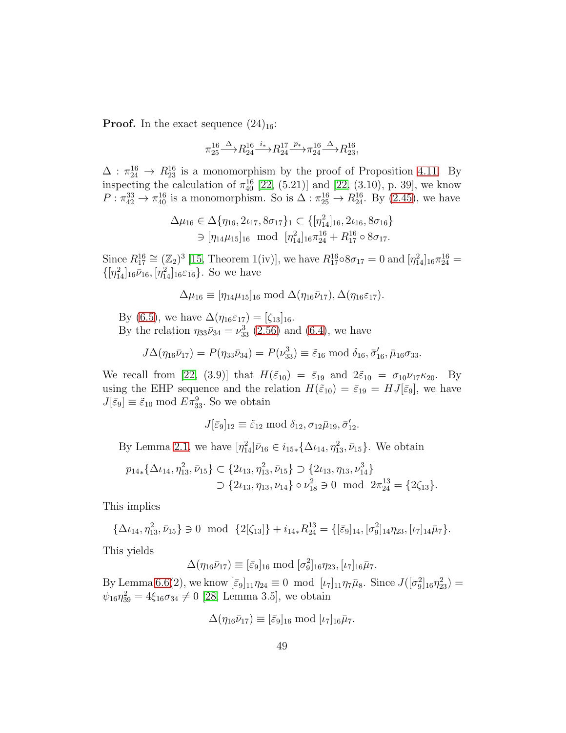**Proof.** In the exact sequence $(24)_{16}$:

$$\pi^{16}_{25} \xrightarrow{\Delta} R^{16}_{24} \xrightarrow{i_*} R^{17}_{24} \xrightarrow{p_*} \pi^{16}_{24} \xrightarrow{\Delta} R^{16}_{23},$$

$\Delta : \pi^{16}_{24} \to R^{16}_{23}$ is a monomorphism by the proof of Proposition 4.11. By inspecting the calculation of $\pi^{16}_{40}$ [22, (5.21)] and [22, (3.10), p. 39], we know $P : \pi^{33}_{42} \to \pi^{16}_{40}$ is a monomorphism. So is $\Delta : \pi^{16}_{25} \to R^{16}_{24}$. By (2.45), we have

$$\begin{aligned}\Delta\mu_{16} &\in \Delta\{\eta_{16}, 2\iota_{17}, 8\sigma_{17}\}_1 \subset \{[\eta^2_{14}]_{16}, 2\iota_{16}, 8\sigma_{16}\} \\ &\ni [\eta_{14}\mu_{15}]_{16} \mod [\eta^2_{14}]_{16}\pi^{16}_{24} + R^{16}_{17} \circ 8\sigma_{17}.\end{aligned}$$

Since $R^{16}_{17} \cong (\mathbb{Z}_2)^3$ [15, Theorem 1(iv)], we have $R^{16}_{17} \circ 8\sigma_{17} = 0$ and $[\eta^2_{14}]_{16}\pi^{16}_{24} = \{[\eta^2_{14}]_{16}\bar{\nu}_{16}, [\eta^2_{14}]_{16}\varepsilon_{16}\}$. So we have

$$\Delta\mu_{16} \equiv [\eta_{14}\mu_{15}]_{16} \bmod \Delta(\eta_{16}\bar{\nu}_{17}), \Delta(\eta_{16}\varepsilon_{17}).$$

By (6.5), we have $\Delta(\eta_{16}\varepsilon_{17}) = [\zeta_{13}]_{16}$.

By the relation $\eta_{33}\bar{\nu}_{34} = \nu^3_{33}$ (2.56) and (6.4), we have

$$J\Delta(\eta_{16}\bar{\nu}_{17}) = P(\eta_{33}\bar{\nu}_{34}) = P(\nu^3_{33}) \equiv \tilde{\varepsilon}_{16} \bmod \delta_{16}, \bar{\sigma}'_{16}, \bar{\mu}_{16}\sigma_{33}.$$

We recall from [22, (3.9)] that $H(\tilde{\varepsilon}_{10}) = \bar{\varepsilon}_{19}$ and $2\tilde{\varepsilon}_{10} = \sigma_{10}\nu_{17}\kappa_{20}$. By using the EHP sequence and the relation $H(\tilde{\varepsilon}_{10}) = \bar{\varepsilon}_{19} = HJ[\bar{\varepsilon}_9]$, we have $J[\bar{\varepsilon}_9] \equiv \tilde{\varepsilon}_{10} \bmod E\pi^9_{33}$. So we obtain

$$J[\bar{\varepsilon}_9]_{12} \equiv \tilde{\varepsilon}_{12} \bmod \delta_{12}, \sigma_{12}\bar{\mu}_{19}, \bar{\sigma}'_{12}.$$

By Lemma 2.1, we have $[\eta^2_{14}]\bar{\nu}_{16} \in i_{15*}\{\Delta\iota_{14}, \eta^2_{13}, \bar{\nu}_{15}\}$. We obtain

$$\begin{aligned}p_{14*}\{\Delta\iota_{14}, \eta^2_{13}, \bar{\nu}_{15}\} &\subset \{2\iota_{13}, \eta^2_{13}, \bar{\nu}_{15}\} \supset \{2\iota_{13}, \eta_{13}, \nu^3_{14}\} \\ &\supset \{2\iota_{13}, \eta_{13}, \nu_{14}\} \circ \nu^2_{18} \ni 0 \mod 2\pi^{13}_{24} = \{2\zeta_{13}\}.\end{aligned}$$

This implies

$$\{\Delta\iota_{14}, \eta^2_{13}, \bar{\nu}_{15}\} \ni 0 \mod \{2[\zeta_{13}]\} + i_{14*}R^{13}_{24} = \{[\bar{\varepsilon}_9]_{14}, [\sigma^2_9]_{14}\eta_{23}, [\iota_7]_{14}\bar{\mu}_7\}.$$

This yields

$$\Delta(\eta_{16}\bar{\nu}_{17}) \equiv [\bar{\varepsilon}_9]_{16} \bmod [\sigma^2_9]_{16}\eta_{23}, [\iota_7]_{16}\bar{\mu}_7.$$

By Lemma 6.6(2), we know $[\bar{\varepsilon}_9]_{11}\eta_{24} \equiv 0 \mod [\iota_7]_{11}\eta_7\bar{\mu}_8$. Since $J([\sigma^2_9]_{16}\eta^2_{23}) = \psi_{16}\eta^2_{39} = 4\xi_{16}\sigma_{34} \neq 0$ [28, Lemma 3.5], we obtain

$$\Delta(\eta_{16}\bar{\nu}_{17}) \equiv [\bar{\varepsilon}_9]_{16} \bmod [\iota_7]_{16}\bar{\mu}_7.$$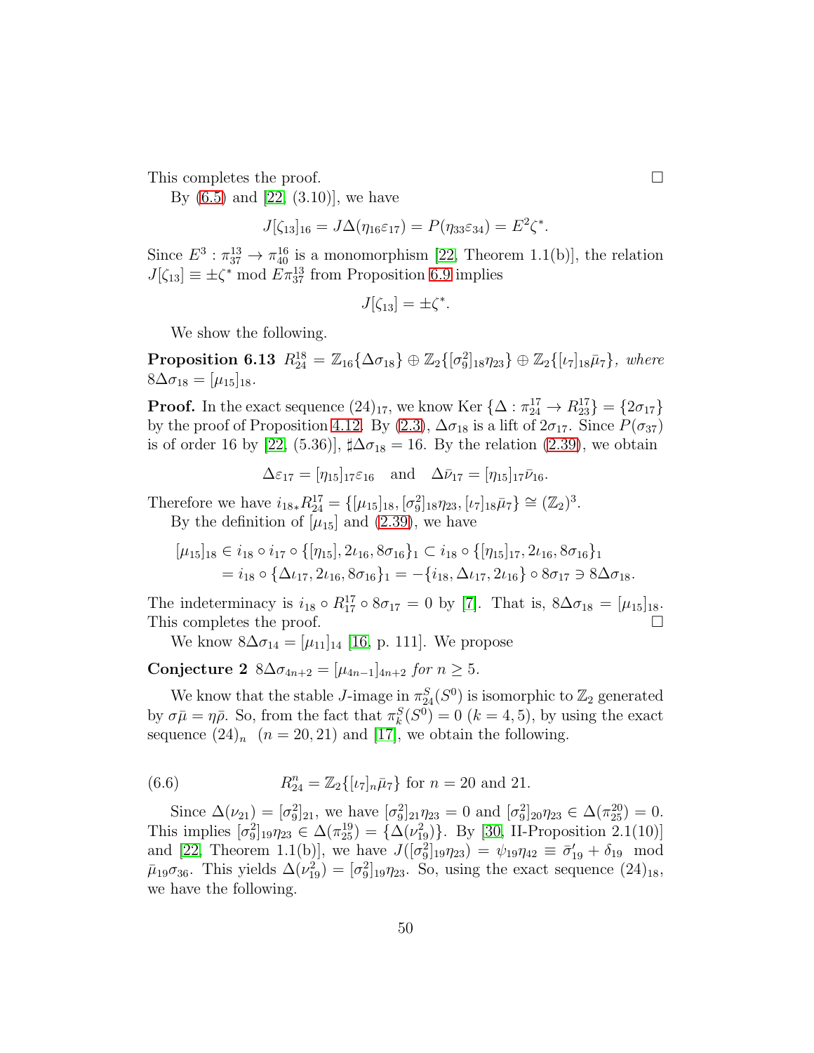This completes the proof. $\square$

By (6.5) and [22, (3.10)], we have

$$J[\zeta_{13}]_{16} = J\Delta(\eta_{16}\varepsilon_{17}) = P(\eta_{33}\varepsilon_{34}) = E^2\zeta^*.$$

Since $E^3 : \pi^{13}_{37} \to \pi^{16}_{40}$ is a monomorphism [22, Theorem 1.1(b)], the relation $J[\zeta_{13}] \equiv \pm\zeta^* \bmod E\pi^{13}_{37}$ from Proposition 6.9 implies

$$J[\zeta_{13}] = \pm\zeta^*.$$

We show the following.

**Proposition 6.13** *$R^{18}_{24} = \mathbb{Z}_{16}\{\Delta\sigma_{18}\} \oplus \mathbb{Z}_2\{[\sigma_9^2]_{18}\eta_{23}\} \oplus \mathbb{Z}_2\{[\iota_7]_{18}\bar{\mu}_7\}$, where $8\Delta\sigma_{18} = [\mu_{15}]_{18}$.*

**Proof.** In the exact sequence $(24)_{17}$, we know $\mathrm{Ker}\,\{\Delta : \pi^{17}_{24} \to R^{17}_{23}\} = \{2\sigma_{17}\}$ by the proof of Proposition 4.12. By (2.3), $\Delta\sigma_{18}$ is a lift of $2\sigma_{17}$. Since $P(\sigma_{37})$ is of order 16 by [22, (5.36)], $\sharp\Delta\sigma_{18} = 16$. By the relation (2.39), we obtain

$$\Delta\varepsilon_{17} = [\eta_{15}]_{17}\varepsilon_{16} \quad \text{and} \quad \Delta\bar{\nu}_{17} = [\eta_{15}]_{17}\bar{\nu}_{16}.$$

Therefore we have $i_{18*}R^{17}_{24} = \{[\mu_{15}]_{18}, [\sigma_9^2]_{18}\eta_{23}, [\iota_7]_{18}\bar{\mu}_7\} \cong (\mathbb{Z}_2)^3$.

By the definition of $[\mu_{15}]$ and (2.39), we have

$$\begin{aligned}
[\mu_{15}]_{18} &\in i_{18} \circ i_{17} \circ \{[\eta_{15}], 2\iota_{16}, 8\sigma_{16}\}_1 \subset i_{18} \circ \{[\eta_{15}]_{17}, 2\iota_{16}, 8\sigma_{16}\}_1 \\
&= i_{18} \circ \{\Delta\iota_{17}, 2\iota_{16}, 8\sigma_{16}\}_1 = -\{i_{18}, \Delta\iota_{17}, 2\iota_{16}\} \circ 8\sigma_{17} \ni 8\Delta\sigma_{18}.
\end{aligned}$$

The indeterminacy is $i_{18} \circ R^{17}_{17} \circ 8\sigma_{17} = 0$ by [7]. That is, $8\Delta\sigma_{18} = [\mu_{15}]_{18}$. This completes the proof. $\square$

We know $8\Delta\sigma_{14} = [\mu_{11}]_{14}$ [16, p. 111]. We propose

**Conjecture 2** *$8\Delta\sigma_{4n+2} = [\mu_{4n-1}]_{4n+2}$ for $n \geq 5$.*

We know that the stable $J$-image in $\pi^S_{24}(S^0)$ is isomorphic to $\mathbb{Z}_2$ generated by $\sigma\bar{\mu} = \eta\bar{\rho}$. So, from the fact that $\pi^S_k(S^0) = 0$ $(k = 4, 5)$, by using the exact sequence $(24)_n$ $(n = 20, 21)$ and [17], we obtain the following.

$$R^n_{24} = \mathbb{Z}_2\{[\iota_7]_n\bar{\mu}_7\} \text{ for } n = 20 \text{ and } 21. \tag{6.6}$$

Since $\Delta(\nu_{21}) = [\sigma_9^2]_{21}$, we have $[\sigma_9^2]_{21}\eta_{23} = 0$ and $[\sigma_9^2]_{20}\eta_{23} \in \Delta(\pi^{20}_{25}) = 0$. This implies $[\sigma_9^2]_{19}\eta_{23} \in \Delta(\pi^{19}_{25}) = \{\Delta(\nu_{19}^2)\}$. By [30, II-Proposition 2.1(10)] and [22, Theorem 1.1(b)], we have $J([\sigma_9^2]_{19}\eta_{23}) = \psi_{19}\eta_{42} \equiv \bar{\sigma}'_{19} + \delta_{19} \bmod \bar{\mu}_{19}\sigma_{36}$. This yields $\Delta(\nu_{19}^2) = [\sigma_9^2]_{19}\eta_{23}$. So, using the exact sequence $(24)_{18}$, we have the following.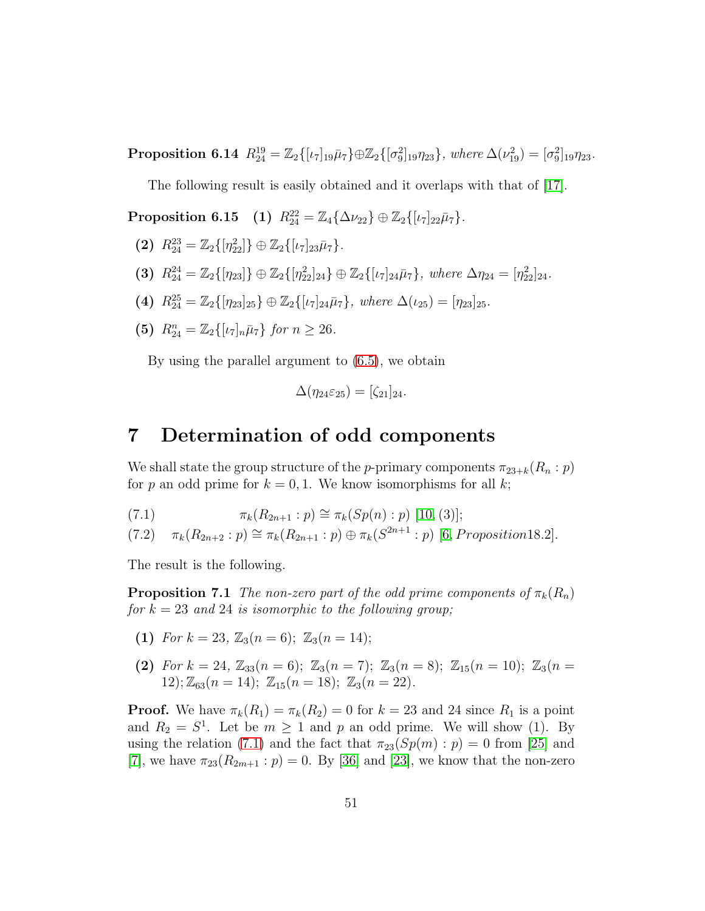**Proposition 6.14** $R^{19}_{24} = \mathbb{Z}_2\{[\iota_7]_{19}\bar{\mu}_7\} \oplus \mathbb{Z}_2\{[\sigma_9^2]_{19}\eta_{23}\}$, *where* $\Delta(\nu_{19}^2) = [\sigma_9^2]_{19}\eta_{23}$.

The following result is easily obtained and it overlaps with that of [17].

**Proposition 6.15** **(1)** $R^{22}_{24} = \mathbb{Z}_4\{\Delta\nu_{22}\} \oplus \mathbb{Z}_2\{[\iota_7]_{22}\bar{\mu}_7\}$.

**(2)** $R^{23}_{24} = \mathbb{Z}_2\{[\eta^2_{22}]\} \oplus \mathbb{Z}_2\{[\iota_7]_{23}\bar{\mu}_7\}$.

**(3)** $R^{24}_{24} = \mathbb{Z}_2\{[\eta_{23}]\} \oplus \mathbb{Z}_2\{[\eta^2_{22}]_{24}\} \oplus \mathbb{Z}_2\{[\iota_7]_{24}\bar{\mu}_7\}$, *where* $\Delta\eta_{24} = [\eta^2_{22}]_{24}$.

**(4)** $R^{25}_{24} = \mathbb{Z}_2\{[\eta_{23}]_{25}\} \oplus \mathbb{Z}_2\{[\iota_7]_{24}\bar{\mu}_7\}$, *where* $\Delta(\iota_{25}) = [\eta_{23}]_{25}$.

**(5)** $R^{n}_{24} = \mathbb{Z}_2\{[\iota_7]_n\bar{\mu}_7\}$ *for* $n \geq 26$.

By using the parallel argument to (6.5), we obtain

$$\Delta(\eta_{24}\varepsilon_{25}) = [\zeta_{21}]_{24}.$$

# 7 Determination of odd components

We shall state the group structure of the $p$-primary components $\pi_{23+k}(R_n : p)$ for $p$ an odd prime for $k = 0, 1$. We know isomorphisms for all $k$;

(7.1) $\qquad \pi_k(R_{2n+1} : p) \cong \pi_k(Sp(n) : p)$ [10, (3)];

(7.2) $\qquad \pi_k(R_{2n+2} : p) \cong \pi_k(R_{2n+1} : p) \oplus \pi_k(S^{2n+1} : p)$ [6, *Proposition* 18.2].

The result is the following.

**Proposition 7.1** *The non-zero part of the odd prime components of* $\pi_k(R_n)$ *for* $k = 23$ *and* $24$ *is isomorphic to the following group;*

**(1)** *For* $k = 23$, $\mathbb{Z}_3(n = 6)$; $\mathbb{Z}_3(n = 14)$;

**(2)** *For* $k = 24$, $\mathbb{Z}_{33}(n = 6)$; $\mathbb{Z}_3(n = 7)$; $\mathbb{Z}_3(n = 8)$; $\mathbb{Z}_{15}(n = 10)$; $\mathbb{Z}_3(n = 12)$; $\mathbb{Z}_{63}(n = 14)$; $\mathbb{Z}_{15}(n = 18)$; $\mathbb{Z}_3(n = 22)$.

**Proof.** We have $\pi_k(R_1) = \pi_k(R_2) = 0$ for $k = 23$ and $24$ since $R_1$ is a point and $R_2 = S^1$. Let be $m \geq 1$ and $p$ an odd prime. We will show (1). By using the relation (7.1) and the fact that $\pi_{23}(Sp(m) : p) = 0$ from [25] and [7], we have $\pi_{23}(R_{2m+1} : p) = 0$. By [36] and [23], we know that the non-zero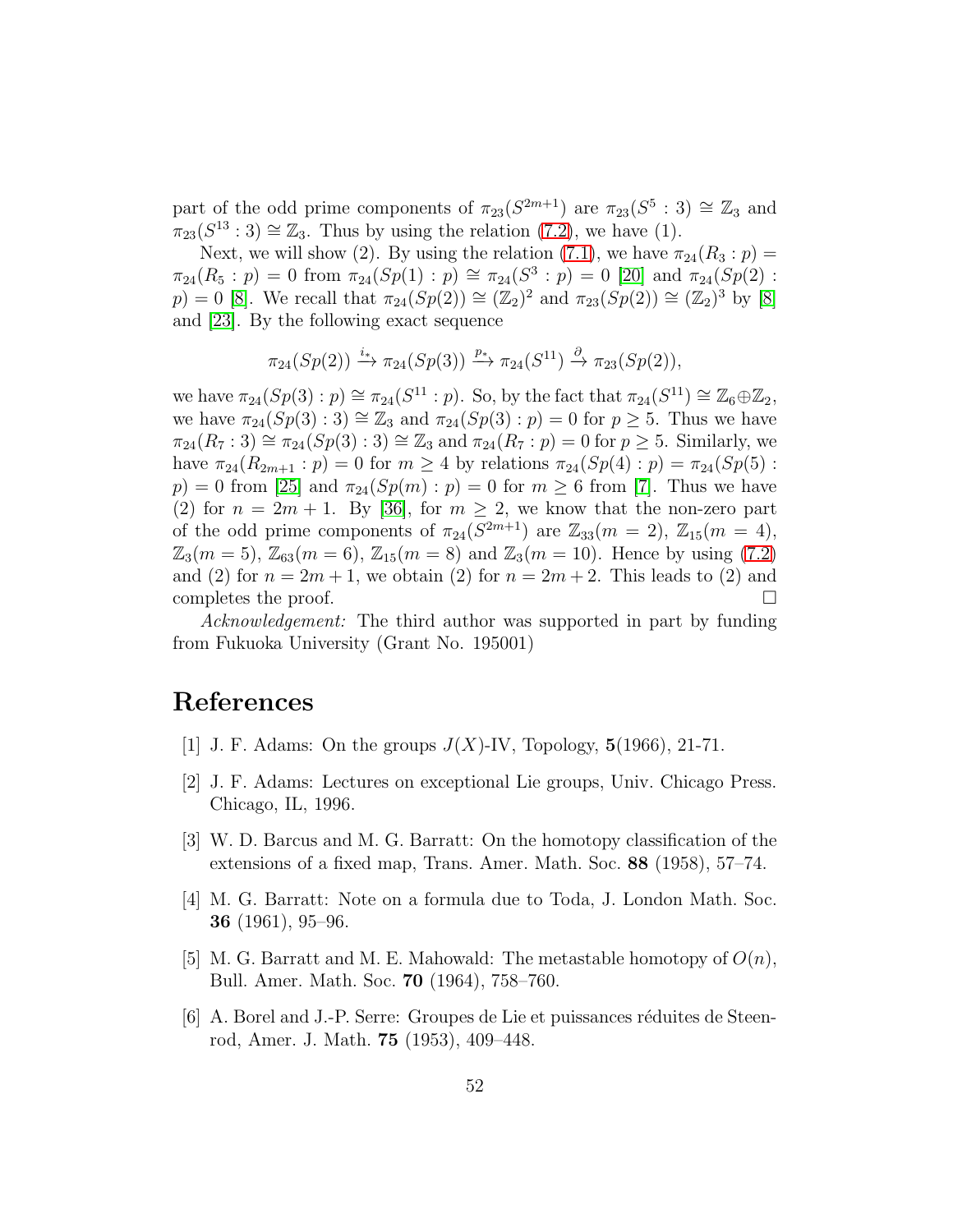part of the odd prime components of $\pi_{23}(S^{2m+1})$ are $\pi_{23}(S^5 : 3) \cong \mathbb{Z}_3$ and $\pi_{23}(S^{13} : 3) \cong \mathbb{Z}_3$. Thus by using the relation (7.2), we have (1).

Next, we will show (2). By using the relation (7.1), we have $\pi_{24}(R_3 : p) = \pi_{24}(R_5 : p) = 0$ from $\pi_{24}(Sp(1) : p) \cong \pi_{24}(S^3 : p) = 0$ [20] and $\pi_{24}(Sp(2) : p) = 0$ [8]. We recall that $\pi_{24}(Sp(2)) \cong (\mathbb{Z}_2)^2$ and $\pi_{23}(Sp(2)) \cong (\mathbb{Z}_2)^3$ by [8] and [23]. By the following exact sequence

$$\pi_{24}(Sp(2)) \xrightarrow{i_*} \pi_{24}(Sp(3)) \xrightarrow{p_*} \pi_{24}(S^{11}) \xrightarrow{\partial} \pi_{23}(Sp(2)),$$

we have $\pi_{24}(Sp(3) : p) \cong \pi_{24}(S^{11} : p)$. So, by the fact that $\pi_{24}(S^{11}) \cong \mathbb{Z}_6 \oplus \mathbb{Z}_2$, we have $\pi_{24}(Sp(3) : 3) \cong \mathbb{Z}_3$ and $\pi_{24}(Sp(3) : p) = 0$ for $p \geq 5$. Thus we have $\pi_{24}(R_7 : 3) \cong \pi_{24}(Sp(3) : 3) \cong \mathbb{Z}_3$ and $\pi_{24}(R_7 : p) = 0$ for $p \geq 5$. Similarly, we have $\pi_{24}(R_{2m+1} : p) = 0$ for $m \geq 4$ by relations $\pi_{24}(Sp(4) : p) = \pi_{24}(Sp(5) : p) = 0$ from [25] and $\pi_{24}(Sp(m) : p) = 0$ for $m \geq 6$ from [7]. Thus we have (2) for $n = 2m + 1$. By [36], for $m \geq 2$, we know that the non-zero part of the odd prime components of $\pi_{24}(S^{2m+1})$ are $\mathbb{Z}_{33}(m = 2)$, $\mathbb{Z}_{15}(m = 4)$, $\mathbb{Z}_3(m = 5)$, $\mathbb{Z}_{63}(m = 6)$, $\mathbb{Z}_{15}(m = 8)$ and $\mathbb{Z}_3(m = 10)$. Hence by using (7.2) and (2) for $n = 2m + 1$, we obtain (2) for $n = 2m + 2$. This leads to (2) and completes the proof. □

*Acknowledgement:* The third author was supported in part by funding from Fukuoka University (Grant No. 195001)

# References

[1] J. F. Adams: On the groups $J(X)$-IV, Topology, **5**(1966), 21-71.

[2] J. F. Adams: Lectures on exceptional Lie groups, Univ. Chicago Press. Chicago, IL, 1996.

[3] W. D. Barcus and M. G. Barratt: On the homotopy classification of the extensions of a fixed map, Trans. Amer. Math. Soc. **88** (1958), 57–74.

[4] M. G. Barratt: Note on a formula due to Toda, J. London Math. Soc. **36** (1961), 95–96.

[5] M. G. Barratt and M. E. Mahowald: The metastable homotopy of $O(n)$, Bull. Amer. Math. Soc. **70** (1964), 758–760.

[6] A. Borel and J.-P. Serre: Groupes de Lie et puissances réduites de Steenrod, Amer. J. Math. **75** (1953), 409–448.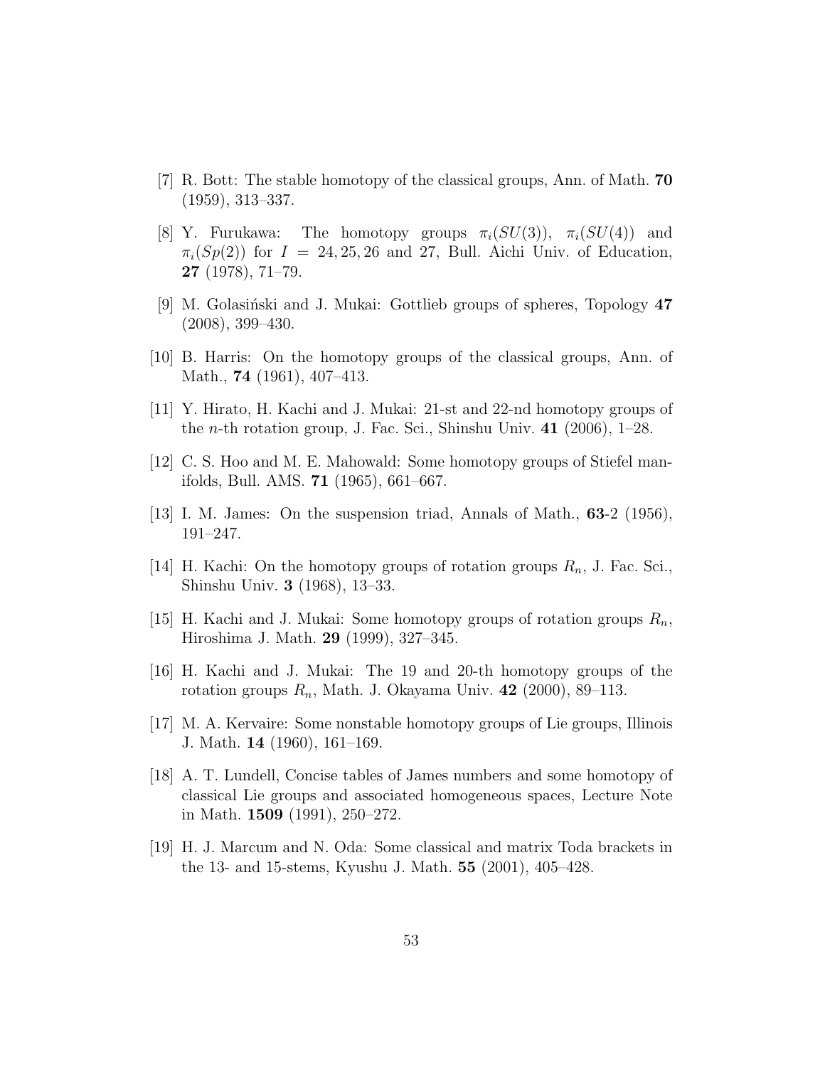[7] R. Bott: The stable homotopy of the classical groups, Ann. of Math. **70** (1959), 313–337.

[8] Y. Furukawa: The homotopy groups $\pi_i(SU(3))$, $\pi_i(SU(4))$ and $\pi_i(Sp(2))$ for $I = 24, 25, 26$ and 27, Bull. Aichi Univ. of Education, **27** (1978), 71–79.

[9] M. Golasiński and J. Mukai: Gottlieb groups of spheres, Topology **47** (2008), 399–430.

[10] B. Harris: On the homotopy groups of the classical groups, Ann. of Math., **74** (1961), 407–413.

[11] Y. Hirato, H. Kachi and J. Mukai: 21-st and 22-nd homotopy groups of the $n$-th rotation group, J. Fac. Sci., Shinshu Univ. **41** (2006), 1–28.

[12] C. S. Hoo and M. E. Mahowald: Some homotopy groups of Stiefel manifolds, Bull. AMS. **71** (1965), 661–667.

[13] I. M. James: On the suspension triad, Annals of Math., **63**-2 (1956), 191–247.

[14] H. Kachi: On the homotopy groups of rotation groups $R_n$, J. Fac. Sci., Shinshu Univ. **3** (1968), 13–33.

[15] H. Kachi and J. Mukai: Some homotopy groups of rotation groups $R_n$, Hiroshima J. Math. **29** (1999), 327–345.

[16] H. Kachi and J. Mukai: The 19 and 20-th homotopy groups of the rotation groups $R_n$, Math. J. Okayama Univ. **42** (2000), 89–113.

[17] M. A. Kervaire: Some nonstable homotopy groups of Lie groups, Illinois J. Math. **14** (1960), 161–169.

[18] A. T. Lundell, Concise tables of James numbers and some homotopy of classical Lie groups and associated homogeneous spaces, Lecture Note in Math. **1509** (1991), 250–272.

[19] H. J. Marcum and N. Oda: Some classical and matrix Toda brackets in the 13- and 15-stems, Kyushu J. Math. **55** (2001), 405–428.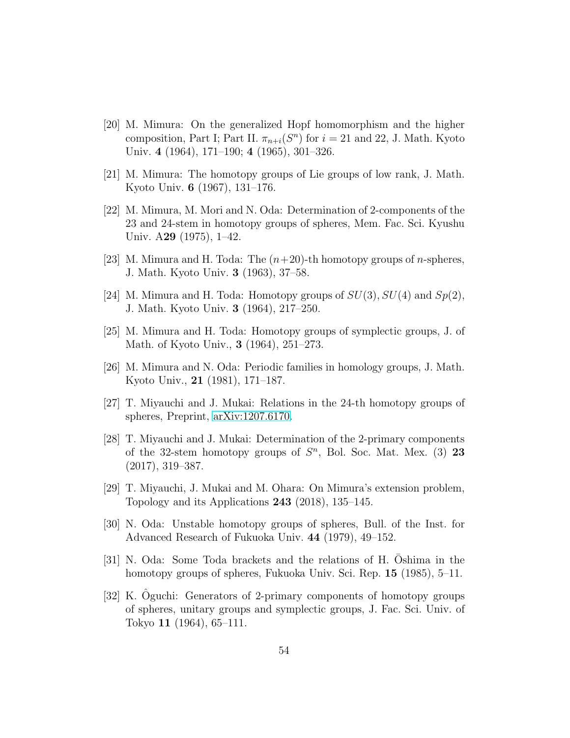[20] M. Mimura: On the generalized Hopf homomorphism and the higher composition, Part I; Part II. $\pi_{n+i}(S^n)$ for $i = 21$ and 22, J. Math. Kyoto Univ. **4** (1964), 171–190; **4** (1965), 301–326.

[21] M. Mimura: The homotopy groups of Lie groups of low rank, J. Math. Kyoto Univ. **6** (1967), 131–176.

[22] M. Mimura, M. Mori and N. Oda: Determination of 2-components of the 23 and 24-stem in homotopy groups of spheres, Mem. Fac. Sci. Kyushu Univ. A**29** (1975), 1–42.

[23] M. Mimura and H. Toda: The $(n+20)$-th homotopy groups of $n$-spheres, J. Math. Kyoto Univ. **3** (1963), 37–58.

[24] M. Mimura and H. Toda: Homotopy groups of $SU(3)$, $SU(4)$ and $Sp(2)$, J. Math. Kyoto Univ. **3** (1964), 217–250.

[25] M. Mimura and H. Toda: Homotopy groups of symplectic groups, J. of Math. of Kyoto Univ., **3** (1964), 251–273.

[26] M. Mimura and N. Oda: Periodic families in homology groups, J. Math. Kyoto Univ., **21** (1981), 171–187.

[27] T. Miyauchi and J. Mukai: Relations in the 24-th homotopy groups of spheres, Preprint, arXiv:1207.6170.

[28] T. Miyauchi and J. Mukai: Determination of the 2-primary components of the 32-stem homotopy groups of $S^n$, Bol. Soc. Mat. Mex. (3) **23** (2017), 319–387.

[29] T. Miyauchi, J. Mukai and M. Ohara: On Mimura's extension problem, Topology and its Applications **243** (2018), 135–145.

[30] N. Oda: Unstable homotopy groups of spheres, Bull. of the Inst. for Advanced Research of Fukuoka Univ. **44** (1979), 49–152.

[31] N. Oda: Some Toda brackets and the relations of H. Ōshima in the homotopy groups of spheres, Fukuoka Univ. Sci. Rep. **15** (1985), 5–11.

[32] K. Ôguchi: Generators of 2-primary components of homotopy groups of spheres, unitary groups and symplectic groups, J. Fac. Sci. Univ. of Tokyo **11** (1964), 65–111.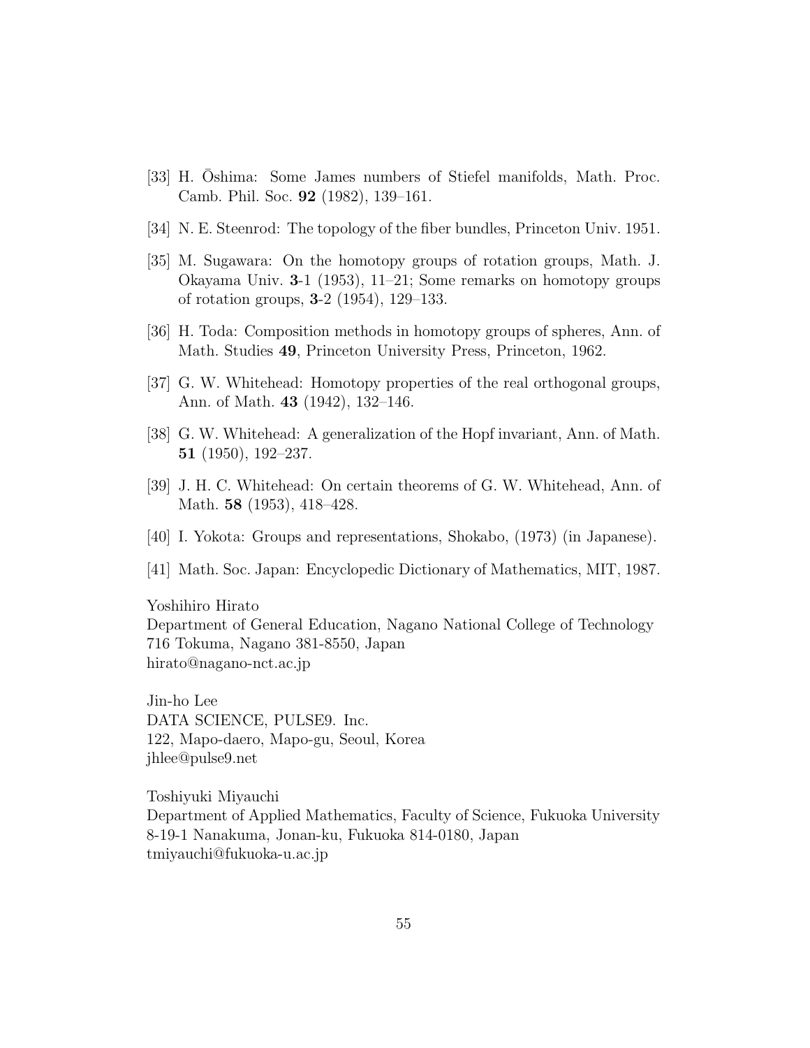[33] H. Ōshima: Some James numbers of Stiefel manifolds, Math. Proc. Camb. Phil. Soc. **92** (1982), 139–161.

[34] N. E. Steenrod: The topology of the fiber bundles, Princeton Univ. 1951.

[35] M. Sugawara: On the homotopy groups of rotation groups, Math. J. Okayama Univ. **3**-1 (1953), 11–21; Some remarks on homotopy groups of rotation groups, **3**-2 (1954), 129–133.

[36] H. Toda: Composition methods in homotopy groups of spheres, Ann. of Math. Studies **49**, Princeton University Press, Princeton, 1962.

[37] G. W. Whitehead: Homotopy properties of the real orthogonal groups, Ann. of Math. **43** (1942), 132–146.

[38] G. W. Whitehead: A generalization of the Hopf invariant, Ann. of Math. **51** (1950), 192–237.

[39] J. H. C. Whitehead: On certain theorems of G. W. Whitehead, Ann. of Math. **58** (1953), 418–428.

[40] I. Yokota: Groups and representations, Shokabo, (1973) (in Japanese).

[41] Math. Soc. Japan: Encyclopedic Dictionary of Mathematics, MIT, 1987.

Yoshihiro Hirato
Department of General Education, Nagano National College of Technology
716 Tokuma, Nagano 381-8550, Japan
hirato@nagano-nct.ac.jp

Jin-ho Lee
DATA SCIENCE, PULSE9. Inc.
122, Mapo-daero, Mapo-gu, Seoul, Korea
jhlee@pulse9.net

Toshiyuki Miyauchi
Department of Applied Mathematics, Faculty of Science, Fukuoka University
8-19-1 Nanakuma, Jonan-ku, Fukuoka 814-0180, Japan
tmiyauchi@fukuoka-u.ac.jp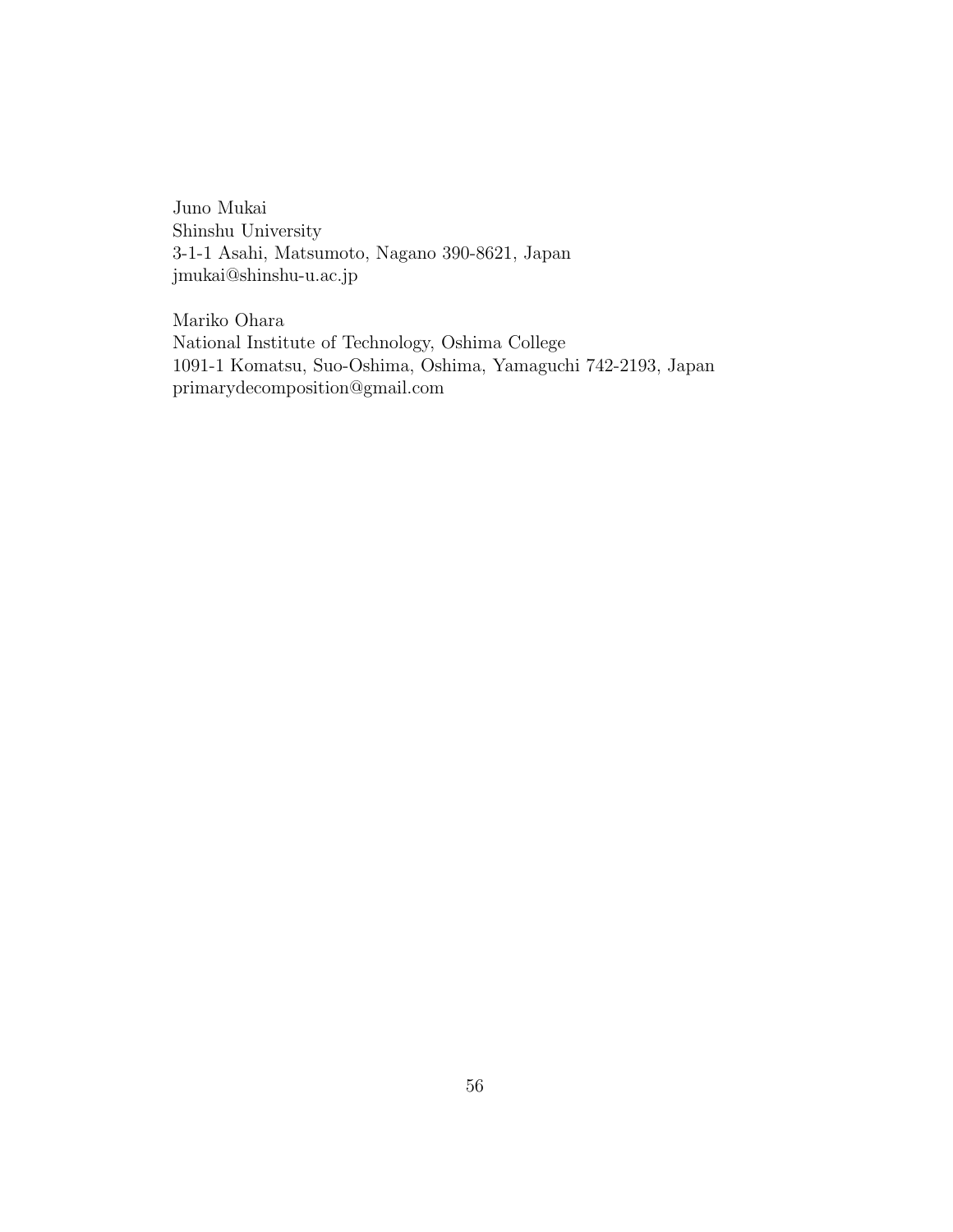Juno Mukai
Shinshu University
3-1-1 Asahi, Matsumoto, Nagano 390-8621, Japan
jmukai@shinshu-u.ac.jp

Mariko Ohara
National Institute of Technology, Oshima College
1091-1 Komatsu, Suo-Oshima, Oshima, Yamaguchi 742-2193, Japan
primarydecomposition@gmail.com